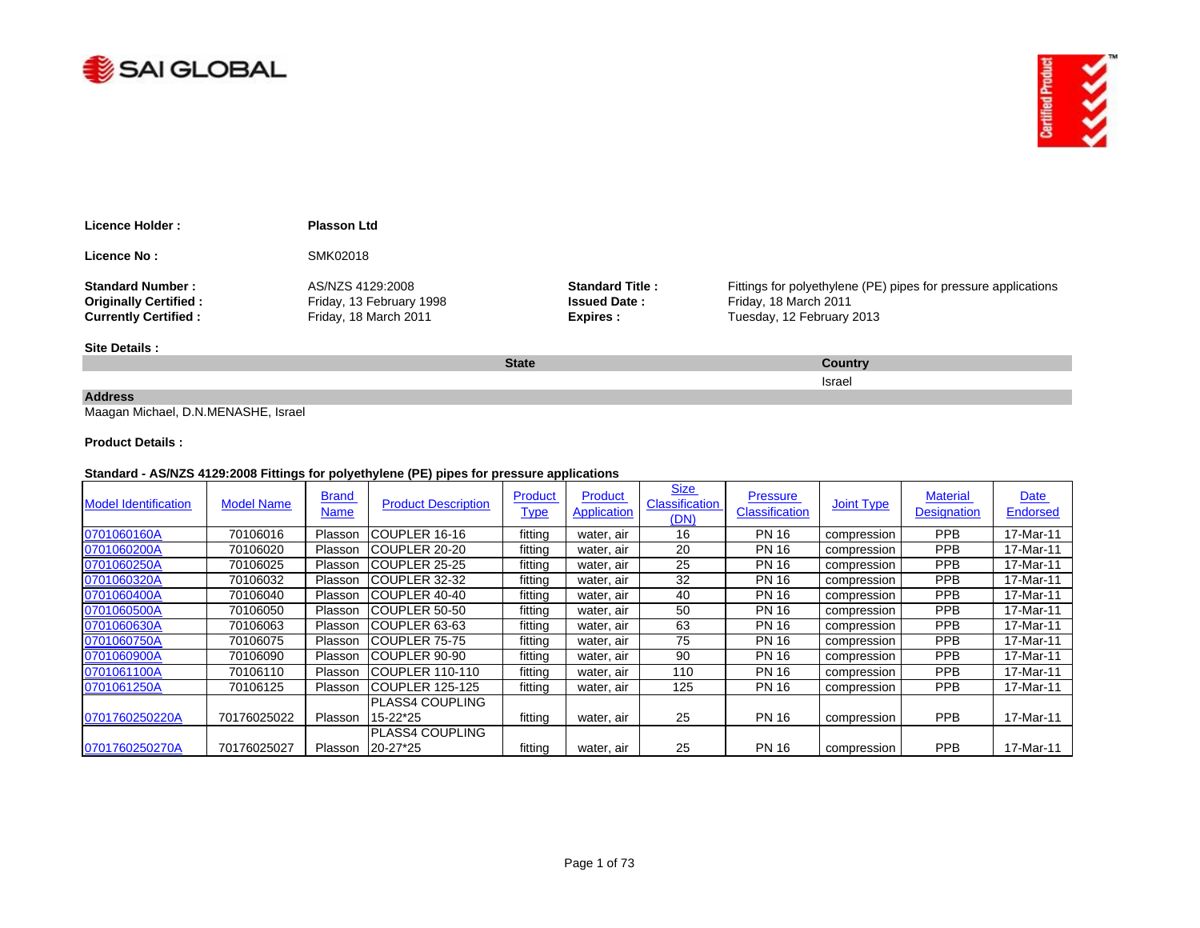SAI GLOBAL

| | | | |
|---|---|---|---|
| **Licence Holder :** | **Plasson Ltd** | | |
| **Licence No :** | SMK02018 | | |
| **Standard Number :** | AS/NZS 4129:2008 | **Standard Title :** | Fittings for polyethylene (PE) pipes for pressure applications |
| **Originally Certified :** | Friday, 13 February 1998 | **Issued Date :** | Friday, 18 March 2011 |
| **Currently Certified :** | Friday, 18 March 2011 | **Expires :** | Tuesday, 12 February 2013 |

**Site Details :**

| State | Country |
|---|---|
| | Israel |

**Address**

Maagan Michael, D.N.MENASHE, Israel

**Product Details :**

**Standard - AS/NZS 4129:2008 Fittings for polyethylene (PE) pipes for pressure applications**

| Model Identification | Model Name | Brand Name | Product Description | Product Type | Product Application | Size Classification (DN) | Pressure Classification | Joint Type | Material Designation | Date Endorsed |
|---|---|---|---|---|---|---|---|---|---|---|
| 0701060160A | 70106016 | Plasson | COUPLER 16-16 | fitting | water, air | 16 | PN 16 | compression | PPB | 17-Mar-11 |
| 0701060200A | 70106020 | Plasson | COUPLER 20-20 | fitting | water, air | 20 | PN 16 | compression | PPB | 17-Mar-11 |
| 0701060250A | 70106025 | Plasson | COUPLER 25-25 | fitting | water, air | 25 | PN 16 | compression | PPB | 17-Mar-11 |
| 0701060320A | 70106032 | Plasson | COUPLER 32-32 | fitting | water, air | 32 | PN 16 | compression | PPB | 17-Mar-11 |
| 0701060400A | 70106040 | Plasson | COUPLER 40-40 | fitting | water, air | 40 | PN 16 | compression | PPB | 17-Mar-11 |
| 0701060500A | 70106050 | Plasson | COUPLER 50-50 | fitting | water, air | 50 | PN 16 | compression | PPB | 17-Mar-11 |
| 0701060630A | 70106063 | Plasson | COUPLER 63-63 | fitting | water, air | 63 | PN 16 | compression | PPB | 17-Mar-11 |
| 0701060750A | 70106075 | Plasson | COUPLER 75-75 | fitting | water, air | 75 | PN 16 | compression | PPB | 17-Mar-11 |
| 0701060900A | 70106090 | Plasson | COUPLER 90-90 | fitting | water, air | 90 | PN 16 | compression | PPB | 17-Mar-11 |
| 0701061100A | 70106110 | Plasson | COUPLER 110-110 | fitting | water, air | 110 | PN 16 | compression | PPB | 17-Mar-11 |
| 0701061250A | 70106125 | Plasson | COUPLER 125-125 | fitting | water, air | 125 | PN 16 | compression | PPB | 17-Mar-11 |
| 0701760250220A | 70176025022 | Plasson | PLASS4 COUPLING 15-22*25 | fitting | water, air | 25 | PN 16 | compression | PPB | 17-Mar-11 |
| 0701760250270A | 70176025027 | Plasson | PLASS4 COUPLING 20-27*25 | fitting | water, air | 25 | PN 16 | compression | PPB | 17-Mar-11 |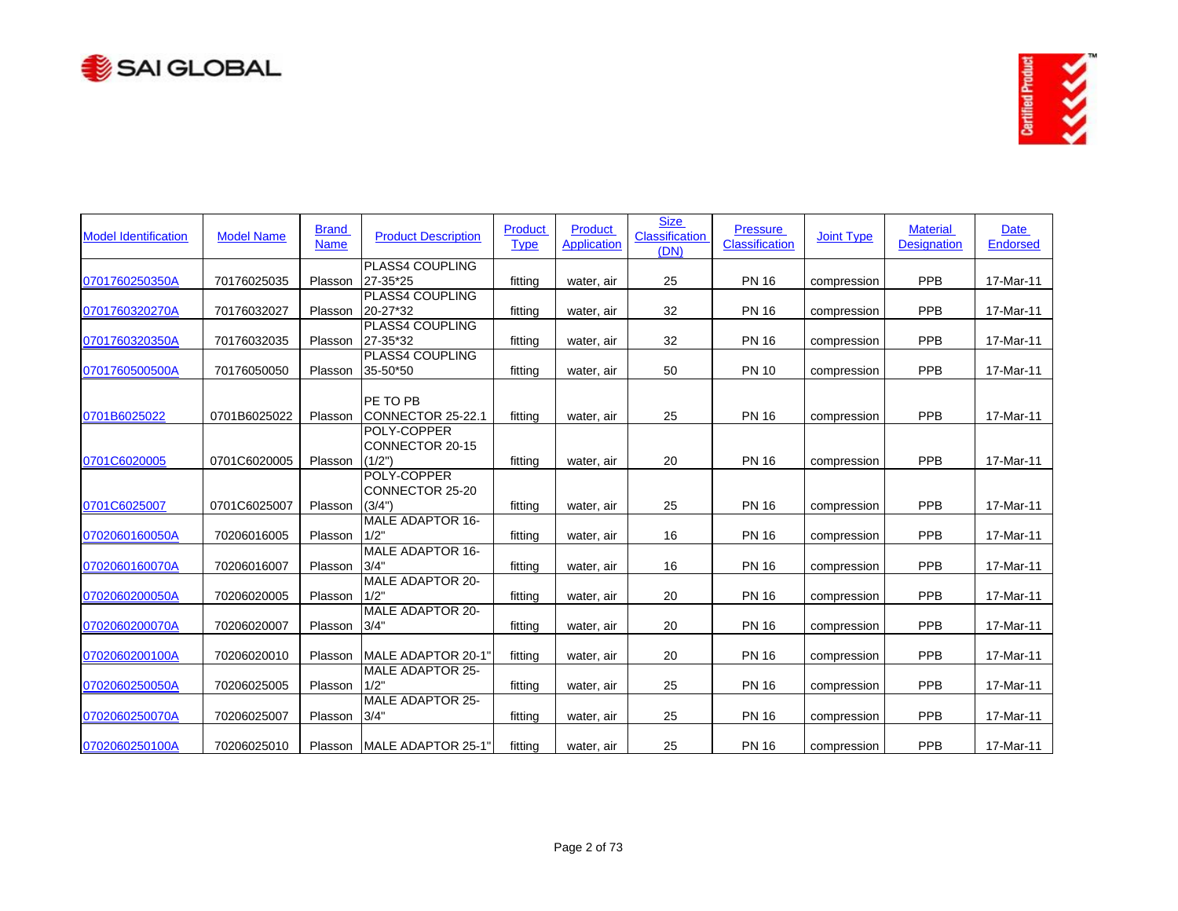| Model Identification | Model Name | Brand Name | Product Description | Product Type | Product Application | Size Classification (DN) | Pressure Classification | Joint Type | Material Designation | Date Endorsed |
|---|---|---|---|---|---|---|---|---|---|---|
| 0701760250350A | 70176025035 | Plasson | PLASS4 COUPLING 27-35*25 | fitting | water, air | 25 | PN 16 | compression | PPB | 17-Mar-11 |
| 0701760320270A | 70176032027 | Plasson | PLASS4 COUPLING 20-27*32 | fitting | water, air | 32 | PN 16 | compression | PPB | 17-Mar-11 |
| 0701760320350A | 70176032035 | Plasson | PLASS4 COUPLING 27-35*32 | fitting | water, air | 32 | PN 16 | compression | PPB | 17-Mar-11 |
| 0701760500500A | 70176050050 | Plasson | PLASS4 COUPLING 35-50*50 | fitting | water, air | 50 | PN 10 | compression | PPB | 17-Mar-11 |
| 0701B6025022 | 0701B6025022 | Plasson | PE TO PB CONNECTOR 25-22.1 | fitting | water, air | 25 | PN 16 | compression | PPB | 17-Mar-11 |
| 0701C6020005 | 0701C6020005 | Plasson | POLY-COPPER CONNECTOR 20-15 (1/2") | fitting | water, air | 20 | PN 16 | compression | PPB | 17-Mar-11 |
| 0701C6025007 | 0701C6025007 | Plasson | POLY-COPPER CONNECTOR 25-20 (3/4") | fitting | water, air | 25 | PN 16 | compression | PPB | 17-Mar-11 |
| 0702060160050A | 70206016005 | Plasson | MALE ADAPTOR 16-1/2" | fitting | water, air | 16 | PN 16 | compression | PPB | 17-Mar-11 |
| 0702060160070A | 70206016007 | Plasson | MALE ADAPTOR 16-3/4" | fitting | water, air | 16 | PN 16 | compression | PPB | 17-Mar-11 |
| 0702060200050A | 70206020005 | Plasson | MALE ADAPTOR 20-1/2" | fitting | water, air | 20 | PN 16 | compression | PPB | 17-Mar-11 |
| 0702060200070A | 70206020007 | Plasson | MALE ADAPTOR 20-3/4" | fitting | water, air | 20 | PN 16 | compression | PPB | 17-Mar-11 |
| 0702060200100A | 70206020010 | Plasson | MALE ADAPTOR 20-1" | fitting | water, air | 20 | PN 16 | compression | PPB | 17-Mar-11 |
| 0702060250050A | 70206025005 | Plasson | MALE ADAPTOR 25-1/2" | fitting | water, air | 25 | PN 16 | compression | PPB | 17-Mar-11 |
| 0702060250070A | 70206025007 | Plasson | MALE ADAPTOR 25-3/4" | fitting | water, air | 25 | PN 16 | compression | PPB | 17-Mar-11 |
| 0702060250100A | 70206025010 | Plasson | MALE ADAPTOR 25-1" | fitting | water, air | 25 | PN 16 | compression | PPB | 17-Mar-11 |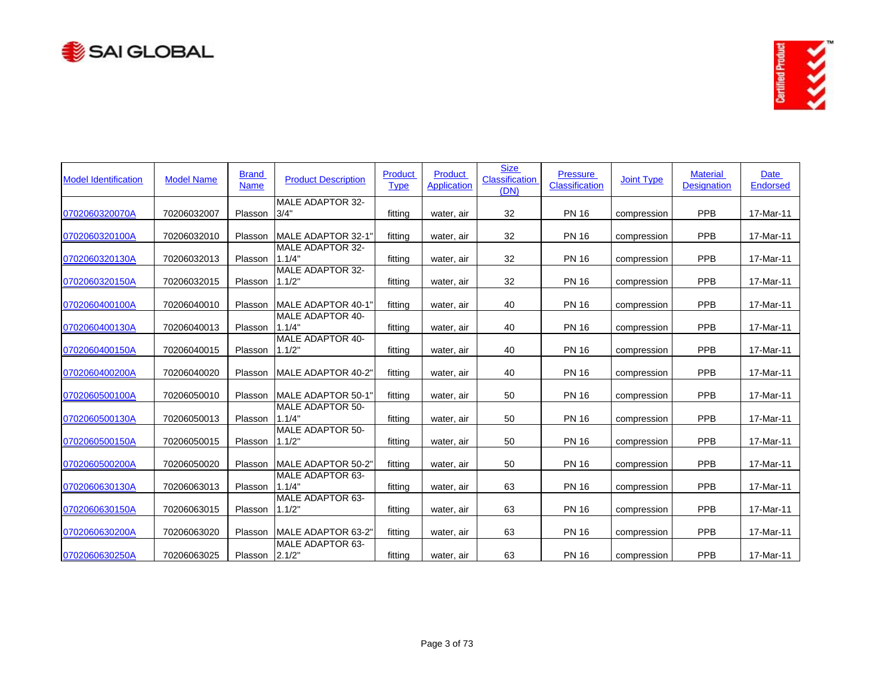| Model Identification | Model Name | Brand Name | Product Description | Product Type | Product Application | Size Classification (DN) | Pressure Classification | Joint Type | Material Designation | Date Endorsed |
|---|---|---|---|---|---|---|---|---|---|---|
| 0702060320070A | 70206032007 | Plasson | MALE ADAPTOR 32-3/4" | fitting | water, air | 32 | PN 16 | compression | PPB | 17-Mar-11 |
| 0702060320100A | 70206032010 | Plasson | MALE ADAPTOR 32-1" | fitting | water, air | 32 | PN 16 | compression | PPB | 17-Mar-11 |
| 0702060320130A | 70206032013 | Plasson | MALE ADAPTOR 32-1.1/4" | fitting | water, air | 32 | PN 16 | compression | PPB | 17-Mar-11 |
| 0702060320150A | 70206032015 | Plasson | MALE ADAPTOR 32-1.1/2" | fitting | water, air | 32 | PN 16 | compression | PPB | 17-Mar-11 |
| 0702060400100A | 70206040010 | Plasson | MALE ADAPTOR 40-1" | fitting | water, air | 40 | PN 16 | compression | PPB | 17-Mar-11 |
| 0702060400130A | 70206040013 | Plasson | MALE ADAPTOR 40-1.1/4" | fitting | water, air | 40 | PN 16 | compression | PPB | 17-Mar-11 |
| 0702060400150A | 70206040015 | Plasson | MALE ADAPTOR 40-1.1/2" | fitting | water, air | 40 | PN 16 | compression | PPB | 17-Mar-11 |
| 0702060400200A | 70206040020 | Plasson | MALE ADAPTOR 40-2" | fitting | water, air | 40 | PN 16 | compression | PPB | 17-Mar-11 |
| 0702060500100A | 70206050010 | Plasson | MALE ADAPTOR 50-1" | fitting | water, air | 50 | PN 16 | compression | PPB | 17-Mar-11 |
| 0702060500130A | 70206050013 | Plasson | MALE ADAPTOR 50-1.1/4" | fitting | water, air | 50 | PN 16 | compression | PPB | 17-Mar-11 |
| 0702060500150A | 70206050015 | Plasson | MALE ADAPTOR 50-1.1/2" | fitting | water, air | 50 | PN 16 | compression | PPB | 17-Mar-11 |
| 0702060500200A | 70206050020 | Plasson | MALE ADAPTOR 50-2" | fitting | water, air | 50 | PN 16 | compression | PPB | 17-Mar-11 |
| 0702060630130A | 70206063013 | Plasson | MALE ADAPTOR 63-1.1/4" | fitting | water, air | 63 | PN 16 | compression | PPB | 17-Mar-11 |
| 0702060630150A | 70206063015 | Plasson | MALE ADAPTOR 63-1.1/2" | fitting | water, air | 63 | PN 16 | compression | PPB | 17-Mar-11 |
| 0702060630200A | 70206063020 | Plasson | MALE ADAPTOR 63-2" | fitting | water, air | 63 | PN 16 | compression | PPB | 17-Mar-11 |
| 0702060630250A | 70206063025 | Plasson | MALE ADAPTOR 63-2.1/2" | fitting | water, air | 63 | PN 16 | compression | PPB | 17-Mar-11 |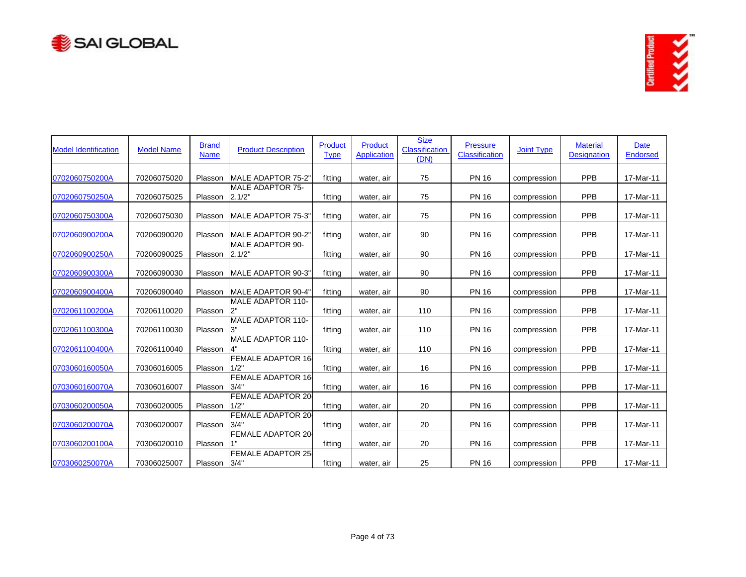| Model Identification | Model Name | Brand Name | Product Description | Product Type | Product Application | Size Classification (DN) | Pressure Classification | Joint Type | Material Designation | Date Endorsed |
|---|---|---|---|---|---|---|---|---|---|---|
| 0702060750200A | 70206075020 | Plasson | MALE ADAPTOR 75-2" | fitting | water, air | 75 | PN 16 | compression | PPB | 17-Mar-11 |
| 0702060750250A | 70206075025 | Plasson | MALE ADAPTOR 75-2.1/2" | fitting | water, air | 75 | PN 16 | compression | PPB | 17-Mar-11 |
| 0702060750300A | 70206075030 | Plasson | MALE ADAPTOR 75-3" | fitting | water, air | 75 | PN 16 | compression | PPB | 17-Mar-11 |
| 0702060900200A | 70206090020 | Plasson | MALE ADAPTOR 90-2" | fitting | water, air | 90 | PN 16 | compression | PPB | 17-Mar-11 |
| 0702060900250A | 70206090025 | Plasson | MALE ADAPTOR 90-2.1/2" | fitting | water, air | 90 | PN 16 | compression | PPB | 17-Mar-11 |
| 0702060900300A | 70206090030 | Plasson | MALE ADAPTOR 90-3" | fitting | water, air | 90 | PN 16 | compression | PPB | 17-Mar-11 |
| 0702060900400A | 70206090040 | Plasson | MALE ADAPTOR 90-4" | fitting | water, air | 90 | PN 16 | compression | PPB | 17-Mar-11 |
| 0702061100200A | 70206110020 | Plasson | MALE ADAPTOR 110-2" | fitting | water, air | 110 | PN 16 | compression | PPB | 17-Mar-11 |
| 0702061100300A | 70206110030 | Plasson | MALE ADAPTOR 110-3" | fitting | water, air | 110 | PN 16 | compression | PPB | 17-Mar-11 |
| 0702061100400A | 70206110040 | Plasson | MALE ADAPTOR 110-4" | fitting | water, air | 110 | PN 16 | compression | PPB | 17-Mar-11 |
| 0703060160050A | 70306016005 | Plasson | FEMALE ADAPTOR 16-1/2" | fitting | water, air | 16 | PN 16 | compression | PPB | 17-Mar-11 |
| 0703060160070A | 70306016007 | Plasson | FEMALE ADAPTOR 16-3/4" | fitting | water, air | 16 | PN 16 | compression | PPB | 17-Mar-11 |
| 0703060200050A | 70306020005 | Plasson | FEMALE ADAPTOR 20-1/2" | fitting | water, air | 20 | PN 16 | compression | PPB | 17-Mar-11 |
| 0703060200070A | 70306020007 | Plasson | FEMALE ADAPTOR 20-3/4" | fitting | water, air | 20 | PN 16 | compression | PPB | 17-Mar-11 |
| 0703060200100A | 70306020010 | Plasson | FEMALE ADAPTOR 20-1" | fitting | water, air | 20 | PN 16 | compression | PPB | 17-Mar-11 |
| 0703060250070A | 70306025007 | Plasson | FEMALE ADAPTOR 25-3/4" | fitting | water, air | 25 | PN 16 | compression | PPB | 17-Mar-11 |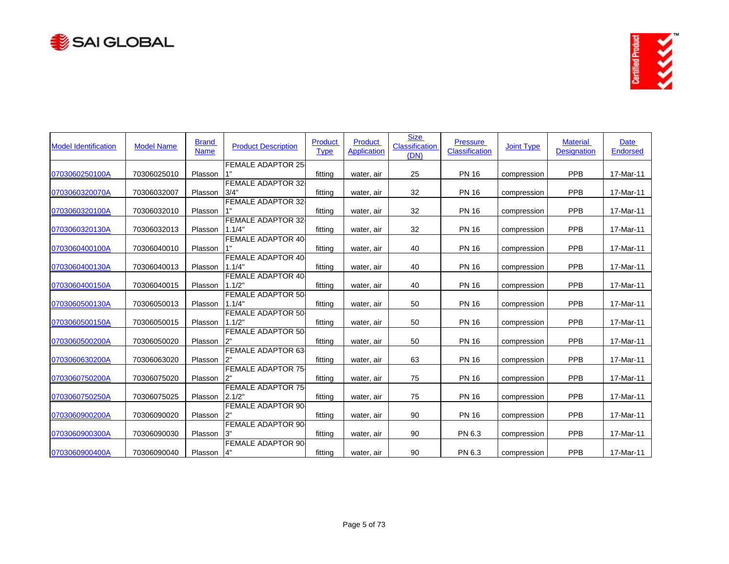| Model Identification | Model Name | Brand Name | Product Description | Product Type | Product Application | Size Classification (DN) | Pressure Classification | Joint Type | Material Designation | Date Endorsed |
|---|---|---|---|---|---|---|---|---|---|---|
| 0703060250100A | 70306025010 | Plasson | FEMALE ADAPTOR 25-1" | fitting | water, air | 25 | PN 16 | compression | PPB | 17-Mar-11 |
| 0703060320070A | 70306032007 | Plasson | FEMALE ADAPTOR 32-3/4" | fitting | water, air | 32 | PN 16 | compression | PPB | 17-Mar-11 |
| 0703060320100A | 70306032010 | Plasson | FEMALE ADAPTOR 32-1" | fitting | water, air | 32 | PN 16 | compression | PPB | 17-Mar-11 |
| 0703060320130A | 70306032013 | Plasson | FEMALE ADAPTOR 32-1.1/4" | fitting | water, air | 32 | PN 16 | compression | PPB | 17-Mar-11 |
| 0703060400100A | 70306040010 | Plasson | FEMALE ADAPTOR 40-1" | fitting | water, air | 40 | PN 16 | compression | PPB | 17-Mar-11 |
| 0703060400130A | 70306040013 | Plasson | FEMALE ADAPTOR 40-1.1/4" | fitting | water, air | 40 | PN 16 | compression | PPB | 17-Mar-11 |
| 0703060400150A | 70306040015 | Plasson | FEMALE ADAPTOR 40-1.1/2" | fitting | water, air | 40 | PN 16 | compression | PPB | 17-Mar-11 |
| 0703060500130A | 70306050013 | Plasson | FEMALE ADAPTOR 50-1.1/4" | fitting | water, air | 50 | PN 16 | compression | PPB | 17-Mar-11 |
| 0703060500150A | 70306050015 | Plasson | FEMALE ADAPTOR 50-1.1/2" | fitting | water, air | 50 | PN 16 | compression | PPB | 17-Mar-11 |
| 0703060500200A | 70306050020 | Plasson | FEMALE ADAPTOR 50-2" | fitting | water, air | 50 | PN 16 | compression | PPB | 17-Mar-11 |
| 0703060630200A | 70306063020 | Plasson | FEMALE ADAPTOR 63-2" | fitting | water, air | 63 | PN 16 | compression | PPB | 17-Mar-11 |
| 0703060750200A | 70306075020 | Plasson | FEMALE ADAPTOR 75-2" | fitting | water, air | 75 | PN 16 | compression | PPB | 17-Mar-11 |
| 0703060750250A | 70306075025 | Plasson | FEMALE ADAPTOR 75-2.1/2" | fitting | water, air | 75 | PN 16 | compression | PPB | 17-Mar-11 |
| 0703060900200A | 70306090020 | Plasson | FEMALE ADAPTOR 90-2" | fitting | water, air | 90 | PN 16 | compression | PPB | 17-Mar-11 |
| 0703060900300A | 70306090030 | Plasson | FEMALE ADAPTOR 90-3" | fitting | water, air | 90 | PN 6.3 | compression | PPB | 17-Mar-11 |
| 0703060900400A | 70306090040 | Plasson | FEMALE ADAPTOR 90-4" | fitting | water, air | 90 | PN 6.3 | compression | PPB | 17-Mar-11 |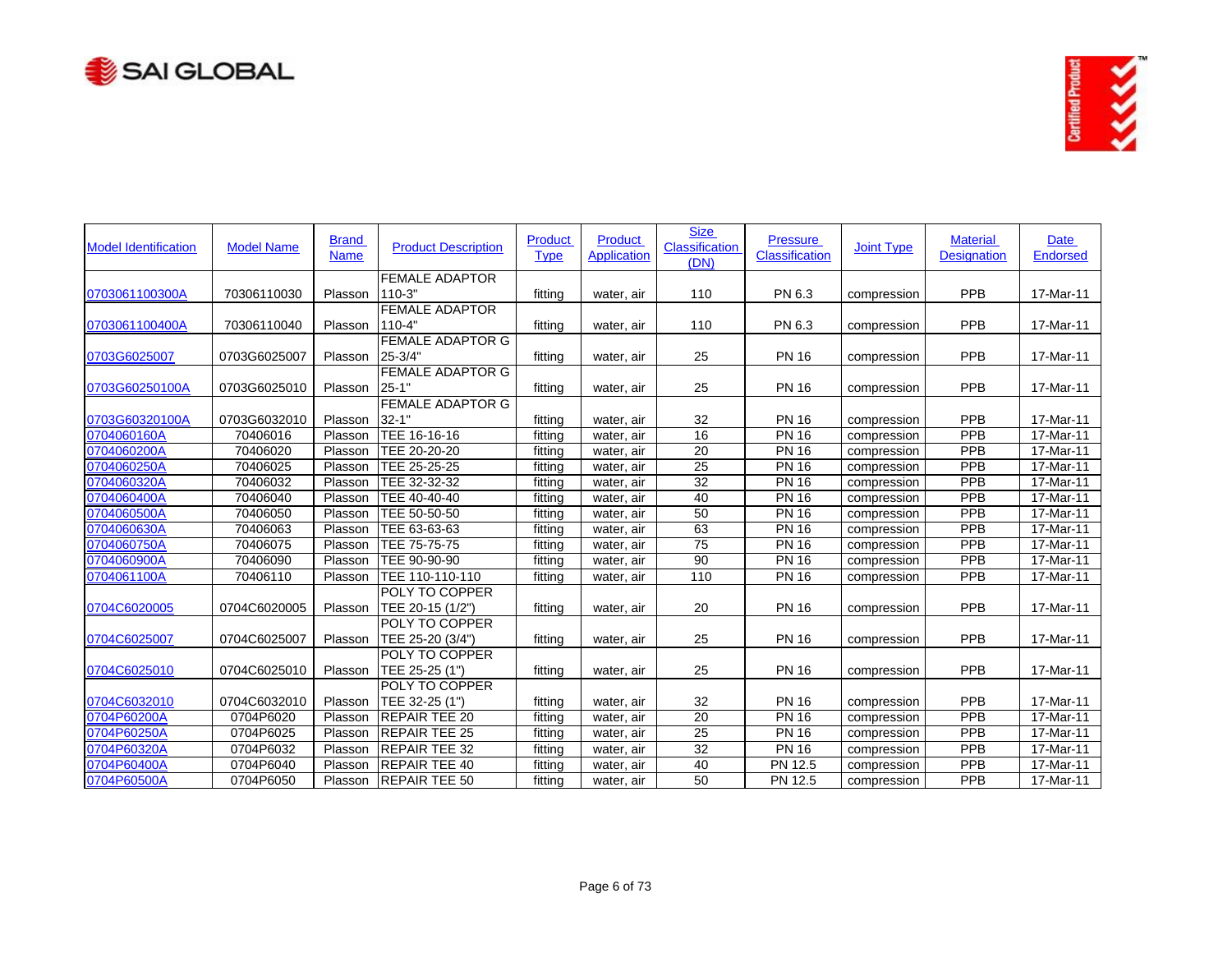| Model Identification | Model Name | Brand Name | Product Description | Product Type | Product Application | Size Classification (DN) | Pressure Classification | Joint Type | Material Designation | Date Endorsed |
|---|---|---|---|---|---|---|---|---|---|---|
| 0703061100300A | 70306110030 | Plasson | FEMALE ADAPTOR 110-3" | fitting | water, air | 110 | PN 6.3 | compression | PPB | 17-Mar-11 |
| 0703061100400A | 70306110040 | Plasson | FEMALE ADAPTOR 110-4" | fitting | water, air | 110 | PN 6.3 | compression | PPB | 17-Mar-11 |
| 0703G6025007 | 0703G6025007 | Plasson | FEMALE ADAPTOR G 25-3/4" | fitting | water, air | 25 | PN 16 | compression | PPB | 17-Mar-11 |
| 0703G60250100A | 0703G6025010 | Plasson | FEMALE ADAPTOR G 25-1" | fitting | water, air | 25 | PN 16 | compression | PPB | 17-Mar-11 |
| 0703G60320100A | 0703G6032010 | Plasson | FEMALE ADAPTOR G 32-1" | fitting | water, air | 32 | PN 16 | compression | PPB | 17-Mar-11 |
| 0704060160A | 70406016 | Plasson | TEE 16-16-16 | fitting | water, air | 16 | PN 16 | compression | PPB | 17-Mar-11 |
| 0704060200A | 70406020 | Plasson | TEE 20-20-20 | fitting | water, air | 20 | PN 16 | compression | PPB | 17-Mar-11 |
| 0704060250A | 70406025 | Plasson | TEE 25-25-25 | fitting | water, air | 25 | PN 16 | compression | PPB | 17-Mar-11 |
| 0704060320A | 70406032 | Plasson | TEE 32-32-32 | fitting | water, air | 32 | PN 16 | compression | PPB | 17-Mar-11 |
| 0704060400A | 70406040 | Plasson | TEE 40-40-40 | fitting | water, air | 40 | PN 16 | compression | PPB | 17-Mar-11 |
| 0704060500A | 70406050 | Plasson | TEE 50-50-50 | fitting | water, air | 50 | PN 16 | compression | PPB | 17-Mar-11 |
| 0704060630A | 70406063 | Plasson | TEE 63-63-63 | fitting | water, air | 63 | PN 16 | compression | PPB | 17-Mar-11 |
| 0704060750A | 70406075 | Plasson | TEE 75-75-75 | fitting | water, air | 75 | PN 16 | compression | PPB | 17-Mar-11 |
| 0704060900A | 70406090 | Plasson | TEE 90-90-90 | fitting | water, air | 90 | PN 16 | compression | PPB | 17-Mar-11 |
| 0704061100A | 70406110 | Plasson | TEE 110-110-110 | fitting | water, air | 110 | PN 16 | compression | PPB | 17-Mar-11 |
| 0704C6020005 | 0704C6020005 | Plasson | POLY TO COPPER TEE 20-15 (1/2") | fitting | water, air | 20 | PN 16 | compression | PPB | 17-Mar-11 |
| 0704C6025007 | 0704C6025007 | Plasson | POLY TO COPPER TEE 25-20 (3/4") | fitting | water, air | 25 | PN 16 | compression | PPB | 17-Mar-11 |
| 0704C6025010 | 0704C6025010 | Plasson | POLY TO COPPER TEE 25-25 (1") | fitting | water, air | 25 | PN 16 | compression | PPB | 17-Mar-11 |
| 0704C6032010 | 0704C6032010 | Plasson | POLY TO COPPER TEE 32-25 (1") | fitting | water, air | 32 | PN 16 | compression | PPB | 17-Mar-11 |
| 0704P60200A | 0704P6020 | Plasson | REPAIR TEE 20 | fitting | water, air | 20 | PN 16 | compression | PPB | 17-Mar-11 |
| 0704P60250A | 0704P6025 | Plasson | REPAIR TEE 25 | fitting | water, air | 25 | PN 16 | compression | PPB | 17-Mar-11 |
| 0704P60320A | 0704P6032 | Plasson | REPAIR TEE 32 | fitting | water, air | 32 | PN 16 | compression | PPB | 17-Mar-11 |
| 0704P60400A | 0704P6040 | Plasson | REPAIR TEE 40 | fitting | water, air | 40 | PN 12.5 | compression | PPB | 17-Mar-11 |
| 0704P60500A | 0704P6050 | Plasson | REPAIR TEE 50 | fitting | water, air | 50 | PN 12.5 | compression | PPB | 17-Mar-11 |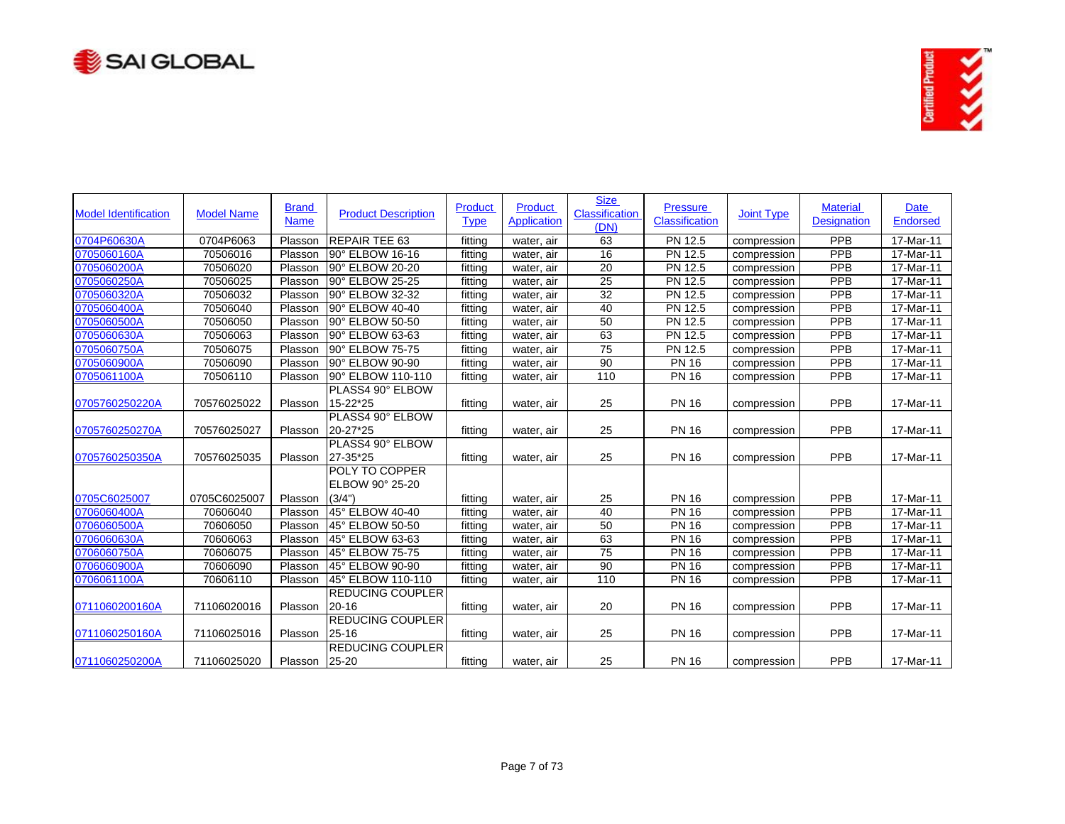| Model Identification | Model Name | Brand Name | Product Description | Product Type | Product Application | Size Classification (DN) | Pressure Classification | Joint Type | Material Designation | Date Endorsed |
|---|---|---|---|---|---|---|---|---|---|---|
| 0704P60630A | 0704P6063 | Plasson | REPAIR TEE 63 | fitting | water, air | 63 | PN 12.5 | compression | PPB | 17-Mar-11 |
| 0705060160A | 70506016 | Plasson | 90° ELBOW 16-16 | fitting | water, air | 16 | PN 12.5 | compression | PPB | 17-Mar-11 |
| 0705060200A | 70506020 | Plasson | 90° ELBOW 20-20 | fitting | water, air | 20 | PN 12.5 | compression | PPB | 17-Mar-11 |
| 0705060250A | 70506025 | Plasson | 90° ELBOW 25-25 | fitting | water, air | 25 | PN 12.5 | compression | PPB | 17-Mar-11 |
| 0705060320A | 70506032 | Plasson | 90° ELBOW 32-32 | fitting | water, air | 32 | PN 12.5 | compression | PPB | 17-Mar-11 |
| 0705060400A | 70506040 | Plasson | 90° ELBOW 40-40 | fitting | water, air | 40 | PN 12.5 | compression | PPB | 17-Mar-11 |
| 0705060500A | 70506050 | Plasson | 90° ELBOW 50-50 | fitting | water, air | 50 | PN 12.5 | compression | PPB | 17-Mar-11 |
| 0705060630A | 70506063 | Plasson | 90° ELBOW 63-63 | fitting | water, air | 63 | PN 12.5 | compression | PPB | 17-Mar-11 |
| 0705060750A | 70506075 | Plasson | 90° ELBOW 75-75 | fitting | water, air | 75 | PN 12.5 | compression | PPB | 17-Mar-11 |
| 0705060900A | 70506090 | Plasson | 90° ELBOW 90-90 | fitting | water, air | 90 | PN 16 | compression | PPB | 17-Mar-11 |
| 0705061100A | 70506110 | Plasson | 90° ELBOW 110-110 | fitting | water, air | 110 | PN 16 | compression | PPB | 17-Mar-11 |
| 0705760250220A | 70576025022 | Plasson | PLASS4 90° ELBOW 15-22*25 | fitting | water, air | 25 | PN 16 | compression | PPB | 17-Mar-11 |
| 0705760250270A | 70576025027 | Plasson | PLASS4 90° ELBOW 20-27*25 | fitting | water, air | 25 | PN 16 | compression | PPB | 17-Mar-11 |
| 0705760250350A | 70576025035 | Plasson | PLASS4 90° ELBOW 27-35*25 | fitting | water, air | 25 | PN 16 | compression | PPB | 17-Mar-11 |
| 0705C6025007 | 0705C6025007 | Plasson | POLY TO COPPER ELBOW 90° 25-20 (3/4") | fitting | water, air | 25 | PN 16 | compression | PPB | 17-Mar-11 |
| 0706060400A | 70606040 | Plasson | 45° ELBOW 40-40 | fitting | water, air | 40 | PN 16 | compression | PPB | 17-Mar-11 |
| 0706060500A | 70606050 | Plasson | 45° ELBOW 50-50 | fitting | water, air | 50 | PN 16 | compression | PPB | 17-Mar-11 |
| 0706060630A | 70606063 | Plasson | 45° ELBOW 63-63 | fitting | water, air | 63 | PN 16 | compression | PPB | 17-Mar-11 |
| 0706060750A | 70606075 | Plasson | 45° ELBOW 75-75 | fitting | water, air | 75 | PN 16 | compression | PPB | 17-Mar-11 |
| 0706060900A | 70606090 | Plasson | 45° ELBOW 90-90 | fitting | water, air | 90 | PN 16 | compression | PPB | 17-Mar-11 |
| 0706061100A | 70606110 | Plasson | 45° ELBOW 110-110 | fitting | water, air | 110 | PN 16 | compression | PPB | 17-Mar-11 |
| 0711060200160A | 71106020016 | Plasson | REDUCING COUPLER 20-16 | fitting | water, air | 20 | PN 16 | compression | PPB | 17-Mar-11 |
| 0711060250160A | 71106025016 | Plasson | REDUCING COUPLER 25-16 | fitting | water, air | 25 | PN 16 | compression | PPB | 17-Mar-11 |
| 0711060250200A | 71106025020 | Plasson | REDUCING COUPLER 25-20 | fitting | water, air | 25 | PN 16 | compression | PPB | 17-Mar-11 |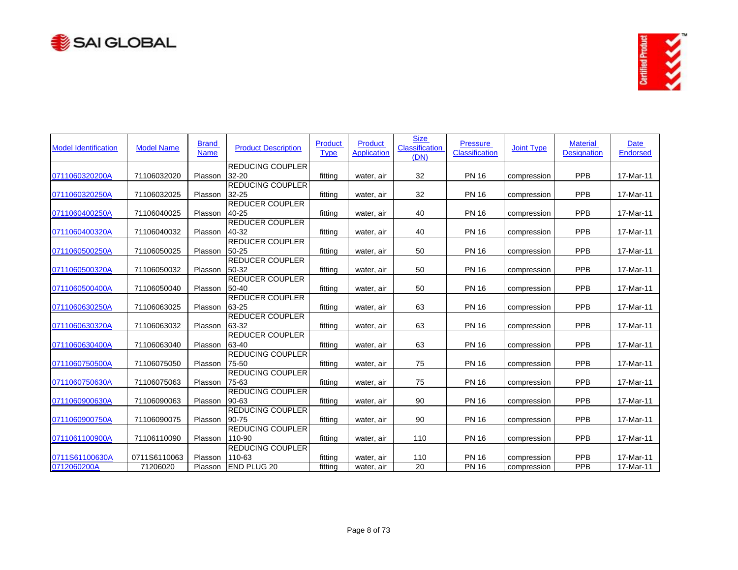| Model Identification | Model Name | Brand Name | Product Description | Product Type | Product Application | Size Classification (DN) | Pressure Classification | Joint Type | Material Designation | Date Endorsed |
|---|---|---|---|---|---|---|---|---|---|---|
| 0711060320200A | 71106032020 | Plasson | REDUCING COUPLER 32-20 | fitting | water, air | 32 | PN 16 | compression | PPB | 17-Mar-11 |
| 0711060320250A | 71106032025 | Plasson | REDUCING COUPLER 32-25 | fitting | water, air | 32 | PN 16 | compression | PPB | 17-Mar-11 |
| 0711060400250A | 71106040025 | Plasson | REDUCER COUPLER 40-25 | fitting | water, air | 40 | PN 16 | compression | PPB | 17-Mar-11 |
| 0711060400320A | 71106040032 | Plasson | REDUCER COUPLER 40-32 | fitting | water, air | 40 | PN 16 | compression | PPB | 17-Mar-11 |
| 0711060500250A | 71106050025 | Plasson | REDUCER COUPLER 50-25 | fitting | water, air | 50 | PN 16 | compression | PPB | 17-Mar-11 |
| 0711060500320A | 71106050032 | Plasson | REDUCER COUPLER 50-32 | fitting | water, air | 50 | PN 16 | compression | PPB | 17-Mar-11 |
| 0711060500400A | 71106050040 | Plasson | REDUCER COUPLER 50-40 | fitting | water, air | 50 | PN 16 | compression | PPB | 17-Mar-11 |
| 0711060630250A | 71106063025 | Plasson | REDUCER COUPLER 63-25 | fitting | water, air | 63 | PN 16 | compression | PPB | 17-Mar-11 |
| 0711060630320A | 71106063032 | Plasson | REDUCER COUPLER 63-32 | fitting | water, air | 63 | PN 16 | compression | PPB | 17-Mar-11 |
| 0711060630400A | 71106063040 | Plasson | REDUCER COUPLER 63-40 | fitting | water, air | 63 | PN 16 | compression | PPB | 17-Mar-11 |
| 0711060750500A | 71106075050 | Plasson | REDUCING COUPLER 75-50 | fitting | water, air | 75 | PN 16 | compression | PPB | 17-Mar-11 |
| 0711060750630A | 71106075063 | Plasson | REDUCING COUPLER 75-63 | fitting | water, air | 75 | PN 16 | compression | PPB | 17-Mar-11 |
| 0711060900630A | 71106090063 | Plasson | REDUCING COUPLER 90-63 | fitting | water, air | 90 | PN 16 | compression | PPB | 17-Mar-11 |
| 0711060900750A | 71106090075 | Plasson | REDUCING COUPLER 90-75 | fitting | water, air | 90 | PN 16 | compression | PPB | 17-Mar-11 |
| 0711061100900A | 71106110090 | Plasson | REDUCING COUPLER 110-90 | fitting | water, air | 110 | PN 16 | compression | PPB | 17-Mar-11 |
| 0711S61100630A | 0711S6110063 | Plasson | REDUCING COUPLER 110-63 | fitting | water, air | 110 | PN 16 | compression | PPB | 17-Mar-11 |
| 0712060200A | 71206020 | Plasson | END PLUG 20 | fitting | water, air | 20 | PN 16 | compression | PPB | 17-Mar-11 |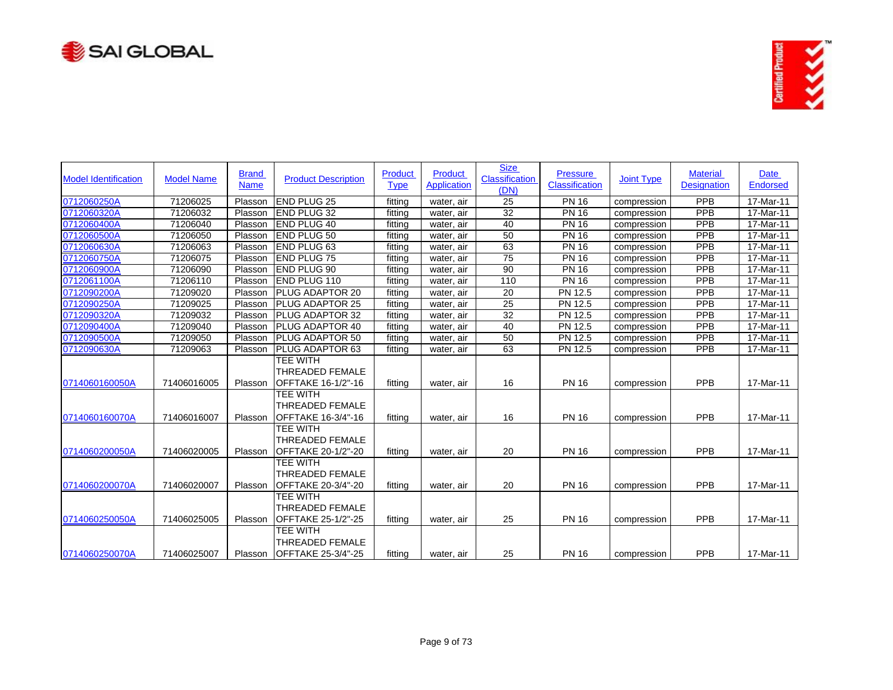| Model Identification | Model Name | Brand Name | Product Description | Product Type | Product Application | Size Classification (DN) | Pressure Classification | Joint Type | Material Designation | Date Endorsed |
|---|---|---|---|---|---|---|---|---|---|---|
| 0712060250A | 71206025 | Plasson | END PLUG 25 | fitting | water, air | 25 | PN 16 | compression | PPB | 17-Mar-11 |
| 0712060320A | 71206032 | Plasson | END PLUG 32 | fitting | water, air | 32 | PN 16 | compression | PPB | 17-Mar-11 |
| 0712060400A | 71206040 | Plasson | END PLUG 40 | fitting | water, air | 40 | PN 16 | compression | PPB | 17-Mar-11 |
| 0712060500A | 71206050 | Plasson | END PLUG 50 | fitting | water, air | 50 | PN 16 | compression | PPB | 17-Mar-11 |
| 0712060630A | 71206063 | Plasson | END PLUG 63 | fitting | water, air | 63 | PN 16 | compression | PPB | 17-Mar-11 |
| 0712060750A | 71206075 | Plasson | END PLUG 75 | fitting | water, air | 75 | PN 16 | compression | PPB | 17-Mar-11 |
| 0712060900A | 71206090 | Plasson | END PLUG 90 | fitting | water, air | 90 | PN 16 | compression | PPB | 17-Mar-11 |
| 0712061100A | 71206110 | Plasson | END PLUG 110 | fitting | water, air | 110 | PN 16 | compression | PPB | 17-Mar-11 |
| 0712090200A | 71209020 | Plasson | PLUG ADAPTOR 20 | fitting | water, air | 20 | PN 12.5 | compression | PPB | 17-Mar-11 |
| 0712090250A | 71209025 | Plasson | PLUG ADAPTOR 25 | fitting | water, air | 25 | PN 12.5 | compression | PPB | 17-Mar-11 |
| 0712090320A | 71209032 | Plasson | PLUG ADAPTOR 32 | fitting | water, air | 32 | PN 12.5 | compression | PPB | 17-Mar-11 |
| 0712090400A | 71209040 | Plasson | PLUG ADAPTOR 40 | fitting | water, air | 40 | PN 12.5 | compression | PPB | 17-Mar-11 |
| 0712090500A | 71209050 | Plasson | PLUG ADAPTOR 50 | fitting | water, air | 50 | PN 12.5 | compression | PPB | 17-Mar-11 |
| 0712090630A | 71209063 | Plasson | PLUG ADAPTOR 63 | fitting | water, air | 63 | PN 12.5 | compression | PPB | 17-Mar-11 |
| 0714060160050A | 71406016005 | Plasson | TEE WITH THREADED FEMALE OFFTAKE 16-1/2"-16 | fitting | water, air | 16 | PN 16 | compression | PPB | 17-Mar-11 |
| 0714060160070A | 71406016007 | Plasson | TEE WITH THREADED FEMALE OFFTAKE 16-3/4"-16 | fitting | water, air | 16 | PN 16 | compression | PPB | 17-Mar-11 |
| 0714060200050A | 71406020005 | Plasson | TEE WITH THREADED FEMALE OFFTAKE 20-1/2"-20 | fitting | water, air | 20 | PN 16 | compression | PPB | 17-Mar-11 |
| 0714060200070A | 71406020007 | Plasson | TEE WITH THREADED FEMALE OFFTAKE 20-3/4"-20 | fitting | water, air | 20 | PN 16 | compression | PPB | 17-Mar-11 |
| 0714060250050A | 71406025005 | Plasson | TEE WITH THREADED FEMALE OFFTAKE 25-1/2"-25 | fitting | water, air | 25 | PN 16 | compression | PPB | 17-Mar-11 |
| 0714060250070A | 71406025007 | Plasson | TEE WITH THREADED FEMALE OFFTAKE 25-3/4"-25 | fitting | water, air | 25 | PN 16 | compression | PPB | 17-Mar-11 |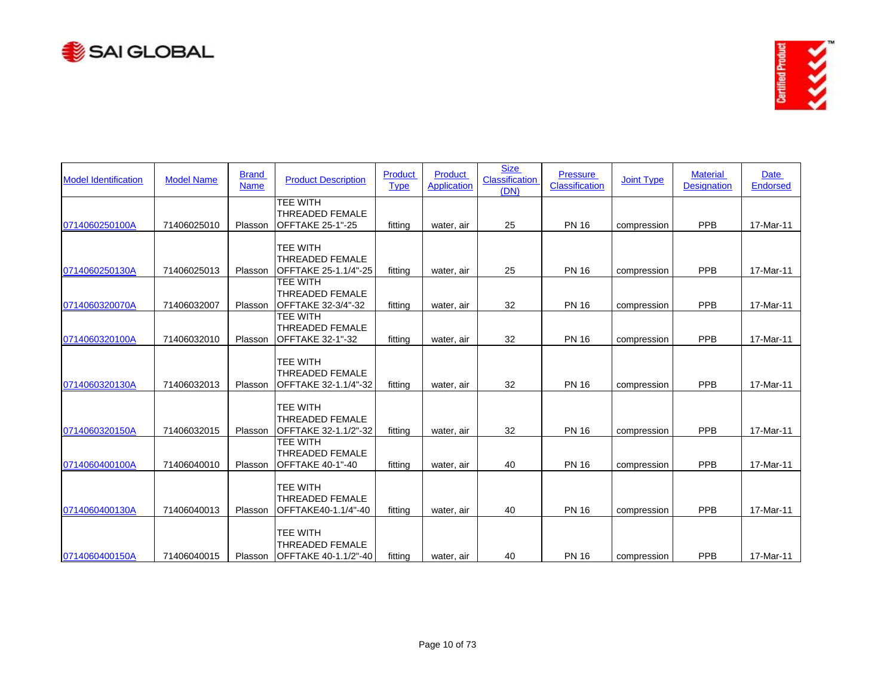| Model Identification | Model Name | Brand Name | Product Description | Product Type | Product Application | Size Classification (DN) | Pressure Classification | Joint Type | Material Designation | Date Endorsed |
|---|---|---|---|---|---|---|---|---|---|---|
| 0714060250100A | 71406025010 | Plasson | TEE WITH THREADED FEMALE OFFTAKE 25-1"-25 | fitting | water, air | 25 | PN 16 | compression | PPB | 17-Mar-11 |
| 0714060250130A | 71406025013 | Plasson | TEE WITH THREADED FEMALE OFFTAKE 25-1.1/4"-25 | fitting | water, air | 25 | PN 16 | compression | PPB | 17-Mar-11 |
| 0714060320070A | 71406032007 | Plasson | TEE WITH THREADED FEMALE OFFTAKE 32-3/4"-32 | fitting | water, air | 32 | PN 16 | compression | PPB | 17-Mar-11 |
| 0714060320100A | 71406032010 | Plasson | TEE WITH THREADED FEMALE OFFTAKE 32-1"-32 | fitting | water, air | 32 | PN 16 | compression | PPB | 17-Mar-11 |
| 0714060320130A | 71406032013 | Plasson | TEE WITH THREADED FEMALE OFFTAKE 32-1.1/4"-32 | fitting | water, air | 32 | PN 16 | compression | PPB | 17-Mar-11 |
| 0714060320150A | 71406032015 | Plasson | TEE WITH THREADED FEMALE OFFTAKE 32-1.1/2"-32 | fitting | water, air | 32 | PN 16 | compression | PPB | 17-Mar-11 |
| 0714060400100A | 71406040010 | Plasson | TEE WITH THREADED FEMALE OFFTAKE 40-1"-40 | fitting | water, air | 40 | PN 16 | compression | PPB | 17-Mar-11 |
| 0714060400130A | 71406040013 | Plasson | TEE WITH THREADED FEMALE OFFTAKE40-1.1/4"-40 | fitting | water, air | 40 | PN 16 | compression | PPB | 17-Mar-11 |
| 0714060400150A | 71406040015 | Plasson | TEE WITH THREADED FEMALE OFFTAKE 40-1.1/2"-40 | fitting | water, air | 40 | PN 16 | compression | PPB | 17-Mar-11 |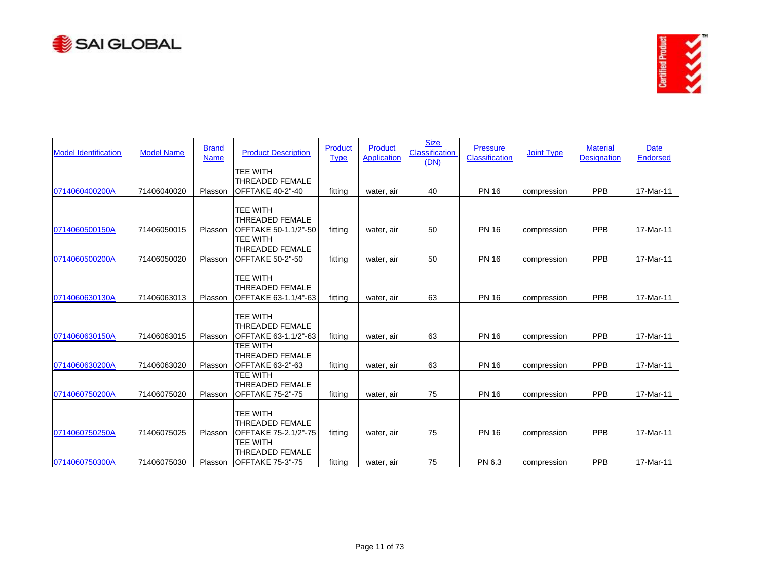| Model Identification | Model Name | Brand Name | Product Description | Product Type | Product Application | Size Classification (DN) | Pressure Classification | Joint Type | Material Designation | Date Endorsed |
|---|---|---|---|---|---|---|---|---|---|---|
| 0714060400200A | 71406040020 | Plasson | TEE WITH THREADED FEMALE OFFTAKE 40-2"-40 | fitting | water, air | 40 | PN 16 | compression | PPB | 17-Mar-11 |
| 0714060500150A | 71406050015 | Plasson | TEE WITH THREADED FEMALE OFFTAKE 50-1.1/2"-50 | fitting | water, air | 50 | PN 16 | compression | PPB | 17-Mar-11 |
| 0714060500200A | 71406050020 | Plasson | TEE WITH THREADED FEMALE OFFTAKE 50-2"-50 | fitting | water, air | 50 | PN 16 | compression | PPB | 17-Mar-11 |
| 0714060630130A | 71406063013 | Plasson | TEE WITH THREADED FEMALE OFFTAKE 63-1.1/4"-63 | fitting | water, air | 63 | PN 16 | compression | PPB | 17-Mar-11 |
| 0714060630150A | 71406063015 | Plasson | TEE WITH THREADED FEMALE OFFTAKE 63-1.1/2"-63 | fitting | water, air | 63 | PN 16 | compression | PPB | 17-Mar-11 |
| 0714060630200A | 71406063020 | Plasson | TEE WITH THREADED FEMALE OFFTAKE 63-2"-63 | fitting | water, air | 63 | PN 16 | compression | PPB | 17-Mar-11 |
| 0714060750200A | 71406075020 | Plasson | TEE WITH THREADED FEMALE OFFTAKE 75-2"-75 | fitting | water, air | 75 | PN 16 | compression | PPB | 17-Mar-11 |
| 0714060750250A | 71406075025 | Plasson | TEE WITH THREADED FEMALE OFFTAKE 75-2.1/2"-75 | fitting | water, air | 75 | PN 16 | compression | PPB | 17-Mar-11 |
| 0714060750300A | 71406075030 | Plasson | TEE WITH THREADED FEMALE OFFTAKE 75-3"-75 | fitting | water, air | 75 | PN 6.3 | compression | PPB | 17-Mar-11 |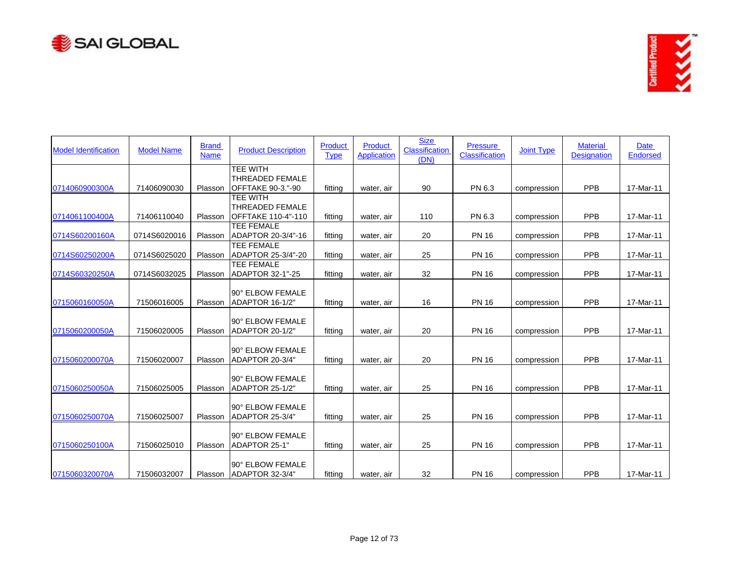| Model Identification | Model Name | Brand Name | Product Description | Product Type | Product Application | Size Classification (DN) | Pressure Classification | Joint Type | Material Designation | Date Endorsed |
|---|---|---|---|---|---|---|---|---|---|---|
| 0714060900300A | 71406090030 | Plasson | TEE WITH THREADED FEMALE OFFTAKE 90-3."-90 | fitting | water, air | 90 | PN 6.3 | compression | PPB | 17-Mar-11 |
| 0714061100400A | 71406110040 | Plasson | TEE WITH THREADED FEMALE OFFTAKE 110-4"-110 | fitting | water, air | 110 | PN 6.3 | compression | PPB | 17-Mar-11 |
| 0714S60200160A | 0714S6020016 | Plasson | TEE FEMALE ADAPTOR 20-3/4"-16 | fitting | water, air | 20 | PN 16 | compression | PPB | 17-Mar-11 |
| 0714S60250200A | 0714S6025020 | Plasson | TEE FEMALE ADAPTOR 25-3/4"-20 | fitting | water, air | 25 | PN 16 | compression | PPB | 17-Mar-11 |
| 0714S60320250A | 0714S6032025 | Plasson | TEE FEMALE ADAPTOR 32-1"-25 | fitting | water, air | 32 | PN 16 | compression | PPB | 17-Mar-11 |
| 0715060160050A | 71506016005 | Plasson | 90° ELBOW FEMALE ADAPTOR 16-1/2" | fitting | water, air | 16 | PN 16 | compression | PPB | 17-Mar-11 |
| 0715060200050A | 71506020005 | Plasson | 90° ELBOW FEMALE ADAPTOR 20-1/2" | fitting | water, air | 20 | PN 16 | compression | PPB | 17-Mar-11 |
| 0715060200070A | 71506020007 | Plasson | 90° ELBOW FEMALE ADAPTOR 20-3/4" | fitting | water, air | 20 | PN 16 | compression | PPB | 17-Mar-11 |
| 0715060250050A | 71506025005 | Plasson | 90° ELBOW FEMALE ADAPTOR 25-1/2" | fitting | water, air | 25 | PN 16 | compression | PPB | 17-Mar-11 |
| 0715060250070A | 71506025007 | Plasson | 90° ELBOW FEMALE ADAPTOR 25-3/4" | fitting | water, air | 25 | PN 16 | compression | PPB | 17-Mar-11 |
| 0715060250100A | 71506025010 | Plasson | 90° ELBOW FEMALE ADAPTOR 25-1" | fitting | water, air | 25 | PN 16 | compression | PPB | 17-Mar-11 |
| 0715060320070A | 71506032007 | Plasson | 90° ELBOW FEMALE ADAPTOR 32-3/4" | fitting | water, air | 32 | PN 16 | compression | PPB | 17-Mar-11 |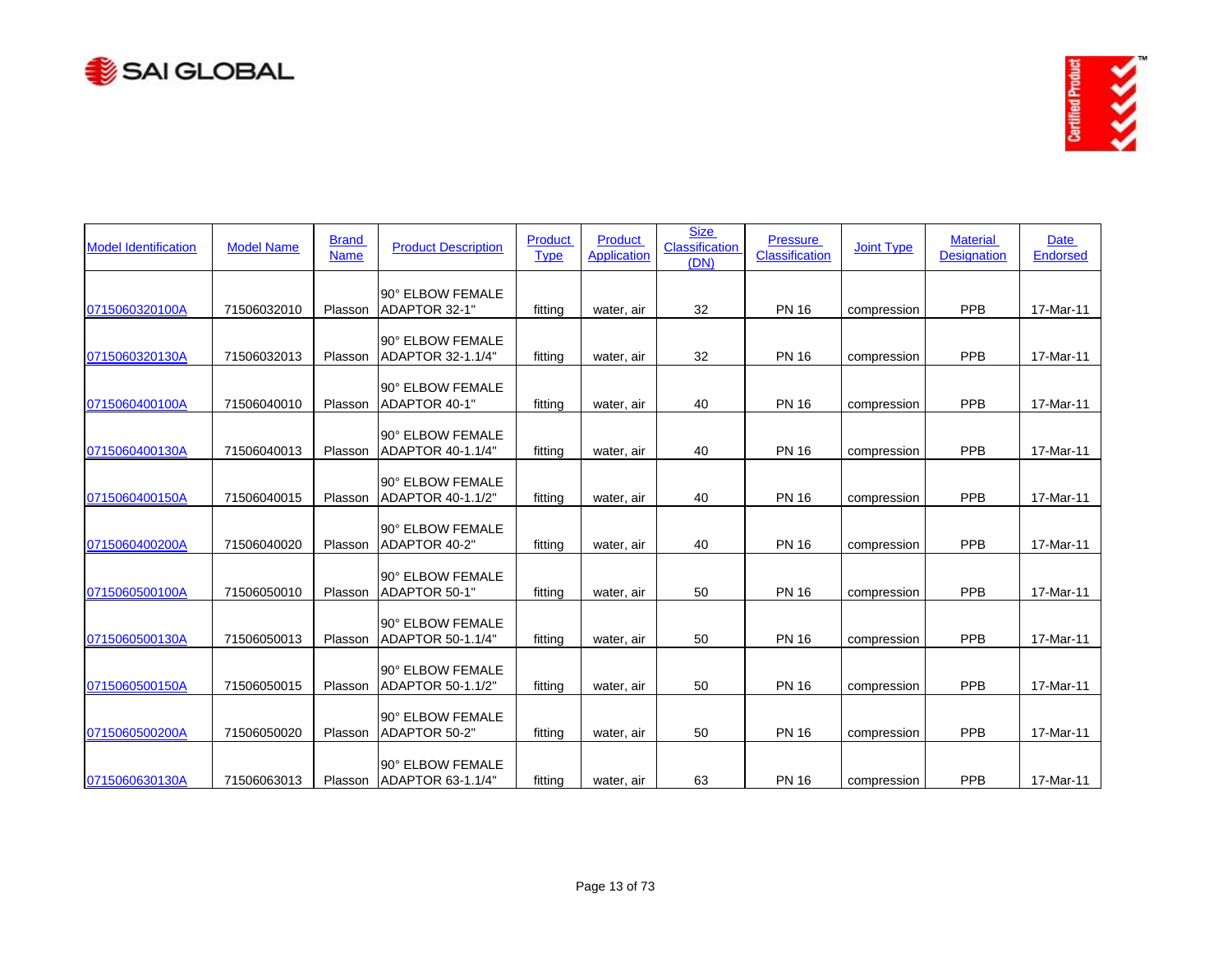| Model Identification | Model Name | Brand Name | Product Description | Product Type | Product Application | Size Classification (DN) | Pressure Classification | Joint Type | Material Designation | Date Endorsed |
|---|---|---|---|---|---|---|---|---|---|---|
| 0715060320100A | 71506032010 | Plasson | 90° ELBOW FEMALE ADAPTOR 32-1" | fitting | water, air | 32 | PN 16 | compression | PPB | 17-Mar-11 |
| 0715060320130A | 71506032013 | Plasson | 90° ELBOW FEMALE ADAPTOR 32-1.1/4" | fitting | water, air | 32 | PN 16 | compression | PPB | 17-Mar-11 |
| 0715060400100A | 71506040010 | Plasson | 90° ELBOW FEMALE ADAPTOR 40-1" | fitting | water, air | 40 | PN 16 | compression | PPB | 17-Mar-11 |
| 0715060400130A | 71506040013 | Plasson | 90° ELBOW FEMALE ADAPTOR 40-1.1/4" | fitting | water, air | 40 | PN 16 | compression | PPB | 17-Mar-11 |
| 0715060400150A | 71506040015 | Plasson | 90° ELBOW FEMALE ADAPTOR 40-1.1/2" | fitting | water, air | 40 | PN 16 | compression | PPB | 17-Mar-11 |
| 0715060400200A | 71506040020 | Plasson | 90° ELBOW FEMALE ADAPTOR 40-2" | fitting | water, air | 40 | PN 16 | compression | PPB | 17-Mar-11 |
| 0715060500100A | 71506050010 | Plasson | 90° ELBOW FEMALE ADAPTOR 50-1" | fitting | water, air | 50 | PN 16 | compression | PPB | 17-Mar-11 |
| 0715060500130A | 71506050013 | Plasson | 90° ELBOW FEMALE ADAPTOR 50-1.1/4" | fitting | water, air | 50 | PN 16 | compression | PPB | 17-Mar-11 |
| 0715060500150A | 71506050015 | Plasson | 90° ELBOW FEMALE ADAPTOR 50-1.1/2" | fitting | water, air | 50 | PN 16 | compression | PPB | 17-Mar-11 |
| 0715060500200A | 71506050020 | Plasson | 90° ELBOW FEMALE ADAPTOR 50-2" | fitting | water, air | 50 | PN 16 | compression | PPB | 17-Mar-11 |
| 0715060630130A | 71506063013 | Plasson | 90° ELBOW FEMALE ADAPTOR 63-1.1/4" | fitting | water, air | 63 | PN 16 | compression | PPB | 17-Mar-11 |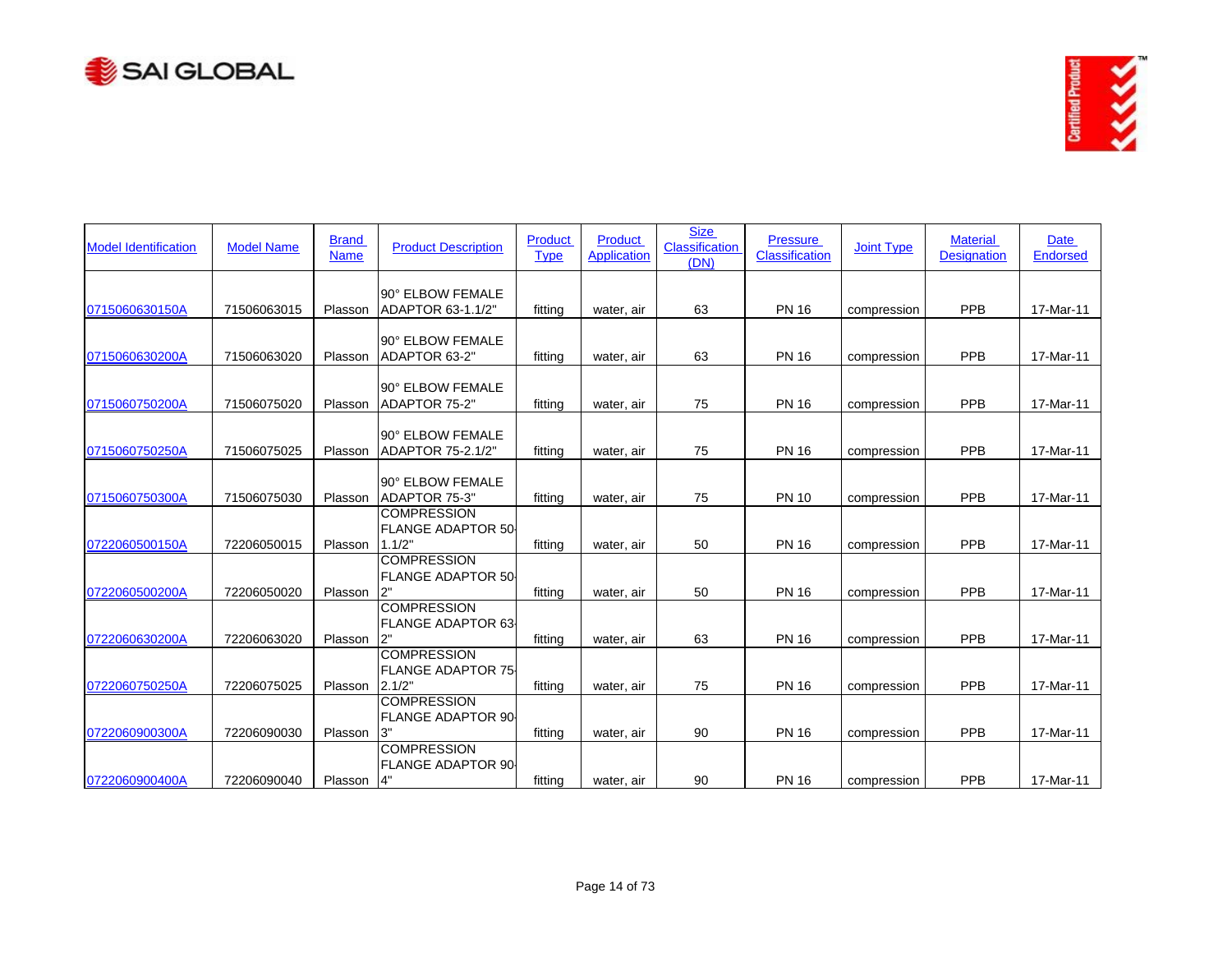| Model Identification | Model Name | Brand Name | Product Description | Product Type | Product Application | Size Classification (DN) | Pressure Classification | Joint Type | Material Designation | Date Endorsed |
|---|---|---|---|---|---|---|---|---|---|---|
| 0715060630150A | 71506063015 | Plasson | 90° ELBOW FEMALE ADAPTOR 63-1.1/2" | fitting | water, air | 63 | PN 16 | compression | PPB | 17-Mar-11 |
| 0715060630200A | 71506063020 | Plasson | 90° ELBOW FEMALE ADAPTOR 63-2" | fitting | water, air | 63 | PN 16 | compression | PPB | 17-Mar-11 |
| 0715060750200A | 71506075020 | Plasson | 90° ELBOW FEMALE ADAPTOR 75-2" | fitting | water, air | 75 | PN 16 | compression | PPB | 17-Mar-11 |
| 0715060750250A | 71506075025 | Plasson | 90° ELBOW FEMALE ADAPTOR 75-2.1/2" | fitting | water, air | 75 | PN 16 | compression | PPB | 17-Mar-11 |
| 0715060750300A | 71506075030 | Plasson | 90° ELBOW FEMALE ADAPTOR 75-3" | fitting | water, air | 75 | PN 10 | compression | PPB | 17-Mar-11 |
| 0722060500150A | 72206050015 | Plasson | COMPRESSION FLANGE ADAPTOR 50-1.1/2" | fitting | water, air | 50 | PN 16 | compression | PPB | 17-Mar-11 |
| 0722060500200A | 72206050020 | Plasson | COMPRESSION FLANGE ADAPTOR 50-2" | fitting | water, air | 50 | PN 16 | compression | PPB | 17-Mar-11 |
| 0722060630200A | 72206063020 | Plasson | COMPRESSION FLANGE ADAPTOR 63-2" | fitting | water, air | 63 | PN 16 | compression | PPB | 17-Mar-11 |
| 0722060750250A | 72206075025 | Plasson | COMPRESSION FLANGE ADAPTOR 75-2.1/2" | fitting | water, air | 75 | PN 16 | compression | PPB | 17-Mar-11 |
| 0722060900300A | 72206090030 | Plasson | COMPRESSION FLANGE ADAPTOR 90-3" | fitting | water, air | 90 | PN 16 | compression | PPB | 17-Mar-11 |
| 0722060900400A | 72206090040 | Plasson | COMPRESSION FLANGE ADAPTOR 90-4" | fitting | water, air | 90 | PN 16 | compression | PPB | 17-Mar-11 |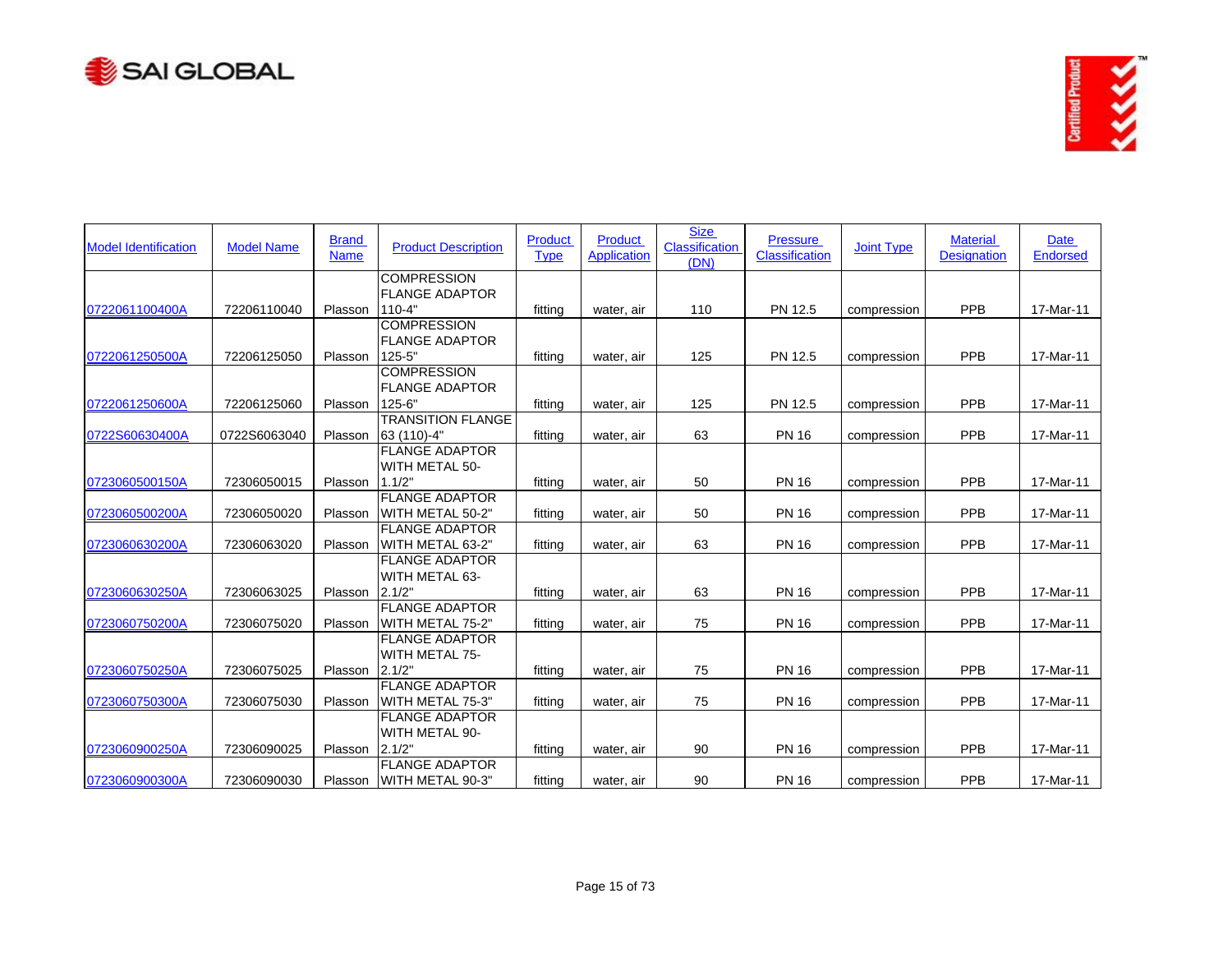| Model Identification | Model Name | Brand Name | Product Description | Product Type | Product Application | Size Classification (DN) | Pressure Classification | Joint Type | Material Designation | Date Endorsed |
|---|---|---|---|---|---|---|---|---|---|---|
| 0722061100400A | 72206110040 | Plasson | COMPRESSION FLANGE ADAPTOR 110-4" | fitting | water, air | 110 | PN 12.5 | compression | PPB | 17-Mar-11 |
| 0722061250500A | 72206125050 | Plasson | COMPRESSION FLANGE ADAPTOR 125-5" | fitting | water, air | 125 | PN 12.5 | compression | PPB | 17-Mar-11 |
| 0722061250600A | 72206125060 | Plasson | COMPRESSION FLANGE ADAPTOR 125-6" | fitting | water, air | 125 | PN 12.5 | compression | PPB | 17-Mar-11 |
| 0722S60630400A | 0722S6063040 | Plasson | TRANSITION FLANGE 63 (110)-4" | fitting | water, air | 63 | PN 16 | compression | PPB | 17-Mar-11 |
| 0723060500150A | 72306050015 | Plasson | FLANGE ADAPTOR WITH METAL 50-1.1/2" | fitting | water, air | 50 | PN 16 | compression | PPB | 17-Mar-11 |
| 0723060500200A | 72306050020 | Plasson | FLANGE ADAPTOR WITH METAL 50-2" | fitting | water, air | 50 | PN 16 | compression | PPB | 17-Mar-11 |
| 0723060630200A | 72306063020 | Plasson | FLANGE ADAPTOR WITH METAL 63-2" | fitting | water, air | 63 | PN 16 | compression | PPB | 17-Mar-11 |
| 0723060630250A | 72306063025 | Plasson | FLANGE ADAPTOR WITH METAL 63-2.1/2" | fitting | water, air | 63 | PN 16 | compression | PPB | 17-Mar-11 |
| 0723060750200A | 72306075020 | Plasson | FLANGE ADAPTOR WITH METAL 75-2" | fitting | water, air | 75 | PN 16 | compression | PPB | 17-Mar-11 |
| 0723060750250A | 72306075025 | Plasson | FLANGE ADAPTOR WITH METAL 75-2.1/2" | fitting | water, air | 75 | PN 16 | compression | PPB | 17-Mar-11 |
| 0723060750300A | 72306075030 | Plasson | FLANGE ADAPTOR WITH METAL 75-3" | fitting | water, air | 75 | PN 16 | compression | PPB | 17-Mar-11 |
| 0723060900250A | 72306090025 | Plasson | FLANGE ADAPTOR WITH METAL 90-2.1/2" | fitting | water, air | 90 | PN 16 | compression | PPB | 17-Mar-11 |
| 0723060900300A | 72306090030 | Plasson | FLANGE ADAPTOR WITH METAL 90-3" | fitting | water, air | 90 | PN 16 | compression | PPB | 17-Mar-11 |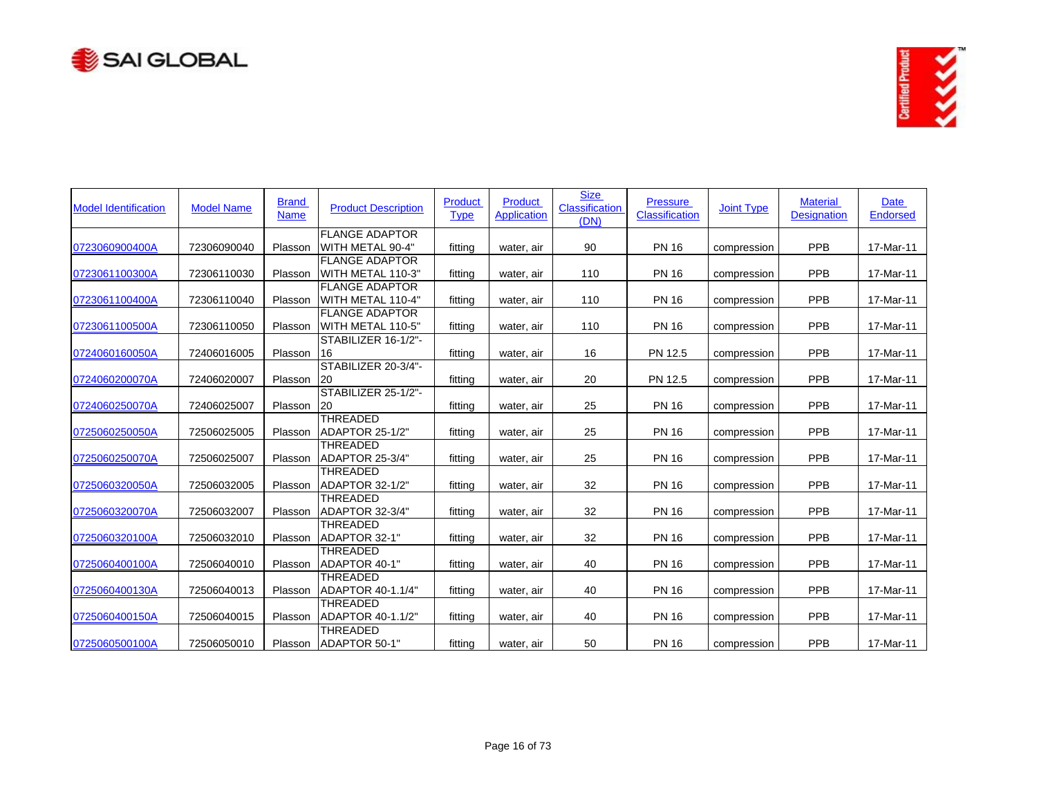| Model Identification | Model Name | Brand Name | Product Description | Product Type | Product Application | Size Classification (DN) | Pressure Classification | Joint Type | Material Designation | Date Endorsed |
|---|---|---|---|---|---|---|---|---|---|---|
| 0723060900400A | 72306090040 | Plasson | FLANGE ADAPTOR WITH METAL 90-4" | fitting | water, air | 90 | PN 16 | compression | PPB | 17-Mar-11 |
| 0723061100300A | 72306110030 | Plasson | FLANGE ADAPTOR WITH METAL 110-3" | fitting | water, air | 110 | PN 16 | compression | PPB | 17-Mar-11 |
| 0723061100400A | 72306110040 | Plasson | FLANGE ADAPTOR WITH METAL 110-4" | fitting | water, air | 110 | PN 16 | compression | PPB | 17-Mar-11 |
| 0723061100500A | 72306110050 | Plasson | FLANGE ADAPTOR WITH METAL 110-5" | fitting | water, air | 110 | PN 16 | compression | PPB | 17-Mar-11 |
| 0724060160050A | 72406016005 | Plasson | STABILIZER 16-1/2"-16 | fitting | water, air | 16 | PN 12.5 | compression | PPB | 17-Mar-11 |
| 0724060200070A | 72406020007 | Plasson | STABILIZER 20-3/4"-20 | fitting | water, air | 20 | PN 12.5 | compression | PPB | 17-Mar-11 |
| 0724060250070A | 72406025007 | Plasson | STABILIZER 25-1/2"-20 | fitting | water, air | 25 | PN 16 | compression | PPB | 17-Mar-11 |
| 0725060250050A | 72506025005 | Plasson | THREADED ADAPTOR 25-1/2" | fitting | water, air | 25 | PN 16 | compression | PPB | 17-Mar-11 |
| 0725060250070A | 72506025007 | Plasson | THREADED ADAPTOR 25-3/4" | fitting | water, air | 25 | PN 16 | compression | PPB | 17-Mar-11 |
| 0725060320050A | 72506032005 | Plasson | THREADED ADAPTOR 32-1/2" | fitting | water, air | 32 | PN 16 | compression | PPB | 17-Mar-11 |
| 0725060320070A | 72506032007 | Plasson | THREADED ADAPTOR 32-3/4" | fitting | water, air | 32 | PN 16 | compression | PPB | 17-Mar-11 |
| 0725060320100A | 72506032010 | Plasson | THREADED ADAPTOR 32-1" | fitting | water, air | 32 | PN 16 | compression | PPB | 17-Mar-11 |
| 0725060400100A | 72506040010 | Plasson | THREADED ADAPTOR 40-1" | fitting | water, air | 40 | PN 16 | compression | PPB | 17-Mar-11 |
| 0725060400130A | 72506040013 | Plasson | THREADED ADAPTOR 40-1.1/4" | fitting | water, air | 40 | PN 16 | compression | PPB | 17-Mar-11 |
| 0725060400150A | 72506040015 | Plasson | THREADED ADAPTOR 40-1.1/2" | fitting | water, air | 40 | PN 16 | compression | PPB | 17-Mar-11 |
| 0725060500100A | 72506050010 | Plasson | THREADED ADAPTOR 50-1" | fitting | water, air | 50 | PN 16 | compression | PPB | 17-Mar-11 |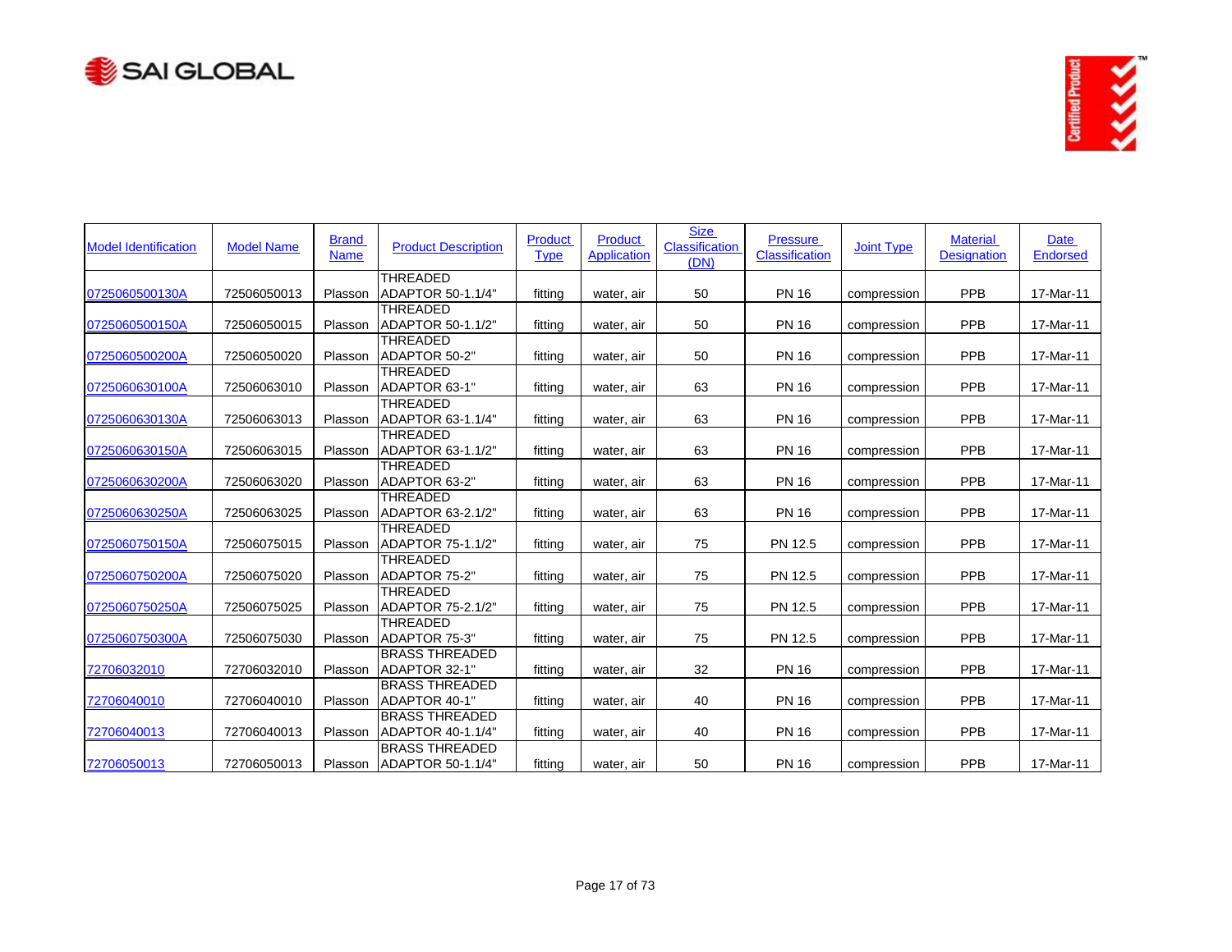| Model Identification | Model Name | Brand Name | Product Description | Product Type | Product Application | Size Classification (DN) | Pressure Classification | Joint Type | Material Designation | Date Endorsed |
|---|---|---|---|---|---|---|---|---|---|---|
| 0725060500130A | 72506050013 | Plasson | THREADED ADAPTOR 50-1.1/4" | fitting | water, air | 50 | PN 16 | compression | PPB | 17-Mar-11 |
| 0725060500150A | 72506050015 | Plasson | THREADED ADAPTOR 50-1.1/2" | fitting | water, air | 50 | PN 16 | compression | PPB | 17-Mar-11 |
| 0725060500200A | 72506050020 | Plasson | THREADED ADAPTOR 50-2" | fitting | water, air | 50 | PN 16 | compression | PPB | 17-Mar-11 |
| 0725060630100A | 72506063010 | Plasson | THREADED ADAPTOR 63-1" | fitting | water, air | 63 | PN 16 | compression | PPB | 17-Mar-11 |
| 0725060630130A | 72506063013 | Plasson | THREADED ADAPTOR 63-1.1/4" | fitting | water, air | 63 | PN 16 | compression | PPB | 17-Mar-11 |
| 0725060630150A | 72506063015 | Plasson | THREADED ADAPTOR 63-1.1/2" | fitting | water, air | 63 | PN 16 | compression | PPB | 17-Mar-11 |
| 0725060630200A | 72506063020 | Plasson | THREADED ADAPTOR 63-2" | fitting | water, air | 63 | PN 16 | compression | PPB | 17-Mar-11 |
| 0725060630250A | 72506063025 | Plasson | THREADED ADAPTOR 63-2.1/2" | fitting | water, air | 63 | PN 16 | compression | PPB | 17-Mar-11 |
| 0725060750150A | 72506075015 | Plasson | THREADED ADAPTOR 75-1.1/2" | fitting | water, air | 75 | PN 12.5 | compression | PPB | 17-Mar-11 |
| 0725060750200A | 72506075020 | Plasson | THREADED ADAPTOR 75-2" | fitting | water, air | 75 | PN 12.5 | compression | PPB | 17-Mar-11 |
| 0725060750250A | 72506075025 | Plasson | THREADED ADAPTOR 75-2.1/2" | fitting | water, air | 75 | PN 12.5 | compression | PPB | 17-Mar-11 |
| 0725060750300A | 72506075030 | Plasson | THREADED ADAPTOR 75-3" | fitting | water, air | 75 | PN 12.5 | compression | PPB | 17-Mar-11 |
| 72706032010 | 72706032010 | Plasson | BRASS THREADED ADAPTOR 32-1" | fitting | water, air | 32 | PN 16 | compression | PPB | 17-Mar-11 |
| 72706040010 | 72706040010 | Plasson | BRASS THREADED ADAPTOR 40-1" | fitting | water, air | 40 | PN 16 | compression | PPB | 17-Mar-11 |
| 72706040013 | 72706040013 | Plasson | BRASS THREADED ADAPTOR 40-1.1/4" | fitting | water, air | 40 | PN 16 | compression | PPB | 17-Mar-11 |
| 72706050013 | 72706050013 | Plasson | BRASS THREADED ADAPTOR 50-1.1/4" | fitting | water, air | 50 | PN 16 | compression | PPB | 17-Mar-11 |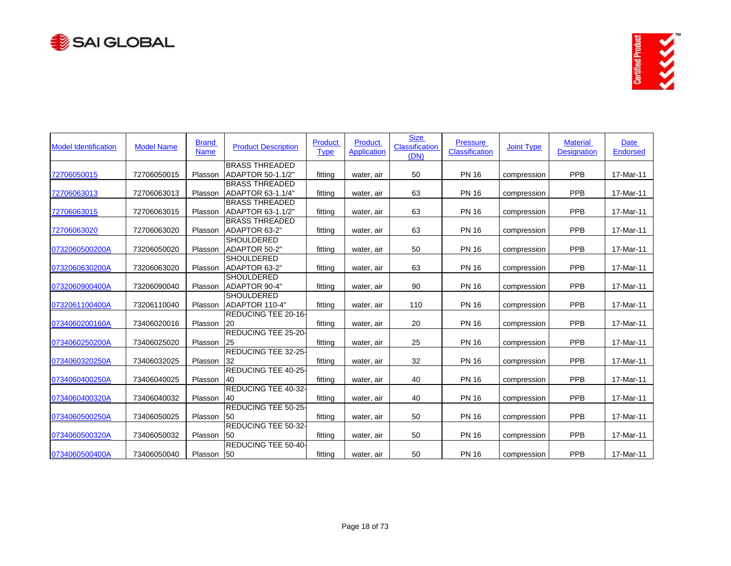| Model Identification | Model Name | Brand Name | Product Description | Product Type | Product Application | Size Classification (DN) | Pressure Classification | Joint Type | Material Designation | Date Endorsed |
|---|---|---|---|---|---|---|---|---|---|---|
| 72706050015 | 72706050015 | Plasson | BRASS THREADED ADAPTOR 50-1.1/2" | fitting | water, air | 50 | PN 16 | compression | PPB | 17-Mar-11 |
| 72706063013 | 72706063013 | Plasson | BRASS THREADED ADAPTOR 63-1.1/4" | fitting | water, air | 63 | PN 16 | compression | PPB | 17-Mar-11 |
| 72706063015 | 72706063015 | Plasson | BRASS THREADED ADAPTOR 63-1.1/2" | fitting | water, air | 63 | PN 16 | compression | PPB | 17-Mar-11 |
| 72706063020 | 72706063020 | Plasson | BRASS THREADED ADAPTOR 63-2" | fitting | water, air | 63 | PN 16 | compression | PPB | 17-Mar-11 |
| 0732060500200A | 73206050020 | Plasson | SHOULDERED ADAPTOR 50-2" | fitting | water, air | 50 | PN 16 | compression | PPB | 17-Mar-11 |
| 0732060630200A | 73206063020 | Plasson | SHOULDERED ADAPTOR 63-2" | fitting | water, air | 63 | PN 16 | compression | PPB | 17-Mar-11 |
| 0732060900400A | 73206090040 | Plasson | SHOULDERED ADAPTOR 90-4" | fitting | water, air | 90 | PN 16 | compression | PPB | 17-Mar-11 |
| 0732061100400A | 73206110040 | Plasson | SHOULDERED ADAPTOR 110-4" | fitting | water, air | 110 | PN 16 | compression | PPB | 17-Mar-11 |
| 0734060200160A | 73406020016 | Plasson | REDUCING TEE 20-16-20 | fitting | water, air | 20 | PN 16 | compression | PPB | 17-Mar-11 |
| 0734060250200A | 73406025020 | Plasson | REDUCING TEE 25-20-25 | fitting | water, air | 25 | PN 16 | compression | PPB | 17-Mar-11 |
| 0734060320250A | 73406032025 | Plasson | REDUCING TEE 32-25-32 | fitting | water, air | 32 | PN 16 | compression | PPB | 17-Mar-11 |
| 0734060400250A | 73406040025 | Plasson | REDUCING TEE 40-25-40 | fitting | water, air | 40 | PN 16 | compression | PPB | 17-Mar-11 |
| 0734060400320A | 73406040032 | Plasson | REDUCING TEE 40-32-40 | fitting | water, air | 40 | PN 16 | compression | PPB | 17-Mar-11 |
| 0734060500250A | 73406050025 | Plasson | REDUCING TEE 50-25-50 | fitting | water, air | 50 | PN 16 | compression | PPB | 17-Mar-11 |
| 0734060500320A | 73406050032 | Plasson | REDUCING TEE 50-32-50 | fitting | water, air | 50 | PN 16 | compression | PPB | 17-Mar-11 |
| 0734060500400A | 73406050040 | Plasson | REDUCING TEE 50-40-50 | fitting | water, air | 50 | PN 16 | compression | PPB | 17-Mar-11 |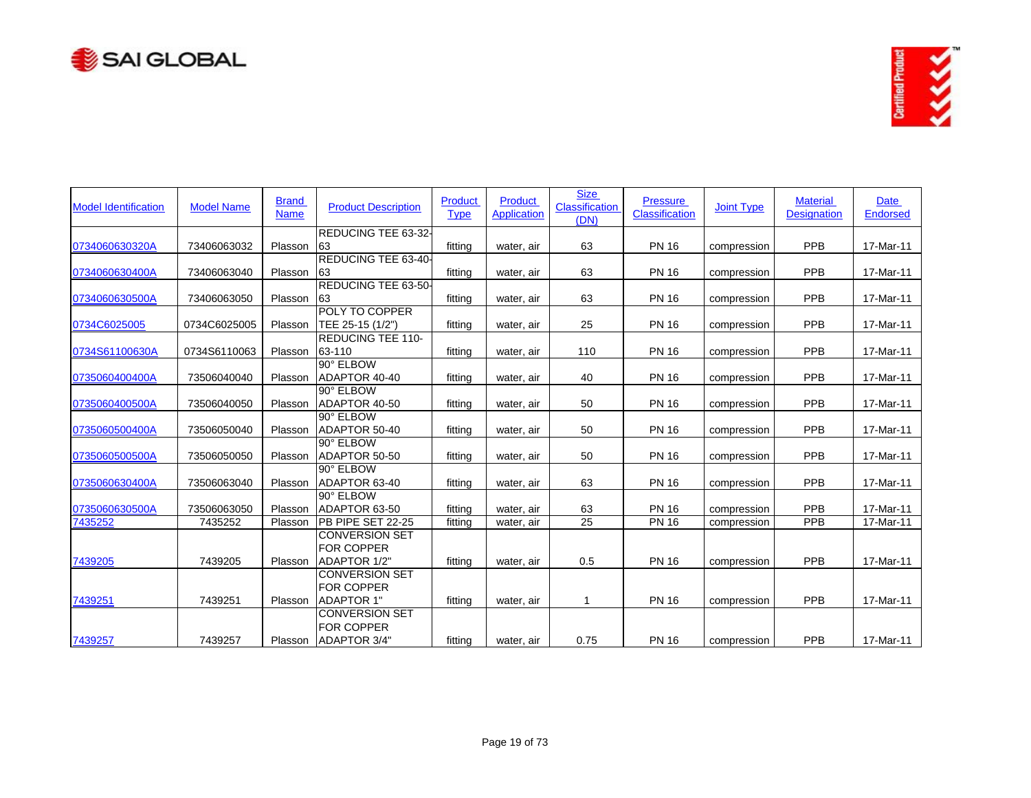| Model Identification | Model Name | Brand Name | Product Description | Product Type | Product Application | Size Classification (DN) | Pressure Classification | Joint Type | Material Designation | Date Endorsed |
|---|---|---|---|---|---|---|---|---|---|---|
| 0734060630320A | 73406063032 | Plasson | REDUCING TEE 63-32-63 | fitting | water, air | 63 | PN 16 | compression | PPB | 17-Mar-11 |
| 0734060630400A | 73406063040 | Plasson | REDUCING TEE 63-40-63 | fitting | water, air | 63 | PN 16 | compression | PPB | 17-Mar-11 |
| 0734060630500A | 73406063050 | Plasson | REDUCING TEE 63-50-63 | fitting | water, air | 63 | PN 16 | compression | PPB | 17-Mar-11 |
| 0734C6025005 | 0734C6025005 | Plasson | POLY TO COPPER TEE 25-15 (1/2") | fitting | water, air | 25 | PN 16 | compression | PPB | 17-Mar-11 |
| 0734S61100630A | 0734S6110063 | Plasson | REDUCING TEE 110-63-110 | fitting | water, air | 110 | PN 16 | compression | PPB | 17-Mar-11 |
| 0735060400400A | 73506040040 | Plasson | 90° ELBOW ADAPTOR 40-40 | fitting | water, air | 40 | PN 16 | compression | PPB | 17-Mar-11 |
| 0735060400500A | 73506040050 | Plasson | 90° ELBOW ADAPTOR 40-50 | fitting | water, air | 50 | PN 16 | compression | PPB | 17-Mar-11 |
| 0735060500400A | 73506050040 | Plasson | 90° ELBOW ADAPTOR 50-40 | fitting | water, air | 50 | PN 16 | compression | PPB | 17-Mar-11 |
| 0735060500500A | 73506050050 | Plasson | 90° ELBOW ADAPTOR 50-50 | fitting | water, air | 50 | PN 16 | compression | PPB | 17-Mar-11 |
| 0735060630400A | 73506063040 | Plasson | 90° ELBOW ADAPTOR 63-40 | fitting | water, air | 63 | PN 16 | compression | PPB | 17-Mar-11 |
| 0735060630500A | 73506063050 | Plasson | 90° ELBOW ADAPTOR 63-50 | fitting | water, air | 63 | PN 16 | compression | PPB | 17-Mar-11 |
| 7435252 | 7435252 | Plasson | PB PIPE SET 22-25 | fitting | water, air | 25 | PN 16 | compression | PPB | 17-Mar-11 |
| 7439205 | 7439205 | Plasson | CONVERSION SET FOR COPPER ADAPTOR 1/2" | fitting | water, air | 0.5 | PN 16 | compression | PPB | 17-Mar-11 |
| 7439251 | 7439251 | Plasson | CONVERSION SET FOR COPPER ADAPTOR 1" | fitting | water, air | 1 | PN 16 | compression | PPB | 17-Mar-11 |
| 7439257 | 7439257 | Plasson | CONVERSION SET FOR COPPER ADAPTOR 3/4" | fitting | water, air | 0.75 | PN 16 | compression | PPB | 17-Mar-11 |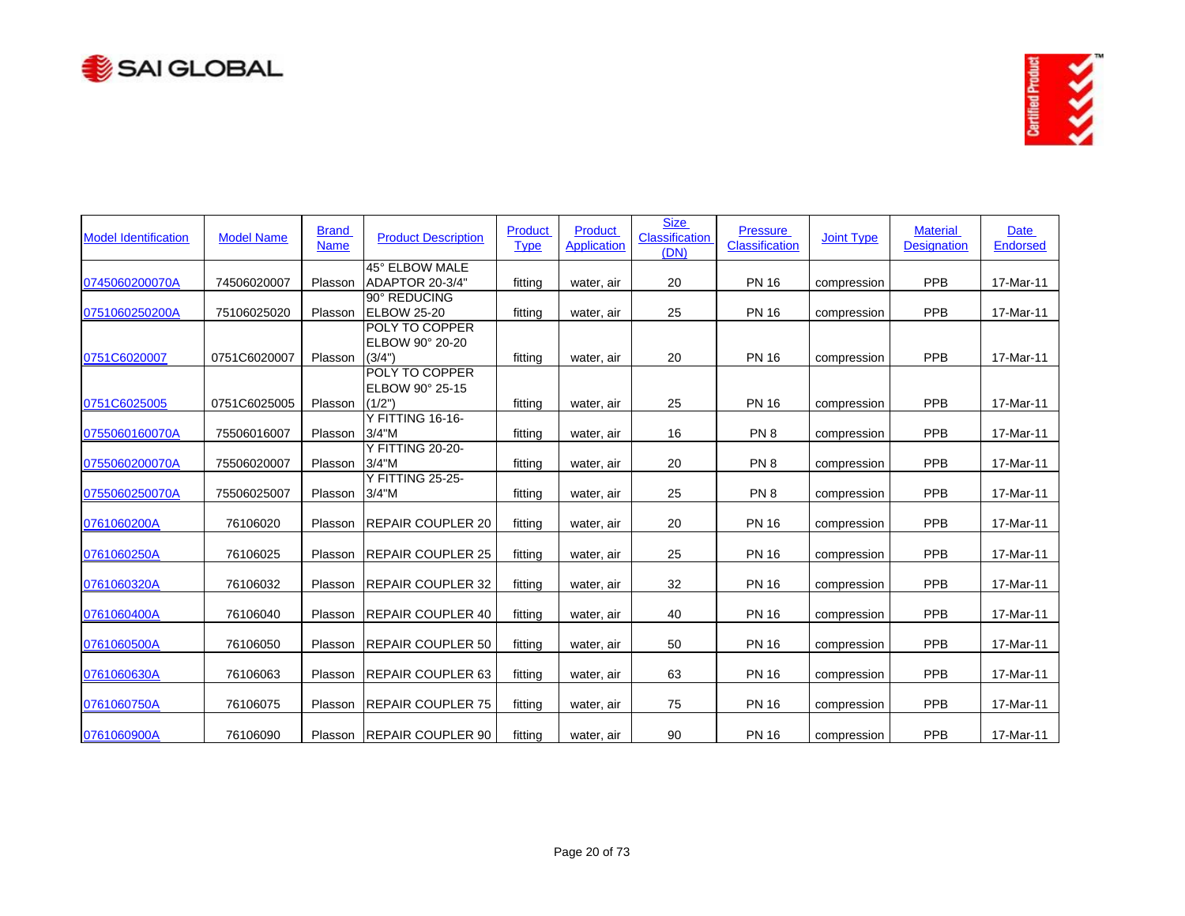| Model Identification | Model Name | Brand Name | Product Description | Product Type | Product Application | Size Classification (DN) | Pressure Classification | Joint Type | Material Designation | Date Endorsed |
|---|---|---|---|---|---|---|---|---|---|---|
| 0745060200070A | 74506020007 | Plasson | 45° ELBOW MALE ADAPTOR 20-3/4" | fitting | water, air | 20 | PN 16 | compression | PPB | 17-Mar-11 |
| 0751060250200A | 75106025020 | Plasson | 90° REDUCING ELBOW 25-20 | fitting | water, air | 25 | PN 16 | compression | PPB | 17-Mar-11 |
| 0751C6020007 | 0751C6020007 | Plasson | POLY TO COPPER ELBOW 90° 20-20 (3/4") | fitting | water, air | 20 | PN 16 | compression | PPB | 17-Mar-11 |
| 0751C6025005 | 0751C6025005 | Plasson | POLY TO COPPER ELBOW 90° 25-15 (1/2") | fitting | water, air | 25 | PN 16 | compression | PPB | 17-Mar-11 |
| 0755060160070A | 75506016007 | Plasson | Y FITTING 16-16-3/4"M | fitting | water, air | 16 | PN 8 | compression | PPB | 17-Mar-11 |
| 0755060200070A | 75506020007 | Plasson | Y FITTING 20-20-3/4"M | fitting | water, air | 20 | PN 8 | compression | PPB | 17-Mar-11 |
| 0755060250070A | 75506025007 | Plasson | Y FITTING 25-25-3/4"M | fitting | water, air | 25 | PN 8 | compression | PPB | 17-Mar-11 |
| 0761060200A | 76106020 | Plasson | REPAIR COUPLER 20 | fitting | water, air | 20 | PN 16 | compression | PPB | 17-Mar-11 |
| 0761060250A | 76106025 | Plasson | REPAIR COUPLER 25 | fitting | water, air | 25 | PN 16 | compression | PPB | 17-Mar-11 |
| 0761060320A | 76106032 | Plasson | REPAIR COUPLER 32 | fitting | water, air | 32 | PN 16 | compression | PPB | 17-Mar-11 |
| 0761060400A | 76106040 | Plasson | REPAIR COUPLER 40 | fitting | water, air | 40 | PN 16 | compression | PPB | 17-Mar-11 |
| 0761060500A | 76106050 | Plasson | REPAIR COUPLER 50 | fitting | water, air | 50 | PN 16 | compression | PPB | 17-Mar-11 |
| 0761060630A | 76106063 | Plasson | REPAIR COUPLER 63 | fitting | water, air | 63 | PN 16 | compression | PPB | 17-Mar-11 |
| 0761060750A | 76106075 | Plasson | REPAIR COUPLER 75 | fitting | water, air | 75 | PN 16 | compression | PPB | 17-Mar-11 |
| 0761060900A | 76106090 | Plasson | REPAIR COUPLER 90 | fitting | water, air | 90 | PN 16 | compression | PPB | 17-Mar-11 |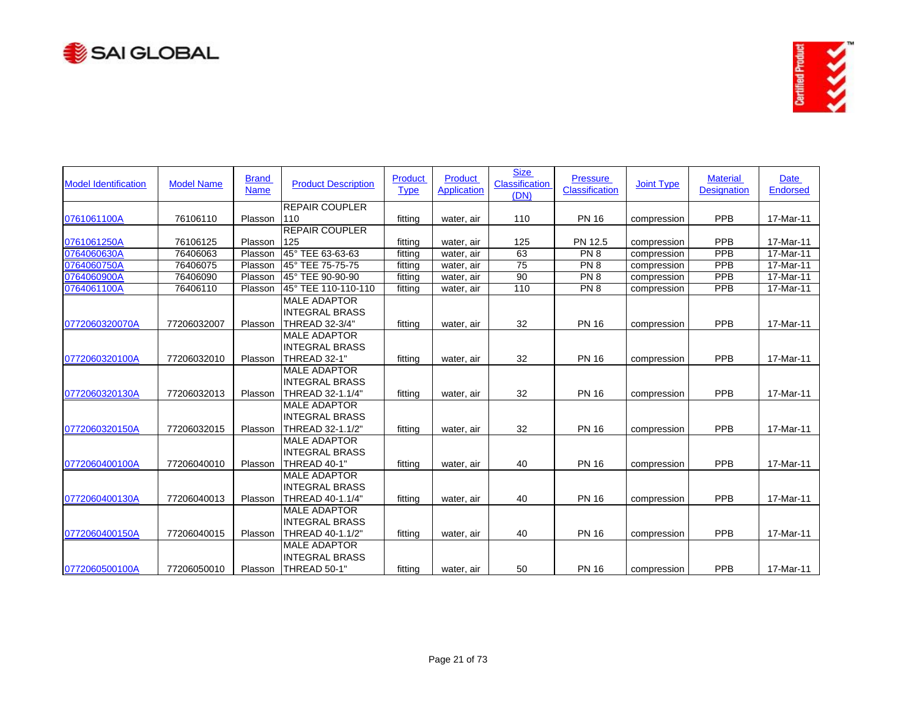| Model Identification | Model Name | Brand Name | Product Description | Product Type | Product Application | Size Classification (DN) | Pressure Classification | Joint Type | Material Designation | Date Endorsed |
|---|---|---|---|---|---|---|---|---|---|---|
| 0761061100A | 76106110 | Plasson | REPAIR COUPLER 110 | fitting | water, air | 110 | PN 16 | compression | PPB | 17-Mar-11 |
| 0761061250A | 76106125 | Plasson | REPAIR COUPLER 125 | fitting | water, air | 125 | PN 12.5 | compression | PPB | 17-Mar-11 |
| 0764060630A | 76406063 | Plasson | 45° TEE 63-63-63 | fitting | water, air | 63 | PN 8 | compression | PPB | 17-Mar-11 |
| 0764060750A | 76406075 | Plasson | 45° TEE 75-75-75 | fitting | water, air | 75 | PN 8 | compression | PPB | 17-Mar-11 |
| 0764060900A | 76406090 | Plasson | 45° TEE 90-90-90 | fitting | water, air | 90 | PN 8 | compression | PPB | 17-Mar-11 |
| 0764061100A | 76406110 | Plasson | 45° TEE 110-110-110 | fitting | water, air | 110 | PN 8 | compression | PPB | 17-Mar-11 |
| 0772060320070A | 77206032007 | Plasson | MALE ADAPTOR INTEGRAL BRASS THREAD 32-3/4" | fitting | water, air | 32 | PN 16 | compression | PPB | 17-Mar-11 |
| 0772060320100A | 77206032010 | Plasson | MALE ADAPTOR INTEGRAL BRASS THREAD 32-1" | fitting | water, air | 32 | PN 16 | compression | PPB | 17-Mar-11 |
| 0772060320130A | 77206032013 | Plasson | MALE ADAPTOR INTEGRAL BRASS THREAD 32-1.1/4" | fitting | water, air | 32 | PN 16 | compression | PPB | 17-Mar-11 |
| 0772060320150A | 77206032015 | Plasson | MALE ADAPTOR INTEGRAL BRASS THREAD 32-1.1/2" | fitting | water, air | 32 | PN 16 | compression | PPB | 17-Mar-11 |
| 0772060400100A | 77206040010 | Plasson | MALE ADAPTOR INTEGRAL BRASS THREAD 40-1" | fitting | water, air | 40 | PN 16 | compression | PPB | 17-Mar-11 |
| 0772060400130A | 77206040013 | Plasson | MALE ADAPTOR INTEGRAL BRASS THREAD 40-1.1/4" | fitting | water, air | 40 | PN 16 | compression | PPB | 17-Mar-11 |
| 0772060400150A | 77206040015 | Plasson | MALE ADAPTOR INTEGRAL BRASS THREAD 40-1.1/2" | fitting | water, air | 40 | PN 16 | compression | PPB | 17-Mar-11 |
| 0772060500100A | 77206050010 | Plasson | MALE ADAPTOR INTEGRAL BRASS THREAD 50-1" | fitting | water, air | 50 | PN 16 | compression | PPB | 17-Mar-11 |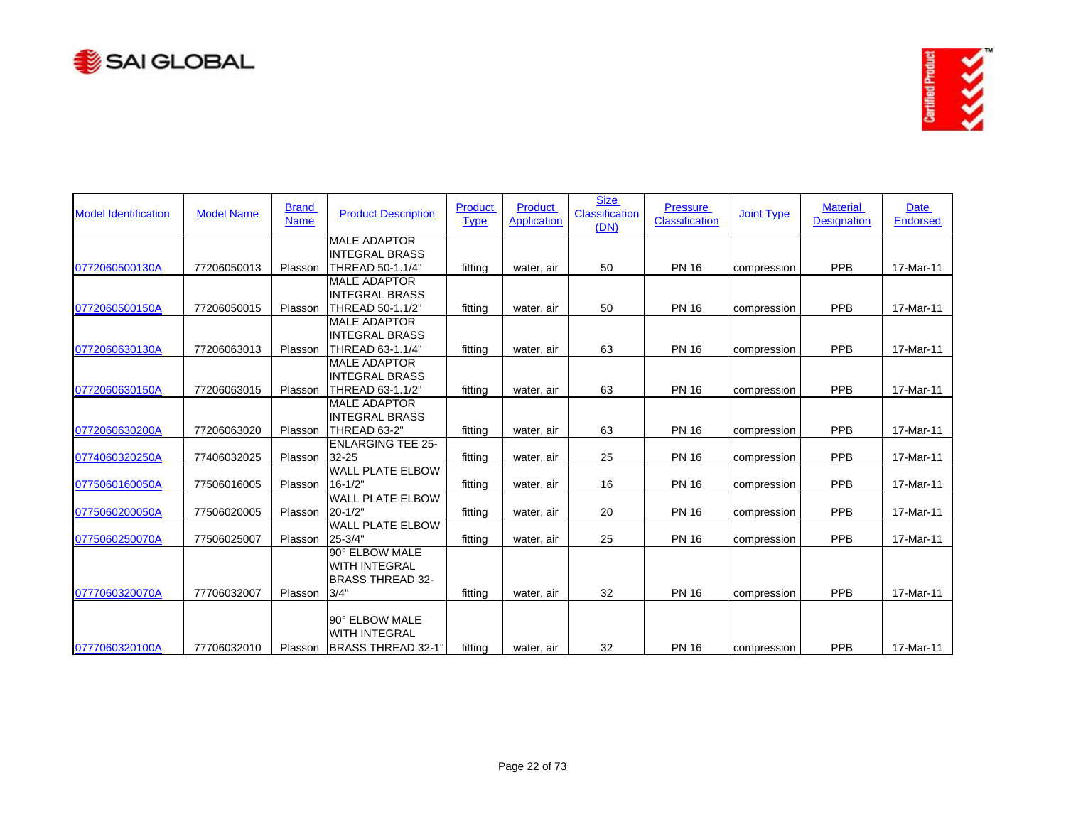| Model Identification | Model Name | Brand Name | Product Description | Product Type | Product Application | Size Classification (DN) | Pressure Classification | Joint Type | Material Designation | Date Endorsed |
|---|---|---|---|---|---|---|---|---|---|---|
| 0772060500130A | 77206050013 | Plasson | MALE ADAPTOR INTEGRAL BRASS THREAD 50-1.1/4" | fitting | water, air | 50 | PN 16 | compression | PPB | 17-Mar-11 |
| 0772060500150A | 77206050015 | Plasson | MALE ADAPTOR INTEGRAL BRASS THREAD 50-1.1/2" | fitting | water, air | 50 | PN 16 | compression | PPB | 17-Mar-11 |
| 0772060630130A | 77206063013 | Plasson | MALE ADAPTOR INTEGRAL BRASS THREAD 63-1.1/4" | fitting | water, air | 63 | PN 16 | compression | PPB | 17-Mar-11 |
| 0772060630150A | 77206063015 | Plasson | MALE ADAPTOR INTEGRAL BRASS THREAD 63-1.1/2" | fitting | water, air | 63 | PN 16 | compression | PPB | 17-Mar-11 |
| 0772060630200A | 77206063020 | Plasson | MALE ADAPTOR INTEGRAL BRASS THREAD 63-2" | fitting | water, air | 63 | PN 16 | compression | PPB | 17-Mar-11 |
| 0774060320250A | 77406032025 | Plasson | ENLARGING TEE 25-32-25 | fitting | water, air | 25 | PN 16 | compression | PPB | 17-Mar-11 |
| 0775060160050A | 77506016005 | Plasson | WALL PLATE ELBOW 16-1/2" | fitting | water, air | 16 | PN 16 | compression | PPB | 17-Mar-11 |
| 0775060200050A | 77506020005 | Plasson | WALL PLATE ELBOW 20-1/2" | fitting | water, air | 20 | PN 16 | compression | PPB | 17-Mar-11 |
| 0775060250070A | 77506025007 | Plasson | WALL PLATE ELBOW 25-3/4" | fitting | water, air | 25 | PN 16 | compression | PPB | 17-Mar-11 |
| 0777060320070A | 77706032007 | Plasson | 90° ELBOW MALE WITH INTEGRAL BRASS THREAD 32-3/4" | fitting | water, air | 32 | PN 16 | compression | PPB | 17-Mar-11 |
| 0777060320100A | 77706032010 | Plasson | 90° ELBOW MALE WITH INTEGRAL BRASS THREAD 32-1" | fitting | water, air | 32 | PN 16 | compression | PPB | 17-Mar-11 |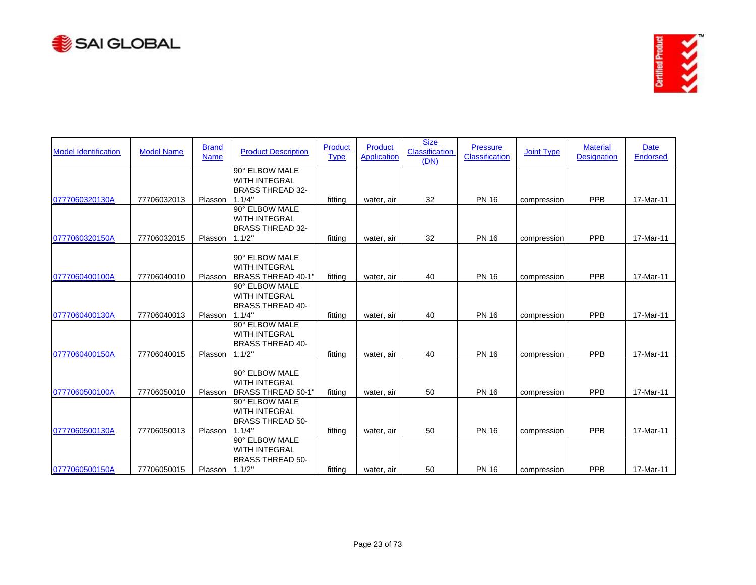| Model Identification | Model Name | Brand Name | Product Description | Product Type | Product Application | Size Classification (DN) | Pressure Classification | Joint Type | Material Designation | Date Endorsed |
|---|---|---|---|---|---|---|---|---|---|---|
| 0777060320130A | 77706032013 | Plasson | 90° ELBOW MALE WITH INTEGRAL BRASS THREAD 32-1.1/4" | fitting | water, air | 32 | PN 16 | compression | PPB | 17-Mar-11 |
| 0777060320150A | 77706032015 | Plasson | 90° ELBOW MALE WITH INTEGRAL BRASS THREAD 32-1.1/2" | fitting | water, air | 32 | PN 16 | compression | PPB | 17-Mar-11 |
| 0777060400100A | 77706040010 | Plasson | 90° ELBOW MALE WITH INTEGRAL BRASS THREAD 40-1" | fitting | water, air | 40 | PN 16 | compression | PPB | 17-Mar-11 |
| 0777060400130A | 77706040013 | Plasson | 90° ELBOW MALE WITH INTEGRAL BRASS THREAD 40-1.1/4" | fitting | water, air | 40 | PN 16 | compression | PPB | 17-Mar-11 |
| 0777060400150A | 77706040015 | Plasson | 90° ELBOW MALE WITH INTEGRAL BRASS THREAD 40-1.1/2" | fitting | water, air | 40 | PN 16 | compression | PPB | 17-Mar-11 |
| 0777060500100A | 77706050010 | Plasson | 90° ELBOW MALE WITH INTEGRAL BRASS THREAD 50-1" | fitting | water, air | 50 | PN 16 | compression | PPB | 17-Mar-11 |
| 0777060500130A | 77706050013 | Plasson | 90° ELBOW MALE WITH INTEGRAL BRASS THREAD 50-1.1/4" | fitting | water, air | 50 | PN 16 | compression | PPB | 17-Mar-11 |
| 0777060500150A | 77706050015 | Plasson | 90° ELBOW MALE WITH INTEGRAL BRASS THREAD 50-1.1/2" | fitting | water, air | 50 | PN 16 | compression | PPB | 17-Mar-11 |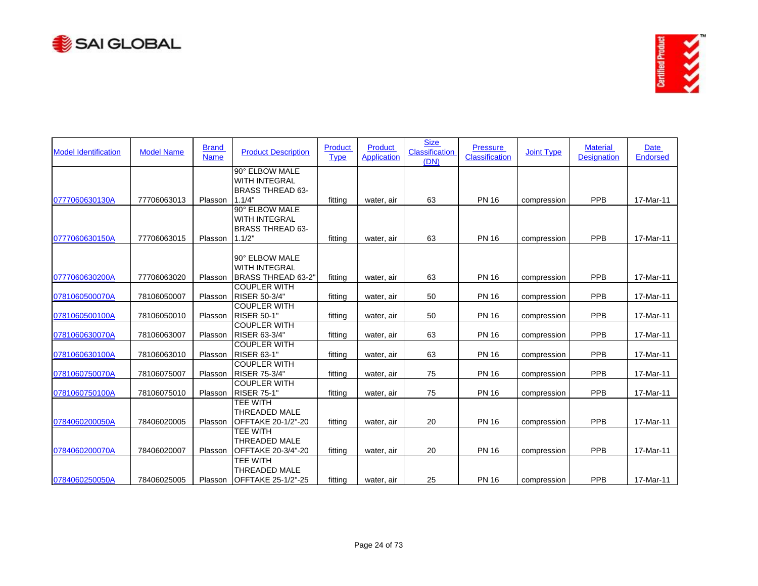| Model Identification | Model Name | Brand Name | Product Description | Product Type | Product Application | Size Classification (DN) | Pressure Classification | Joint Type | Material Designation | Date Endorsed |
|---|---|---|---|---|---|---|---|---|---|---|
| 0777060630130A | 77706063013 | Plasson | 90° ELBOW MALE WITH INTEGRAL BRASS THREAD 63-1.1/4" | fitting | water, air | 63 | PN 16 | compression | PPB | 17-Mar-11 |
| 0777060630150A | 77706063015 | Plasson | 90° ELBOW MALE WITH INTEGRAL BRASS THREAD 63-1.1/2" | fitting | water, air | 63 | PN 16 | compression | PPB | 17-Mar-11 |
| 0777060630200A | 77706063020 | Plasson | 90° ELBOW MALE WITH INTEGRAL BRASS THREAD 63-2" | fitting | water, air | 63 | PN 16 | compression | PPB | 17-Mar-11 |
| 0781060500070A | 78106050007 | Plasson | COUPLER WITH RISER 50-3/4" | fitting | water, air | 50 | PN 16 | compression | PPB | 17-Mar-11 |
| 0781060500100A | 78106050010 | Plasson | COUPLER WITH RISER 50-1" | fitting | water, air | 50 | PN 16 | compression | PPB | 17-Mar-11 |
| 0781060630070A | 78106063007 | Plasson | COUPLER WITH RISER 63-3/4" | fitting | water, air | 63 | PN 16 | compression | PPB | 17-Mar-11 |
| 0781060630100A | 78106063010 | Plasson | COUPLER WITH RISER 63-1" | fitting | water, air | 63 | PN 16 | compression | PPB | 17-Mar-11 |
| 0781060750070A | 78106075007 | Plasson | COUPLER WITH RISER 75-3/4" | fitting | water, air | 75 | PN 16 | compression | PPB | 17-Mar-11 |
| 0781060750100A | 78106075010 | Plasson | COUPLER WITH RISER 75-1" | fitting | water, air | 75 | PN 16 | compression | PPB | 17-Mar-11 |
| 0784060200050A | 78406020005 | Plasson | TEE WITH THREADED MALE OFFTAKE 20-1/2"-20 | fitting | water, air | 20 | PN 16 | compression | PPB | 17-Mar-11 |
| 0784060200070A | 78406020007 | Plasson | TEE WITH THREADED MALE OFFTAKE 20-3/4"-20 | fitting | water, air | 20 | PN 16 | compression | PPB | 17-Mar-11 |
| 0784060250050A | 78406025005 | Plasson | TEE WITH THREADED MALE OFFTAKE 25-1/2"-25 | fitting | water, air | 25 | PN 16 | compression | PPB | 17-Mar-11 |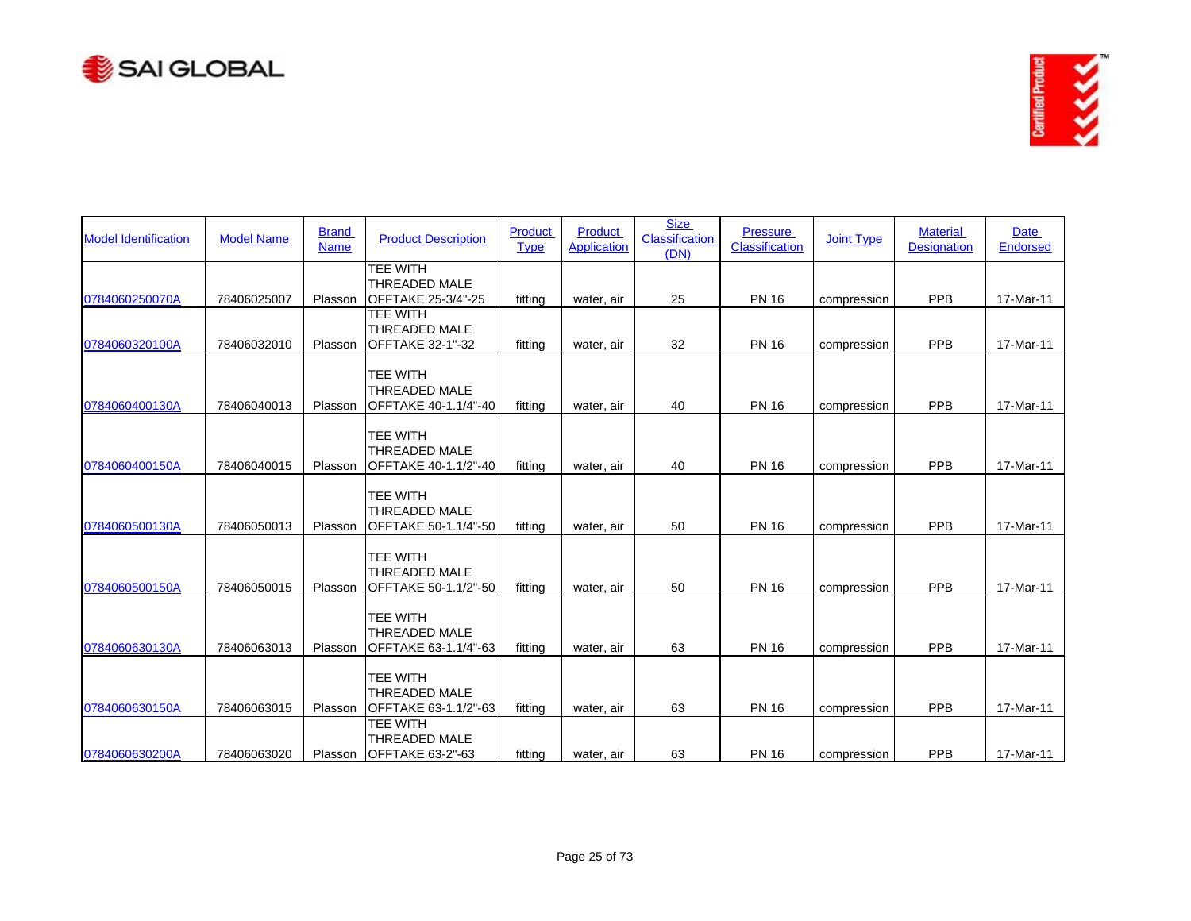| Model Identification | Model Name | Brand Name | Product Description | Product Type | Product Application | Size Classification (DN) | Pressure Classification | Joint Type | Material Designation | Date Endorsed |
|---|---|---|---|---|---|---|---|---|---|---|
| 0784060250070A | 78406025007 | Plasson | TEE WITH THREADED MALE OFFTAKE 25-3/4"-25 | fitting | water, air | 25 | PN 16 | compression | PPB | 17-Mar-11 |
| 0784060320100A | 78406032010 | Plasson | TEE WITH THREADED MALE OFFTAKE 32-1"-32 | fitting | water, air | 32 | PN 16 | compression | PPB | 17-Mar-11 |
| 0784060400130A | 78406040013 | Plasson | TEE WITH THREADED MALE OFFTAKE 40-1.1/4"-40 | fitting | water, air | 40 | PN 16 | compression | PPB | 17-Mar-11 |
| 0784060400150A | 78406040015 | Plasson | TEE WITH THREADED MALE OFFTAKE 40-1.1/2"-40 | fitting | water, air | 40 | PN 16 | compression | PPB | 17-Mar-11 |
| 0784060500130A | 78406050013 | Plasson | TEE WITH THREADED MALE OFFTAKE 50-1.1/4"-50 | fitting | water, air | 50 | PN 16 | compression | PPB | 17-Mar-11 |
| 0784060500150A | 78406050015 | Plasson | TEE WITH THREADED MALE OFFTAKE 50-1.1/2"-50 | fitting | water, air | 50 | PN 16 | compression | PPB | 17-Mar-11 |
| 0784060630130A | 78406063013 | Plasson | TEE WITH THREADED MALE OFFTAKE 63-1.1/4"-63 | fitting | water, air | 63 | PN 16 | compression | PPB | 17-Mar-11 |
| 0784060630150A | 78406063015 | Plasson | TEE WITH THREADED MALE OFFTAKE 63-1.1/2"-63 | fitting | water, air | 63 | PN 16 | compression | PPB | 17-Mar-11 |
| 0784060630200A | 78406063020 | Plasson | TEE WITH THREADED MALE OFFTAKE 63-2"-63 | fitting | water, air | 63 | PN 16 | compression | PPB | 17-Mar-11 |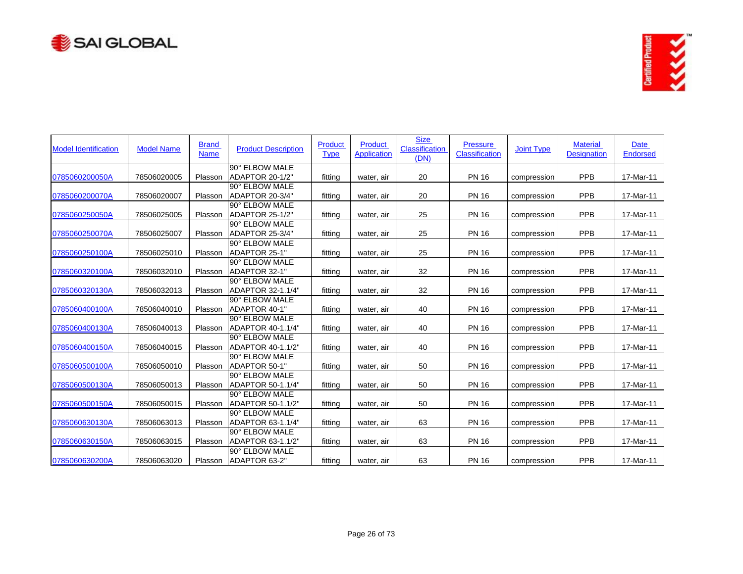| Model Identification | Model Name | Brand Name | Product Description | Product Type | Product Application | Size Classification (DN) | Pressure Classification | Joint Type | Material Designation | Date Endorsed |
|---|---|---|---|---|---|---|---|---|---|---|
| 0785060200050A | 78506020005 | Plasson | 90° ELBOW MALE ADAPTOR 20-1/2" | fitting | water, air | 20 | PN 16 | compression | PPB | 17-Mar-11 |
| 0785060200070A | 78506020007 | Plasson | 90° ELBOW MALE ADAPTOR 20-3/4" | fitting | water, air | 20 | PN 16 | compression | PPB | 17-Mar-11 |
| 0785060250050A | 78506025005 | Plasson | 90° ELBOW MALE ADAPTOR 25-1/2" | fitting | water, air | 25 | PN 16 | compression | PPB | 17-Mar-11 |
| 0785060250070A | 78506025007 | Plasson | 90° ELBOW MALE ADAPTOR 25-3/4" | fitting | water, air | 25 | PN 16 | compression | PPB | 17-Mar-11 |
| 0785060250100A | 78506025010 | Plasson | 90° ELBOW MALE ADAPTOR 25-1" | fitting | water, air | 25 | PN 16 | compression | PPB | 17-Mar-11 |
| 0785060320100A | 78506032010 | Plasson | 90° ELBOW MALE ADAPTOR 32-1" | fitting | water, air | 32 | PN 16 | compression | PPB | 17-Mar-11 |
| 0785060320130A | 78506032013 | Plasson | 90° ELBOW MALE ADAPTOR 32-1.1/4" | fitting | water, air | 32 | PN 16 | compression | PPB | 17-Mar-11 |
| 0785060400100A | 78506040010 | Plasson | 90° ELBOW MALE ADAPTOR 40-1" | fitting | water, air | 40 | PN 16 | compression | PPB | 17-Mar-11 |
| 0785060400130A | 78506040013 | Plasson | 90° ELBOW MALE ADAPTOR 40-1.1/4" | fitting | water, air | 40 | PN 16 | compression | PPB | 17-Mar-11 |
| 0785060400150A | 78506040015 | Plasson | 90° ELBOW MALE ADAPTOR 40-1.1/2" | fitting | water, air | 40 | PN 16 | compression | PPB | 17-Mar-11 |
| 0785060500100A | 78506050010 | Plasson | 90° ELBOW MALE ADAPTOR 50-1" | fitting | water, air | 50 | PN 16 | compression | PPB | 17-Mar-11 |
| 0785060500130A | 78506050013 | Plasson | 90° ELBOW MALE ADAPTOR 50-1.1/4" | fitting | water, air | 50 | PN 16 | compression | PPB | 17-Mar-11 |
| 0785060500150A | 78506050015 | Plasson | 90° ELBOW MALE ADAPTOR 50-1.1/2" | fitting | water, air | 50 | PN 16 | compression | PPB | 17-Mar-11 |
| 0785060630130A | 78506063013 | Plasson | 90° ELBOW MALE ADAPTOR 63-1.1/4" | fitting | water, air | 63 | PN 16 | compression | PPB | 17-Mar-11 |
| 0785060630150A | 78506063015 | Plasson | 90° ELBOW MALE ADAPTOR 63-1.1/2" | fitting | water, air | 63 | PN 16 | compression | PPB | 17-Mar-11 |
| 0785060630200A | 78506063020 | Plasson | 90° ELBOW MALE ADAPTOR 63-2" | fitting | water, air | 63 | PN 16 | compression | PPB | 17-Mar-11 |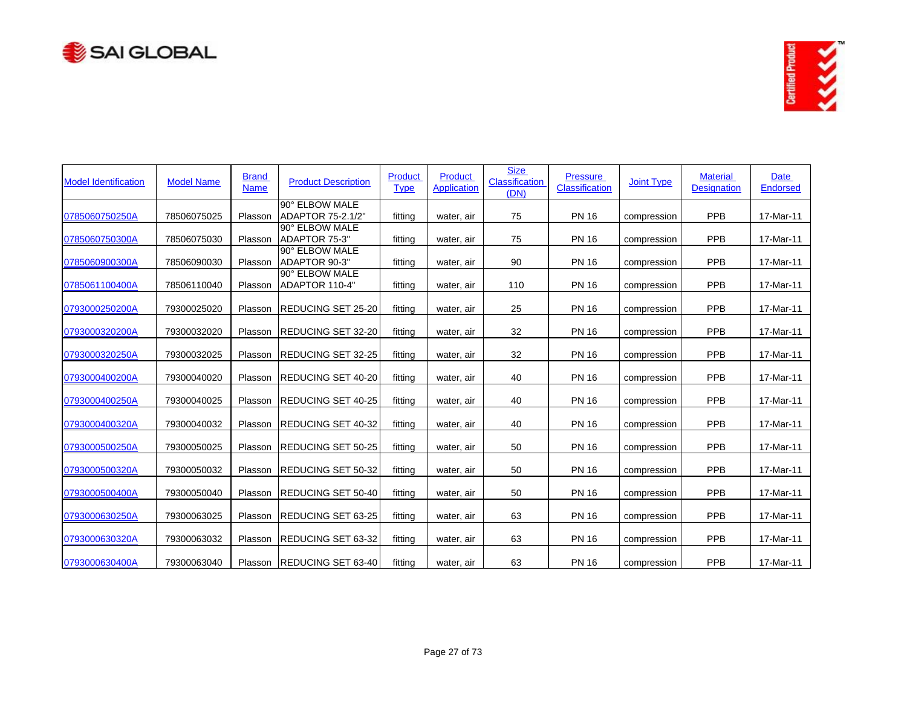| Model Identification | Model Name | Brand Name | Product Description | Product Type | Product Application | Size Classification (DN) | Pressure Classification | Joint Type | Material Designation | Date Endorsed |
|---|---|---|---|---|---|---|---|---|---|---|
| 0785060750250A | 78506075025 | Plasson | 90° ELBOW MALE ADAPTOR 75-2.1/2" | fitting | water, air | 75 | PN 16 | compression | PPB | 17-Mar-11 |
| 0785060750300A | 78506075030 | Plasson | 90° ELBOW MALE ADAPTOR 75-3" | fitting | water, air | 75 | PN 16 | compression | PPB | 17-Mar-11 |
| 0785060900300A | 78506090030 | Plasson | 90° ELBOW MALE ADAPTOR 90-3" | fitting | water, air | 90 | PN 16 | compression | PPB | 17-Mar-11 |
| 0785061100400A | 78506110040 | Plasson | 90° ELBOW MALE ADAPTOR 110-4" | fitting | water, air | 110 | PN 16 | compression | PPB | 17-Mar-11 |
| 0793000250200A | 79300025020 | Plasson | REDUCING SET 25-20 | fitting | water, air | 25 | PN 16 | compression | PPB | 17-Mar-11 |
| 0793000320200A | 79300032020 | Plasson | REDUCING SET 32-20 | fitting | water, air | 32 | PN 16 | compression | PPB | 17-Mar-11 |
| 0793000320250A | 79300032025 | Plasson | REDUCING SET 32-25 | fitting | water, air | 32 | PN 16 | compression | PPB | 17-Mar-11 |
| 0793000400200A | 79300040020 | Plasson | REDUCING SET 40-20 | fitting | water, air | 40 | PN 16 | compression | PPB | 17-Mar-11 |
| 0793000400250A | 79300040025 | Plasson | REDUCING SET 40-25 | fitting | water, air | 40 | PN 16 | compression | PPB | 17-Mar-11 |
| 0793000400320A | 79300040032 | Plasson | REDUCING SET 40-32 | fitting | water, air | 40 | PN 16 | compression | PPB | 17-Mar-11 |
| 0793000500250A | 79300050025 | Plasson | REDUCING SET 50-25 | fitting | water, air | 50 | PN 16 | compression | PPB | 17-Mar-11 |
| 0793000500320A | 79300050032 | Plasson | REDUCING SET 50-32 | fitting | water, air | 50 | PN 16 | compression | PPB | 17-Mar-11 |
| 0793000500400A | 79300050040 | Plasson | REDUCING SET 50-40 | fitting | water, air | 50 | PN 16 | compression | PPB | 17-Mar-11 |
| 0793000630250A | 79300063025 | Plasson | REDUCING SET 63-25 | fitting | water, air | 63 | PN 16 | compression | PPB | 17-Mar-11 |
| 0793000630320A | 79300063032 | Plasson | REDUCING SET 63-32 | fitting | water, air | 63 | PN 16 | compression | PPB | 17-Mar-11 |
| 0793000630400A | 79300063040 | Plasson | REDUCING SET 63-40 | fitting | water, air | 63 | PN 16 | compression | PPB | 17-Mar-11 |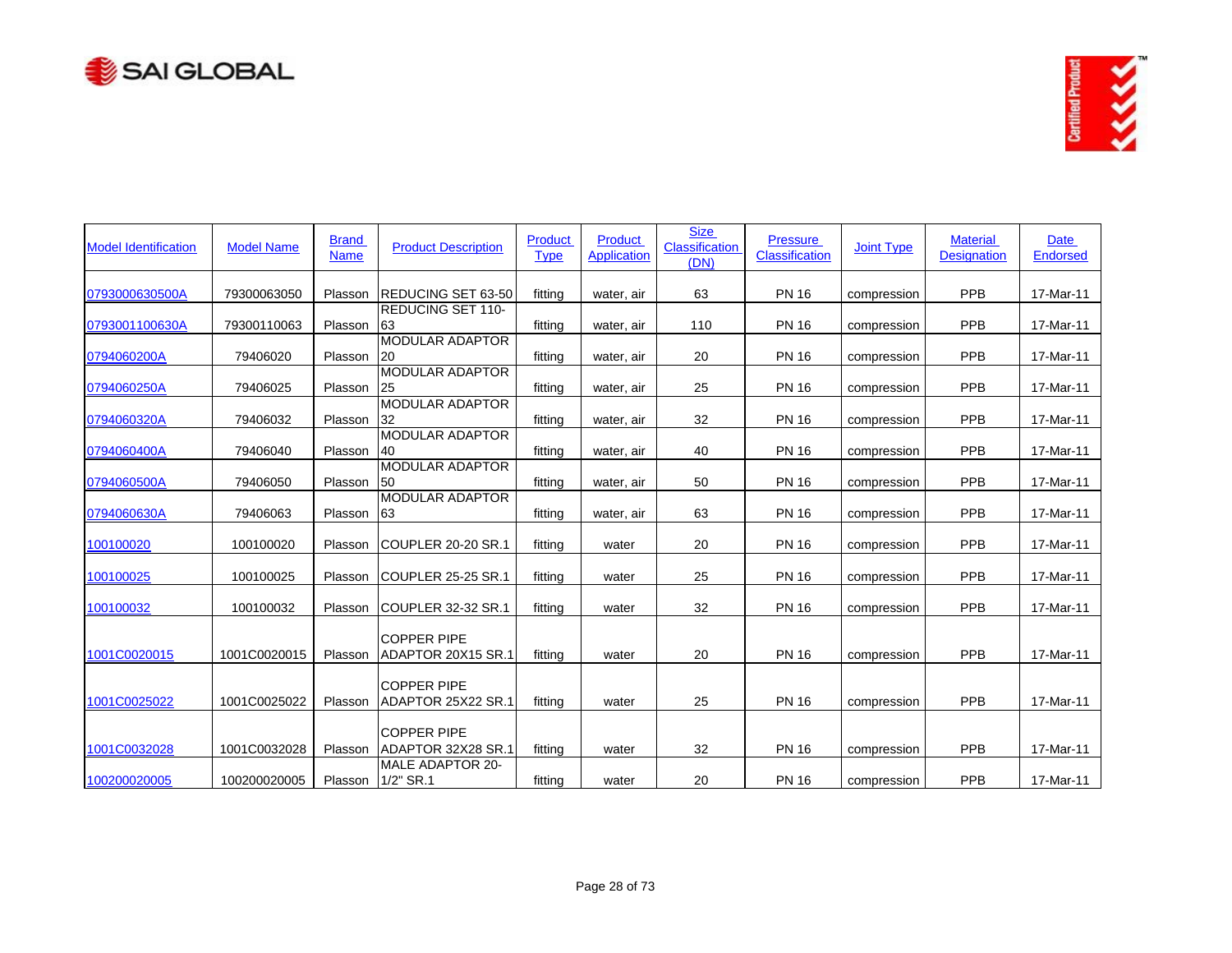| Model Identification | Model Name | Brand Name | Product Description | Product Type | Product Application | Size Classification (DN) | Pressure Classification | Joint Type | Material Designation | Date Endorsed |
|---|---|---|---|---|---|---|---|---|---|---|
| 0793000630500A | 79300063050 | Plasson | REDUCING SET 63-50 | fitting | water, air | 63 | PN 16 | compression | PPB | 17-Mar-11 |
| 0793001100630A | 79300110063 | Plasson | REDUCING SET 110-63 | fitting | water, air | 110 | PN 16 | compression | PPB | 17-Mar-11 |
| 0794060200A | 79406020 | Plasson | MODULAR ADAPTOR 20 | fitting | water, air | 20 | PN 16 | compression | PPB | 17-Mar-11 |
| 0794060250A | 79406025 | Plasson | MODULAR ADAPTOR 25 | fitting | water, air | 25 | PN 16 | compression | PPB | 17-Mar-11 |
| 0794060320A | 79406032 | Plasson | MODULAR ADAPTOR 32 | fitting | water, air | 32 | PN 16 | compression | PPB | 17-Mar-11 |
| 0794060400A | 79406040 | Plasson | MODULAR ADAPTOR 40 | fitting | water, air | 40 | PN 16 | compression | PPB | 17-Mar-11 |
| 0794060500A | 79406050 | Plasson | MODULAR ADAPTOR 50 | fitting | water, air | 50 | PN 16 | compression | PPB | 17-Mar-11 |
| 0794060630A | 79406063 | Plasson | MODULAR ADAPTOR 63 | fitting | water, air | 63 | PN 16 | compression | PPB | 17-Mar-11 |
| 100100020 | 100100020 | Plasson | COUPLER 20-20 SR.1 | fitting | water | 20 | PN 16 | compression | PPB | 17-Mar-11 |
| 100100025 | 100100025 | Plasson | COUPLER 25-25 SR.1 | fitting | water | 25 | PN 16 | compression | PPB | 17-Mar-11 |
| 100100032 | 100100032 | Plasson | COUPLER 32-32 SR.1 | fitting | water | 32 | PN 16 | compression | PPB | 17-Mar-11 |
| 1001C0020015 | 1001C0020015 | Plasson | COPPER PIPE ADAPTOR 20X15 SR.1 | fitting | water | 20 | PN 16 | compression | PPB | 17-Mar-11 |
| 1001C0025022 | 1001C0025022 | Plasson | COPPER PIPE ADAPTOR 25X22 SR.1 | fitting | water | 25 | PN 16 | compression | PPB | 17-Mar-11 |
| 1001C0032028 | 1001C0032028 | Plasson | COPPER PIPE ADAPTOR 32X28 SR.1 | fitting | water | 32 | PN 16 | compression | PPB | 17-Mar-11 |
| 100200020005 | 100200020005 | Plasson | MALE ADAPTOR 20-1/2" SR.1 | fitting | water | 20 | PN 16 | compression | PPB | 17-Mar-11 |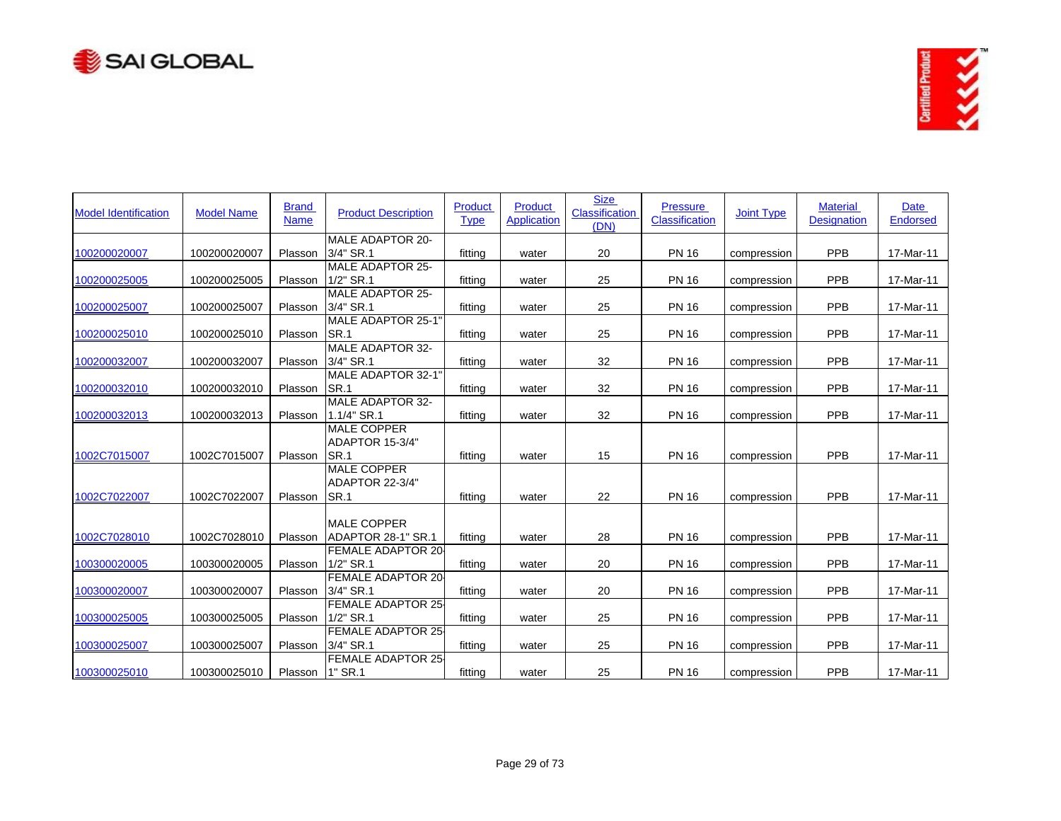| Model Identification | Model Name | Brand Name | Product Description | Product Type | Product Application | Size Classification (DN) | Pressure Classification | Joint Type | Material Designation | Date Endorsed |
|---|---|---|---|---|---|---|---|---|---|---|
| 100200020007 | 100200020007 | Plasson | MALE ADAPTOR 20-3/4" SR.1 | fitting | water | 20 | PN 16 | compression | PPB | 17-Mar-11 |
| 100200025005 | 100200025005 | Plasson | MALE ADAPTOR 25-1/2" SR.1 | fitting | water | 25 | PN 16 | compression | PPB | 17-Mar-11 |
| 100200025007 | 100200025007 | Plasson | MALE ADAPTOR 25-3/4" SR.1 | fitting | water | 25 | PN 16 | compression | PPB | 17-Mar-11 |
| 100200025010 | 100200025010 | Plasson | MALE ADAPTOR 25-1" SR.1 | fitting | water | 25 | PN 16 | compression | PPB | 17-Mar-11 |
| 100200032007 | 100200032007 | Plasson | MALE ADAPTOR 32-3/4" SR.1 | fitting | water | 32 | PN 16 | compression | PPB | 17-Mar-11 |
| 100200032010 | 100200032010 | Plasson | MALE ADAPTOR 32-1" SR.1 | fitting | water | 32 | PN 16 | compression | PPB | 17-Mar-11 |
| 100200032013 | 100200032013 | Plasson | MALE ADAPTOR 32-1.1/4" SR.1 | fitting | water | 32 | PN 16 | compression | PPB | 17-Mar-11 |
| 1002C7015007 | 1002C7015007 | Plasson | MALE COPPER ADAPTOR 15-3/4" SR.1 | fitting | water | 15 | PN 16 | compression | PPB | 17-Mar-11 |
| 1002C7022007 | 1002C7022007 | Plasson | MALE COPPER ADAPTOR 22-3/4" SR.1 | fitting | water | 22 | PN 16 | compression | PPB | 17-Mar-11 |
| 1002C7028010 | 1002C7028010 | Plasson | MALE COPPER ADAPTOR 28-1" SR.1 | fitting | water | 28 | PN 16 | compression | PPB | 17-Mar-11 |
| 100300020005 | 100300020005 | Plasson | FEMALE ADAPTOR 20-1/2" SR.1 | fitting | water | 20 | PN 16 | compression | PPB | 17-Mar-11 |
| 100300020007 | 100300020007 | Plasson | FEMALE ADAPTOR 20-3/4" SR.1 | fitting | water | 20 | PN 16 | compression | PPB | 17-Mar-11 |
| 100300025005 | 100300025005 | Plasson | FEMALE ADAPTOR 25-1/2" SR.1 | fitting | water | 25 | PN 16 | compression | PPB | 17-Mar-11 |
| 100300025007 | 100300025007 | Plasson | FEMALE ADAPTOR 25-3/4" SR.1 | fitting | water | 25 | PN 16 | compression | PPB | 17-Mar-11 |
| 100300025010 | 100300025010 | Plasson | FEMALE ADAPTOR 25-1" SR.1 | fitting | water | 25 | PN 16 | compression | PPB | 17-Mar-11 |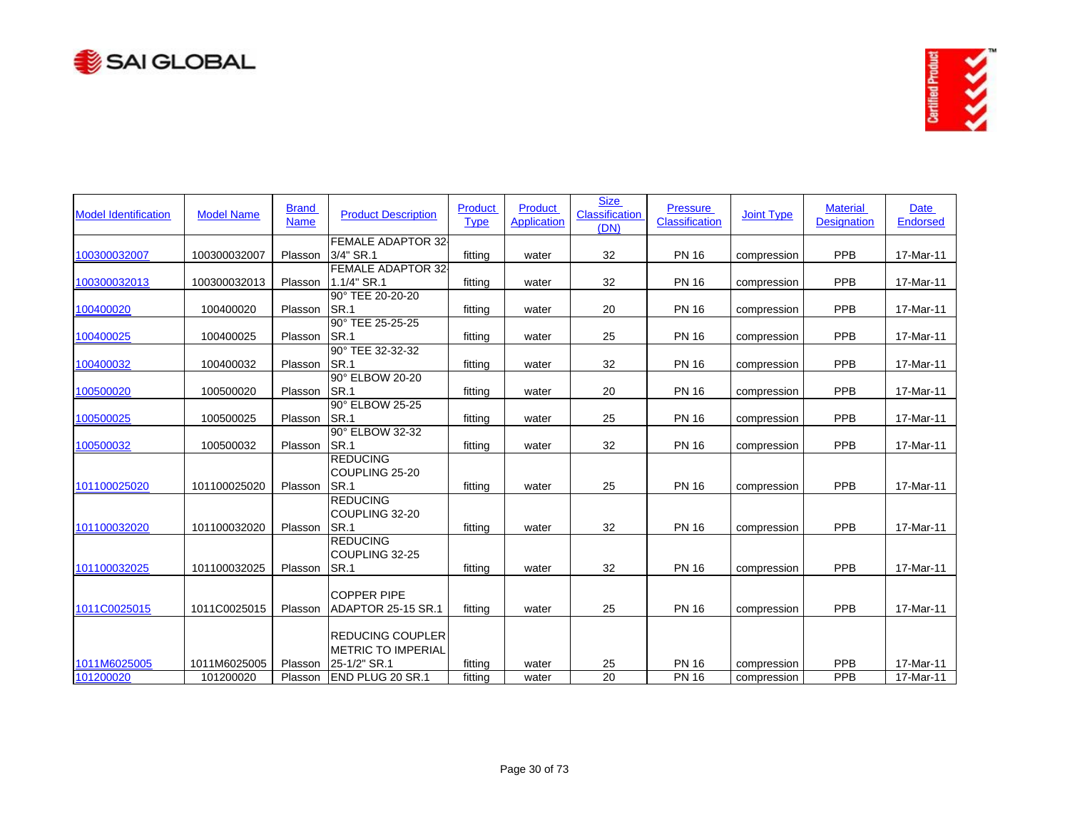| Model Identification | Model Name | Brand Name | Product Description | Product Type | Product Application | Size Classification (DN) | Pressure Classification | Joint Type | Material Designation | Date Endorsed |
|---|---|---|---|---|---|---|---|---|---|---|
| 100300032007 | 100300032007 | Plasson | FEMALE ADAPTOR 32-3/4" SR.1 | fitting | water | 32 | PN 16 | compression | PPB | 17-Mar-11 |
| 100300032013 | 100300032013 | Plasson | FEMALE ADAPTOR 32-1.1/4" SR.1 | fitting | water | 32 | PN 16 | compression | PPB | 17-Mar-11 |
| 100400020 | 100400020 | Plasson | 90° TEE 20-20-20 SR.1 | fitting | water | 20 | PN 16 | compression | PPB | 17-Mar-11 |
| 100400025 | 100400025 | Plasson | 90° TEE 25-25-25 SR.1 | fitting | water | 25 | PN 16 | compression | PPB | 17-Mar-11 |
| 100400032 | 100400032 | Plasson | 90° TEE 32-32-32 SR.1 | fitting | water | 32 | PN 16 | compression | PPB | 17-Mar-11 |
| 100500020 | 100500020 | Plasson | 90° ELBOW 20-20 SR.1 | fitting | water | 20 | PN 16 | compression | PPB | 17-Mar-11 |
| 100500025 | 100500025 | Plasson | 90° ELBOW 25-25 SR.1 | fitting | water | 25 | PN 16 | compression | PPB | 17-Mar-11 |
| 100500032 | 100500032 | Plasson | 90° ELBOW 32-32 SR.1 | fitting | water | 32 | PN 16 | compression | PPB | 17-Mar-11 |
| 101100025020 | 101100025020 | Plasson | REDUCING COUPLING 25-20 SR.1 | fitting | water | 25 | PN 16 | compression | PPB | 17-Mar-11 |
| 101100032020 | 101100032020 | Plasson | REDUCING COUPLING 32-20 SR.1 | fitting | water | 32 | PN 16 | compression | PPB | 17-Mar-11 |
| 101100032025 | 101100032025 | Plasson | REDUCING COUPLING 32-25 SR.1 | fitting | water | 32 | PN 16 | compression | PPB | 17-Mar-11 |
| 1011C0025015 | 1011C0025015 | Plasson | COPPER PIPE ADAPTOR 25-15 SR.1 | fitting | water | 25 | PN 16 | compression | PPB | 17-Mar-11 |
| 1011M6025005 | 1011M6025005 | Plasson | REDUCING COUPLER METRIC TO IMPERIAL 25-1/2" SR.1 | fitting | water | 25 | PN 16 | compression | PPB | 17-Mar-11 |
| 101200020 | 101200020 | Plasson | END PLUG 20 SR.1 | fitting | water | 20 | PN 16 | compression | PPB | 17-Mar-11 |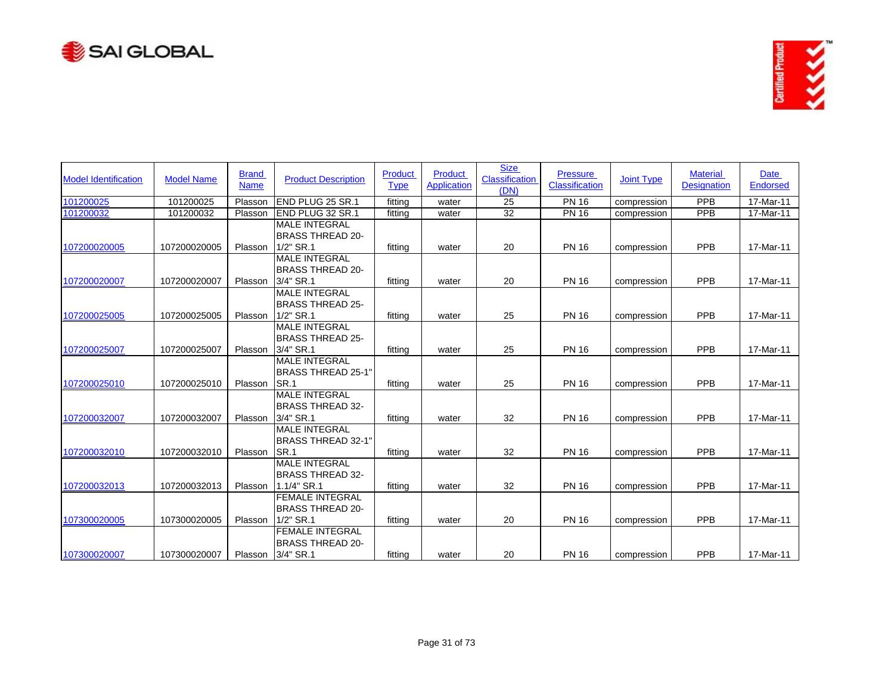| Model Identification | Model Name | Brand Name | Product Description | Product Type | Product Application | Size Classification (DN) | Pressure Classification | Joint Type | Material Designation | Date Endorsed |
|---|---|---|---|---|---|---|---|---|---|---|
| 101200025 | 101200025 | Plasson | END PLUG 25 SR.1 | fitting | water | 25 | PN 16 | compression | PPB | 17-Mar-11 |
| 101200032 | 101200032 | Plasson | END PLUG 32 SR.1 | fitting | water | 32 | PN 16 | compression | PPB | 17-Mar-11 |
| 107200020005 | 107200020005 | Plasson | MALE INTEGRAL BRASS THREAD 20-1/2" SR.1 | fitting | water | 20 | PN 16 | compression | PPB | 17-Mar-11 |
| 107200020007 | 107200020007 | Plasson | MALE INTEGRAL BRASS THREAD 20-3/4" SR.1 | fitting | water | 20 | PN 16 | compression | PPB | 17-Mar-11 |
| 107200025005 | 107200025005 | Plasson | MALE INTEGRAL BRASS THREAD 25-1/2" SR.1 | fitting | water | 25 | PN 16 | compression | PPB | 17-Mar-11 |
| 107200025007 | 107200025007 | Plasson | MALE INTEGRAL BRASS THREAD 25-3/4" SR.1 | fitting | water | 25 | PN 16 | compression | PPB | 17-Mar-11 |
| 107200025010 | 107200025010 | Plasson | MALE INTEGRAL BRASS THREAD 25-1" SR.1 | fitting | water | 25 | PN 16 | compression | PPB | 17-Mar-11 |
| 107200032007 | 107200032007 | Plasson | MALE INTEGRAL BRASS THREAD 32-3/4" SR.1 | fitting | water | 32 | PN 16 | compression | PPB | 17-Mar-11 |
| 107200032010 | 107200032010 | Plasson | MALE INTEGRAL BRASS THREAD 32-1" SR.1 | fitting | water | 32 | PN 16 | compression | PPB | 17-Mar-11 |
| 107200032013 | 107200032013 | Plasson | MALE INTEGRAL BRASS THREAD 32-1.1/4" SR.1 | fitting | water | 32 | PN 16 | compression | PPB | 17-Mar-11 |
| 107300020005 | 107300020005 | Plasson | FEMALE INTEGRAL BRASS THREAD 20-1/2" SR.1 | fitting | water | 20 | PN 16 | compression | PPB | 17-Mar-11 |
| 107300020007 | 107300020007 | Plasson | FEMALE INTEGRAL BRASS THREAD 20-3/4" SR.1 | fitting | water | 20 | PN 16 | compression | PPB | 17-Mar-11 |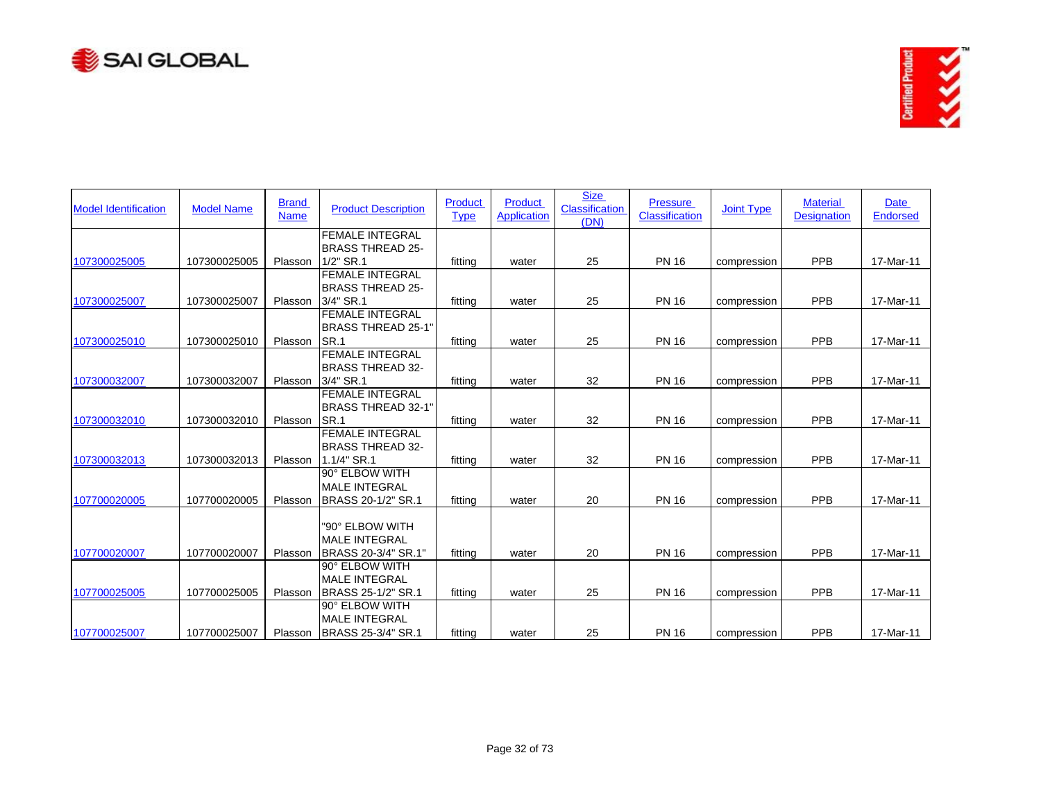| Model Identification | Model Name | Brand Name | Product Description | Product Type | Product Application | Size Classification (DN) | Pressure Classification | Joint Type | Material Designation | Date Endorsed |
|---|---|---|---|---|---|---|---|---|---|---|
| 107300025005 | 107300025005 | Plasson | FEMALE INTEGRAL BRASS THREAD 25-1/2" SR.1 | fitting | water | 25 | PN 16 | compression | PPB | 17-Mar-11 |
| 107300025007 | 107300025007 | Plasson | FEMALE INTEGRAL BRASS THREAD 25-3/4" SR.1 | fitting | water | 25 | PN 16 | compression | PPB | 17-Mar-11 |
| 107300025010 | 107300025010 | Plasson | FEMALE INTEGRAL BRASS THREAD 25-1" SR.1 | fitting | water | 25 | PN 16 | compression | PPB | 17-Mar-11 |
| 107300032007 | 107300032007 | Plasson | FEMALE INTEGRAL BRASS THREAD 32-3/4" SR.1 | fitting | water | 32 | PN 16 | compression | PPB | 17-Mar-11 |
| 107300032010 | 107300032010 | Plasson | FEMALE INTEGRAL BRASS THREAD 32-1" SR.1 | fitting | water | 32 | PN 16 | compression | PPB | 17-Mar-11 |
| 107300032013 | 107300032013 | Plasson | FEMALE INTEGRAL BRASS THREAD 32-1.1/4" SR.1 | fitting | water | 32 | PN 16 | compression | PPB | 17-Mar-11 |
| 107700020005 | 107700020005 | Plasson | 90° ELBOW WITH MALE INTEGRAL BRASS 20-1/2" SR.1 | fitting | water | 20 | PN 16 | compression | PPB | 17-Mar-11 |
| 107700020007 | 107700020007 | Plasson | "90° ELBOW WITH MALE INTEGRAL BRASS 20-3/4" SR.1" | fitting | water | 20 | PN 16 | compression | PPB | 17-Mar-11 |
| 107700025005 | 107700025005 | Plasson | 90° ELBOW WITH MALE INTEGRAL BRASS 25-1/2" SR.1 | fitting | water | 25 | PN 16 | compression | PPB | 17-Mar-11 |
| 107700025007 | 107700025007 | Plasson | 90° ELBOW WITH MALE INTEGRAL BRASS 25-3/4" SR.1 | fitting | water | 25 | PN 16 | compression | PPB | 17-Mar-11 |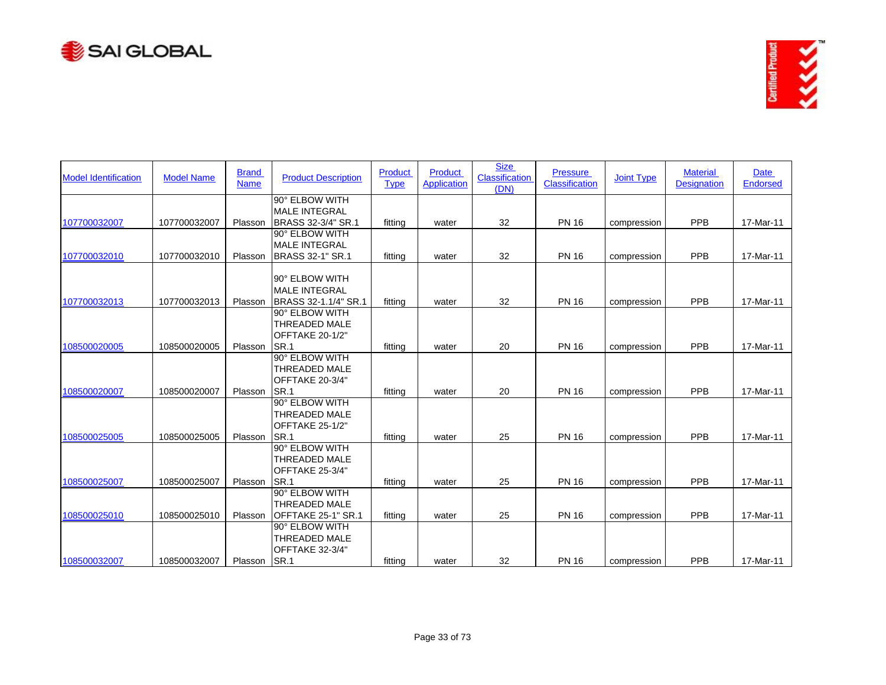| Model Identification | Model Name | Brand Name | Product Description | Product Type | Product Application | Size Classification (DN) | Pressure Classification | Joint Type | Material Designation | Date Endorsed |
|---|---|---|---|---|---|---|---|---|---|---|
| 107700032007 | 107700032007 | Plasson | 90° ELBOW WITH MALE INTEGRAL BRASS 32-3/4" SR.1 | fitting | water | 32 | PN 16 | compression | PPB | 17-Mar-11 |
| 107700032010 | 107700032010 | Plasson | 90° ELBOW WITH MALE INTEGRAL BRASS 32-1" SR.1 | fitting | water | 32 | PN 16 | compression | PPB | 17-Mar-11 |
| 107700032013 | 107700032013 | Plasson | 90° ELBOW WITH MALE INTEGRAL BRASS 32-1.1/4" SR.1 | fitting | water | 32 | PN 16 | compression | PPB | 17-Mar-11 |
| 108500020005 | 108500020005 | Plasson | 90° ELBOW WITH THREADED MALE OFFTAKE 20-1/2" SR.1 | fitting | water | 20 | PN 16 | compression | PPB | 17-Mar-11 |
| 108500020007 | 108500020007 | Plasson | 90° ELBOW WITH THREADED MALE OFFTAKE 20-3/4" SR.1 | fitting | water | 20 | PN 16 | compression | PPB | 17-Mar-11 |
| 108500025005 | 108500025005 | Plasson | 90° ELBOW WITH THREADED MALE OFFTAKE 25-1/2" SR.1 | fitting | water | 25 | PN 16 | compression | PPB | 17-Mar-11 |
| 108500025007 | 108500025007 | Plasson | 90° ELBOW WITH THREADED MALE OFFTAKE 25-3/4" SR.1 | fitting | water | 25 | PN 16 | compression | PPB | 17-Mar-11 |
| 108500025010 | 108500025010 | Plasson | 90° ELBOW WITH THREADED MALE OFFTAKE 25-1" SR.1 | fitting | water | 25 | PN 16 | compression | PPB | 17-Mar-11 |
| 108500032007 | 108500032007 | Plasson | 90° ELBOW WITH THREADED MALE OFFTAKE 32-3/4" SR.1 | fitting | water | 32 | PN 16 | compression | PPB | 17-Mar-11 |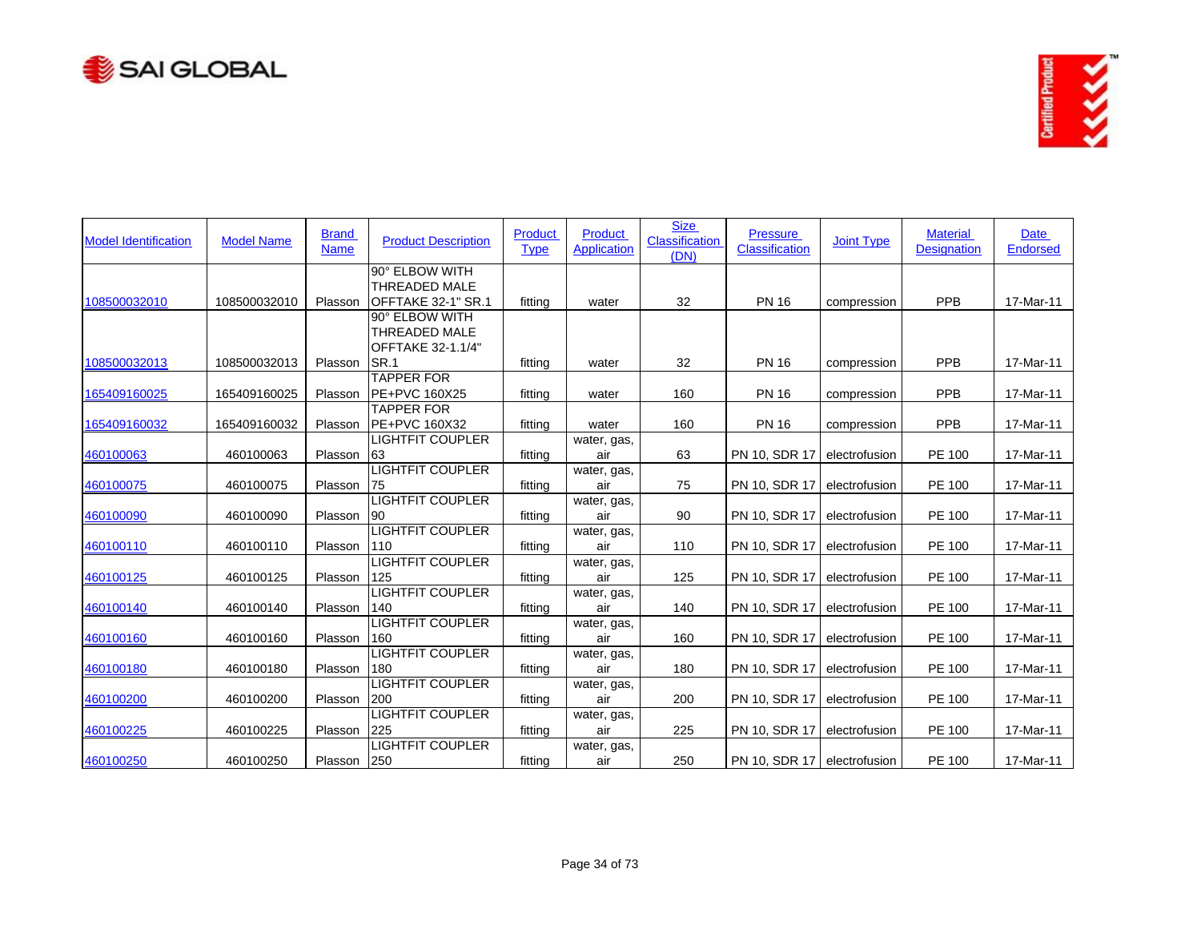| Model Identification | Model Name | Brand Name | Product Description | Product Type | Product Application | Size Classification (DN) | Pressure Classification | Joint Type | Material Designation | Date Endorsed |
|---|---|---|---|---|---|---|---|---|---|---|
| 108500032010 | 108500032010 | Plasson | 90° ELBOW WITH THREADED MALE OFFTAKE 32-1" SR.1 | fitting | water | 32 | PN 16 | compression | PPB | 17-Mar-11 |
| 108500032013 | 108500032013 | Plasson | 90° ELBOW WITH THREADED MALE OFFTAKE 32-1.1/4" SR.1 | fitting | water | 32 | PN 16 | compression | PPB | 17-Mar-11 |
| 165409160025 | 165409160025 | Plasson | TAPPER FOR PE+PVC 160X25 | fitting | water | 160 | PN 16 | compression | PPB | 17-Mar-11 |
| 165409160032 | 165409160032 | Plasson | TAPPER FOR PE+PVC 160X32 | fitting | water | 160 | PN 16 | compression | PPB | 17-Mar-11 |
| 460100063 | 460100063 | Plasson | LIGHTFIT COUPLER 63 | fitting | water, gas, air | 63 | PN 10, SDR 17 | electrofusion | PE 100 | 17-Mar-11 |
| 460100075 | 460100075 | Plasson | LIGHTFIT COUPLER 75 | fitting | water, gas, air | 75 | PN 10, SDR 17 | electrofusion | PE 100 | 17-Mar-11 |
| 460100090 | 460100090 | Plasson | LIGHTFIT COUPLER 90 | fitting | water, gas, air | 90 | PN 10, SDR 17 | electrofusion | PE 100 | 17-Mar-11 |
| 460100110 | 460100110 | Plasson | LIGHTFIT COUPLER 110 | fitting | water, gas, air | 110 | PN 10, SDR 17 | electrofusion | PE 100 | 17-Mar-11 |
| 460100125 | 460100125 | Plasson | LIGHTFIT COUPLER 125 | fitting | water, gas, air | 125 | PN 10, SDR 17 | electrofusion | PE 100 | 17-Mar-11 |
| 460100140 | 460100140 | Plasson | LIGHTFIT COUPLER 140 | fitting | water, gas, air | 140 | PN 10, SDR 17 | electrofusion | PE 100 | 17-Mar-11 |
| 460100160 | 460100160 | Plasson | LIGHTFIT COUPLER 160 | fitting | water, gas, air | 160 | PN 10, SDR 17 | electrofusion | PE 100 | 17-Mar-11 |
| 460100180 | 460100180 | Plasson | LIGHTFIT COUPLER 180 | fitting | water, gas, air | 180 | PN 10, SDR 17 | electrofusion | PE 100 | 17-Mar-11 |
| 460100200 | 460100200 | Plasson | LIGHTFIT COUPLER 200 | fitting | water, gas, air | 200 | PN 10, SDR 17 | electrofusion | PE 100 | 17-Mar-11 |
| 460100225 | 460100225 | Plasson | LIGHTFIT COUPLER 225 | fitting | water, gas, air | 225 | PN 10, SDR 17 | electrofusion | PE 100 | 17-Mar-11 |
| 460100250 | 460100250 | Plasson | LIGHTFIT COUPLER 250 | fitting | water, gas, air | 250 | PN 10, SDR 17 | electrofusion | PE 100 | 17-Mar-11 |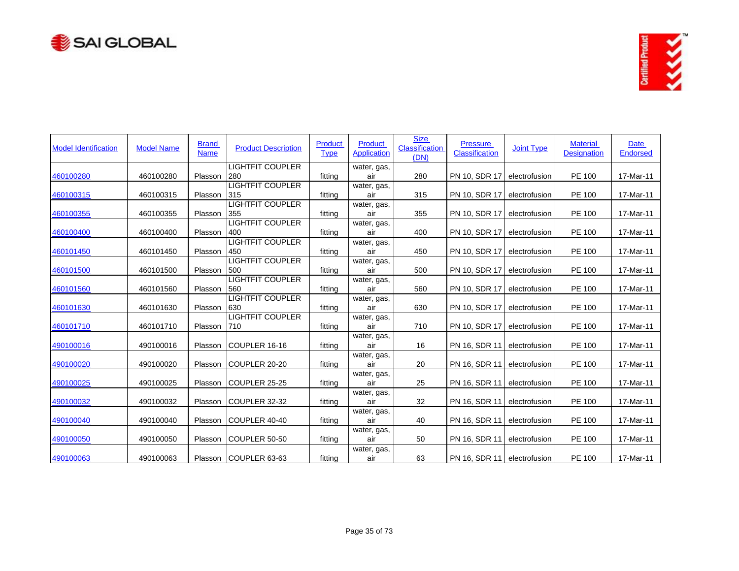| Model Identification | Model Name | Brand Name | Product Description | Product Type | Product Application | Size Classification (DN) | Pressure Classification | Joint Type | Material Designation | Date Endorsed |
|---|---|---|---|---|---|---|---|---|---|---|
| 460100280 | 460100280 | Plasson | LIGHTFIT COUPLER 280 | fitting | water, gas, air | 280 | PN 10, SDR 17 | electrofusion | PE 100 | 17-Mar-11 |
| 460100315 | 460100315 | Plasson | LIGHTFIT COUPLER 315 | fitting | water, gas, air | 315 | PN 10, SDR 17 | electrofusion | PE 100 | 17-Mar-11 |
| 460100355 | 460100355 | Plasson | LIGHTFIT COUPLER 355 | fitting | water, gas, air | 355 | PN 10, SDR 17 | electrofusion | PE 100 | 17-Mar-11 |
| 460100400 | 460100400 | Plasson | LIGHTFIT COUPLER 400 | fitting | water, gas, air | 400 | PN 10, SDR 17 | electrofusion | PE 100 | 17-Mar-11 |
| 460101450 | 460101450 | Plasson | LIGHTFIT COUPLER 450 | fitting | water, gas, air | 450 | PN 10, SDR 17 | electrofusion | PE 100 | 17-Mar-11 |
| 460101500 | 460101500 | Plasson | LIGHTFIT COUPLER 500 | fitting | water, gas, air | 500 | PN 10, SDR 17 | electrofusion | PE 100 | 17-Mar-11 |
| 460101560 | 460101560 | Plasson | LIGHTFIT COUPLER 560 | fitting | water, gas, air | 560 | PN 10, SDR 17 | electrofusion | PE 100 | 17-Mar-11 |
| 460101630 | 460101630 | Plasson | LIGHTFIT COUPLER 630 | fitting | water, gas, air | 630 | PN 10, SDR 17 | electrofusion | PE 100 | 17-Mar-11 |
| 460101710 | 460101710 | Plasson | LIGHTFIT COUPLER 710 | fitting | water, gas, air | 710 | PN 10, SDR 17 | electrofusion | PE 100 | 17-Mar-11 |
| 490100016 | 490100016 | Plasson | COUPLER 16-16 | fitting | water, gas, air | 16 | PN 16, SDR 11 | electrofusion | PE 100 | 17-Mar-11 |
| 490100020 | 490100020 | Plasson | COUPLER 20-20 | fitting | water, gas, air | 20 | PN 16, SDR 11 | electrofusion | PE 100 | 17-Mar-11 |
| 490100025 | 490100025 | Plasson | COUPLER 25-25 | fitting | water, gas, air | 25 | PN 16, SDR 11 | electrofusion | PE 100 | 17-Mar-11 |
| 490100032 | 490100032 | Plasson | COUPLER 32-32 | fitting | water, gas, air | 32 | PN 16, SDR 11 | electrofusion | PE 100 | 17-Mar-11 |
| 490100040 | 490100040 | Plasson | COUPLER 40-40 | fitting | water, gas, air | 40 | PN 16, SDR 11 | electrofusion | PE 100 | 17-Mar-11 |
| 490100050 | 490100050 | Plasson | COUPLER 50-50 | fitting | water, gas, air | 50 | PN 16, SDR 11 | electrofusion | PE 100 | 17-Mar-11 |
| 490100063 | 490100063 | Plasson | COUPLER 63-63 | fitting | water, gas, air | 63 | PN 16, SDR 11 | electrofusion | PE 100 | 17-Mar-11 |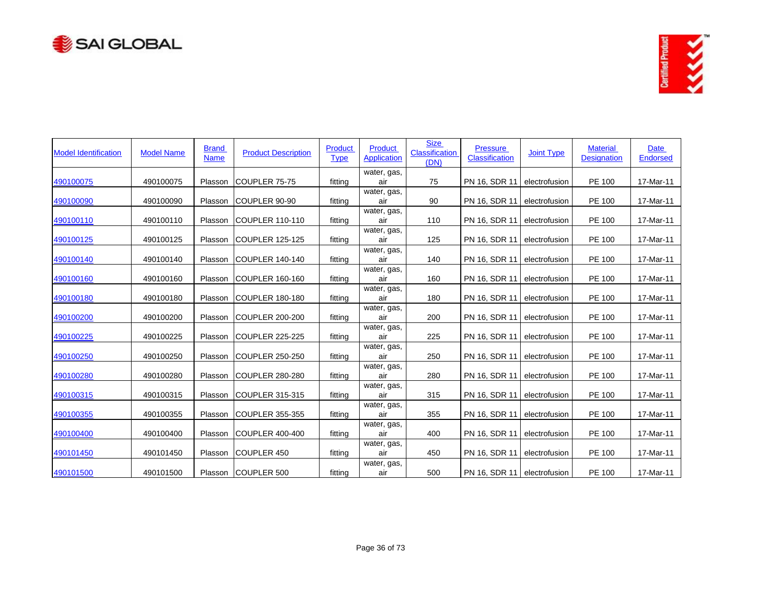| Model Identification | Model Name | Brand Name | Product Description | Product Type | Product Application | Size Classification (DN) | Pressure Classification | Joint Type | Material Designation | Date Endorsed |
|---|---|---|---|---|---|---|---|---|---|---|
| 490100075 | 490100075 | Plasson | COUPLER 75-75 | fitting | water, gas, air | 75 | PN 16, SDR 11 | electrofusion | PE 100 | 17-Mar-11 |
| 490100090 | 490100090 | Plasson | COUPLER 90-90 | fitting | water, gas, air | 90 | PN 16, SDR 11 | electrofusion | PE 100 | 17-Mar-11 |
| 490100110 | 490100110 | Plasson | COUPLER 110-110 | fitting | water, gas, air | 110 | PN 16, SDR 11 | electrofusion | PE 100 | 17-Mar-11 |
| 490100125 | 490100125 | Plasson | COUPLER 125-125 | fitting | water, gas, air | 125 | PN 16, SDR 11 | electrofusion | PE 100 | 17-Mar-11 |
| 490100140 | 490100140 | Plasson | COUPLER 140-140 | fitting | water, gas, air | 140 | PN 16, SDR 11 | electrofusion | PE 100 | 17-Mar-11 |
| 490100160 | 490100160 | Plasson | COUPLER 160-160 | fitting | water, gas, air | 160 | PN 16, SDR 11 | electrofusion | PE 100 | 17-Mar-11 |
| 490100180 | 490100180 | Plasson | COUPLER 180-180 | fitting | water, gas, air | 180 | PN 16, SDR 11 | electrofusion | PE 100 | 17-Mar-11 |
| 490100200 | 490100200 | Plasson | COUPLER 200-200 | fitting | water, gas, air | 200 | PN 16, SDR 11 | electrofusion | PE 100 | 17-Mar-11 |
| 490100225 | 490100225 | Plasson | COUPLER 225-225 | fitting | water, gas, air | 225 | PN 16, SDR 11 | electrofusion | PE 100 | 17-Mar-11 |
| 490100250 | 490100250 | Plasson | COUPLER 250-250 | fitting | water, gas, air | 250 | PN 16, SDR 11 | electrofusion | PE 100 | 17-Mar-11 |
| 490100280 | 490100280 | Plasson | COUPLER 280-280 | fitting | water, gas, air | 280 | PN 16, SDR 11 | electrofusion | PE 100 | 17-Mar-11 |
| 490100315 | 490100315 | Plasson | COUPLER 315-315 | fitting | water, gas, air | 315 | PN 16, SDR 11 | electrofusion | PE 100 | 17-Mar-11 |
| 490100355 | 490100355 | Plasson | COUPLER 355-355 | fitting | water, gas, air | 355 | PN 16, SDR 11 | electrofusion | PE 100 | 17-Mar-11 |
| 490100400 | 490100400 | Plasson | COUPLER 400-400 | fitting | water, gas, air | 400 | PN 16, SDR 11 | electrofusion | PE 100 | 17-Mar-11 |
| 490101450 | 490101450 | Plasson | COUPLER 450 | fitting | water, gas, air | 450 | PN 16, SDR 11 | electrofusion | PE 100 | 17-Mar-11 |
| 490101500 | 490101500 | Plasson | COUPLER 500 | fitting | water, gas, air | 500 | PN 16, SDR 11 | electrofusion | PE 100 | 17-Mar-11 |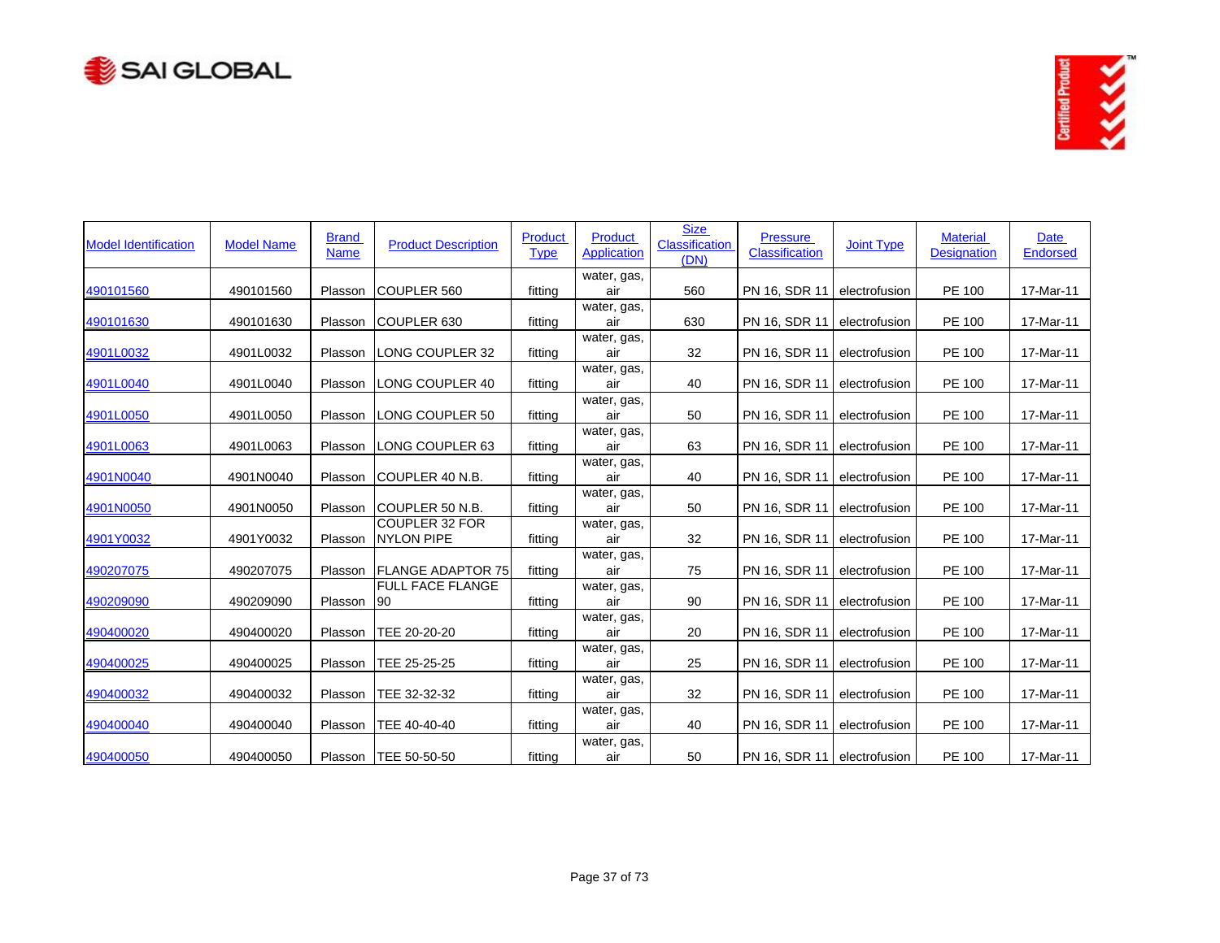| Model Identification | Model Name | Brand Name | Product Description | Product Type | Product Application | Size Classification (DN) | Pressure Classification | Joint Type | Material Designation | Date Endorsed |
|---|---|---|---|---|---|---|---|---|---|---|
| 490101560 | 490101560 | Plasson | COUPLER 560 | fitting | water, gas, air | 560 | PN 16, SDR 11 | electrofusion | PE 100 | 17-Mar-11 |
| 490101630 | 490101630 | Plasson | COUPLER 630 | fitting | water, gas, air | 630 | PN 16, SDR 11 | electrofusion | PE 100 | 17-Mar-11 |
| 4901L0032 | 4901L0032 | Plasson | LONG COUPLER 32 | fitting | water, gas, air | 32 | PN 16, SDR 11 | electrofusion | PE 100 | 17-Mar-11 |
| 4901L0040 | 4901L0040 | Plasson | LONG COUPLER 40 | fitting | water, gas, air | 40 | PN 16, SDR 11 | electrofusion | PE 100 | 17-Mar-11 |
| 4901L0050 | 4901L0050 | Plasson | LONG COUPLER 50 | fitting | water, gas, air | 50 | PN 16, SDR 11 | electrofusion | PE 100 | 17-Mar-11 |
| 4901L0063 | 4901L0063 | Plasson | LONG COUPLER 63 | fitting | water, gas, air | 63 | PN 16, SDR 11 | electrofusion | PE 100 | 17-Mar-11 |
| 4901N0040 | 4901N0040 | Plasson | COUPLER 40 N.B. | fitting | water, gas, air | 40 | PN 16, SDR 11 | electrofusion | PE 100 | 17-Mar-11 |
| 4901N0050 | 4901N0050 | Plasson | COUPLER 50 N.B. | fitting | water, gas, air | 50 | PN 16, SDR 11 | electrofusion | PE 100 | 17-Mar-11 |
| 4901Y0032 | 4901Y0032 | Plasson | COUPLER 32 FOR NYLON PIPE | fitting | water, gas, air | 32 | PN 16, SDR 11 | electrofusion | PE 100 | 17-Mar-11 |
| 490207075 | 490207075 | Plasson | FLANGE ADAPTOR 75 | fitting | water, gas, air | 75 | PN 16, SDR 11 | electrofusion | PE 100 | 17-Mar-11 |
| 490209090 | 490209090 | Plasson | FULL FACE FLANGE 90 | fitting | water, gas, air | 90 | PN 16, SDR 11 | electrofusion | PE 100 | 17-Mar-11 |
| 490400020 | 490400020 | Plasson | TEE 20-20-20 | fitting | water, gas, air | 20 | PN 16, SDR 11 | electrofusion | PE 100 | 17-Mar-11 |
| 490400025 | 490400025 | Plasson | TEE 25-25-25 | fitting | water, gas, air | 25 | PN 16, SDR 11 | electrofusion | PE 100 | 17-Mar-11 |
| 490400032 | 490400032 | Plasson | TEE 32-32-32 | fitting | water, gas, air | 32 | PN 16, SDR 11 | electrofusion | PE 100 | 17-Mar-11 |
| 490400040 | 490400040 | Plasson | TEE 40-40-40 | fitting | water, gas, air | 40 | PN 16, SDR 11 | electrofusion | PE 100 | 17-Mar-11 |
| 490400050 | 490400050 | Plasson | TEE 50-50-50 | fitting | water, gas, air | 50 | PN 16, SDR 11 | electrofusion | PE 100 | 17-Mar-11 |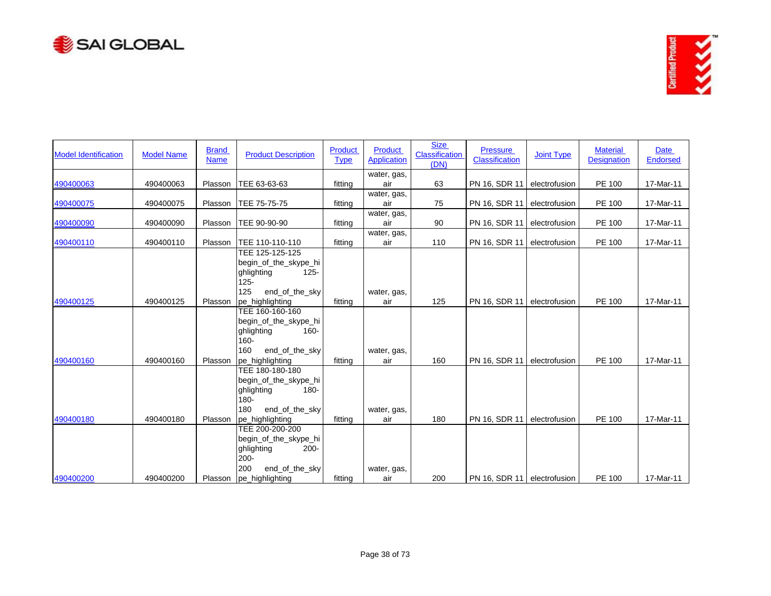| Model Identification | Model Name | Brand Name | Product Description | Product Type | Product Application | Size Classification (DN) | Pressure Classification | Joint Type | Material Designation | Date Endorsed |
|---|---|---|---|---|---|---|---|---|---|---|
| 490400063 | 490400063 | Plasson | TEE 63-63-63 | fitting | water, gas, air | 63 | PN 16, SDR 11 | electrofusion | PE 100 | 17-Mar-11 |
| 490400075 | 490400075 | Plasson | TEE 75-75-75 | fitting | water, gas, air | 75 | PN 16, SDR 11 | electrofusion | PE 100 | 17-Mar-11 |
| 490400090 | 490400090 | Plasson | TEE 90-90-90 | fitting | water, gas, air | 90 | PN 16, SDR 11 | electrofusion | PE 100 | 17-Mar-11 |
| 490400110 | 490400110 | Plasson | TEE 110-110-110 | fitting | water, gas, air | 110 | PN 16, SDR 11 | electrofusion | PE 100 | 17-Mar-11 |
| 490400125 | 490400125 | Plasson | TEE 125-125-125 begin_of_the_skype_highlighting 125-125-125 end_of_the_skype_highlighting | fitting | water, gas, air | 125 | PN 16, SDR 11 | electrofusion | PE 100 | 17-Mar-11 |
| 490400160 | 490400160 | Plasson | TEE 160-160-160 begin_of_the_skype_highlighting 160-160-160 end_of_the_skype_highlighting | fitting | water, gas, air | 160 | PN 16, SDR 11 | electrofusion | PE 100 | 17-Mar-11 |
| 490400180 | 490400180 | Plasson | TEE 180-180-180 begin_of_the_skype_highlighting 180-180-180 end_of_the_skype_highlighting | fitting | water, gas, air | 180 | PN 16, SDR 11 | electrofusion | PE 100 | 17-Mar-11 |
| 490400200 | 490400200 | Plasson | TEE 200-200-200 begin_of_the_skype_highlighting 200-200-200 end_of_the_skype_highlighting | fitting | water, gas, air | 200 | PN 16, SDR 11 | electrofusion | PE 100 | 17-Mar-11 |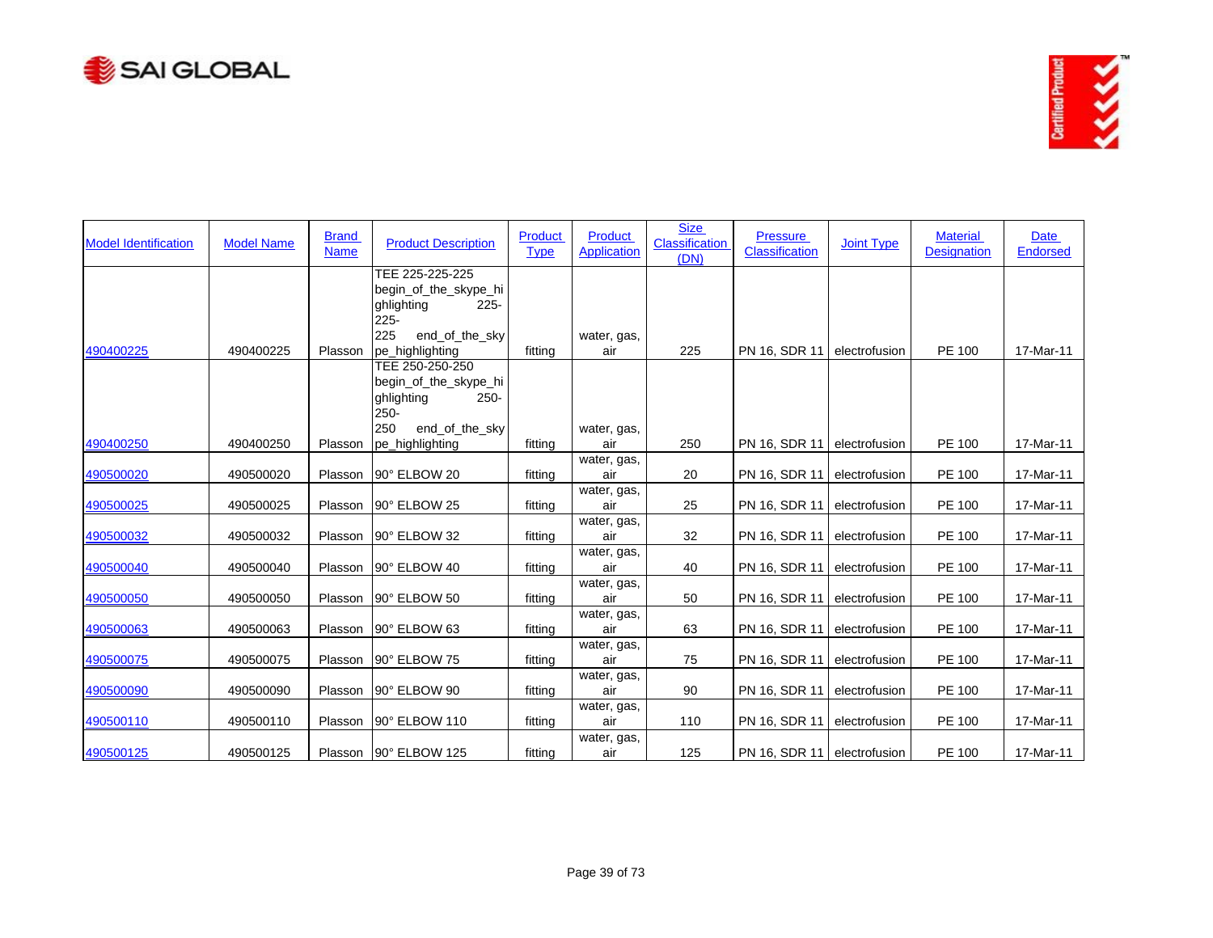| Model Identification | Model Name | Brand Name | Product Description | Product Type | Product Application | Size Classification (DN) | Pressure Classification | Joint Type | Material Designation | Date Endorsed |
|---|---|---|---|---|---|---|---|---|---|---|
| 490400225 | 490400225 | Plasson | TEE 225-225-225 begin_of_the_skype_highlighting 225-225-225 end_of_the_skype_highlighting | fitting | water, gas, air | 225 | PN 16, SDR 11 | electrofusion | PE 100 | 17-Mar-11 |
| 490400250 | 490400250 | Plasson | TEE 250-250-250 begin_of_the_skype_highlighting 250-250-250 end_of_the_skype_highlighting | fitting | water, gas, air | 250 | PN 16, SDR 11 | electrofusion | PE 100 | 17-Mar-11 |
| 490500020 | 490500020 | Plasson | 90° ELBOW 20 | fitting | water, gas, air | 20 | PN 16, SDR 11 | electrofusion | PE 100 | 17-Mar-11 |
| 490500025 | 490500025 | Plasson | 90° ELBOW 25 | fitting | water, gas, air | 25 | PN 16, SDR 11 | electrofusion | PE 100 | 17-Mar-11 |
| 490500032 | 490500032 | Plasson | 90° ELBOW 32 | fitting | water, gas, air | 32 | PN 16, SDR 11 | electrofusion | PE 100 | 17-Mar-11 |
| 490500040 | 490500040 | Plasson | 90° ELBOW 40 | fitting | water, gas, air | 40 | PN 16, SDR 11 | electrofusion | PE 100 | 17-Mar-11 |
| 490500050 | 490500050 | Plasson | 90° ELBOW 50 | fitting | water, gas, air | 50 | PN 16, SDR 11 | electrofusion | PE 100 | 17-Mar-11 |
| 490500063 | 490500063 | Plasson | 90° ELBOW 63 | fitting | water, gas, air | 63 | PN 16, SDR 11 | electrofusion | PE 100 | 17-Mar-11 |
| 490500075 | 490500075 | Plasson | 90° ELBOW 75 | fitting | water, gas, air | 75 | PN 16, SDR 11 | electrofusion | PE 100 | 17-Mar-11 |
| 490500090 | 490500090 | Plasson | 90° ELBOW 90 | fitting | water, gas, air | 90 | PN 16, SDR 11 | electrofusion | PE 100 | 17-Mar-11 |
| 490500110 | 490500110 | Plasson | 90° ELBOW 110 | fitting | water, gas, air | 110 | PN 16, SDR 11 | electrofusion | PE 100 | 17-Mar-11 |
| 490500125 | 490500125 | Plasson | 90° ELBOW 125 | fitting | water, gas, air | 125 | PN 16, SDR 11 | electrofusion | PE 100 | 17-Mar-11 |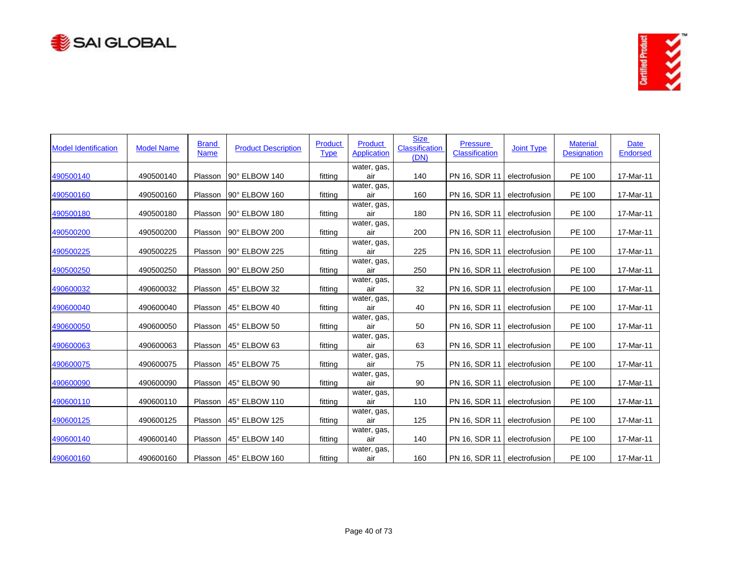| Model Identification | Model Name | Brand Name | Product Description | Product Type | Product Application | Size Classification (DN) | Pressure Classification | Joint Type | Material Designation | Date Endorsed |
|---|---|---|---|---|---|---|---|---|---|---|
| 490500140 | 490500140 | Plasson | 90° ELBOW 140 | fitting | water, gas, air | 140 | PN 16, SDR 11 | electrofusion | PE 100 | 17-Mar-11 |
| 490500160 | 490500160 | Plasson | 90° ELBOW 160 | fitting | water, gas, air | 160 | PN 16, SDR 11 | electrofusion | PE 100 | 17-Mar-11 |
| 490500180 | 490500180 | Plasson | 90° ELBOW 180 | fitting | water, gas, air | 180 | PN 16, SDR 11 | electrofusion | PE 100 | 17-Mar-11 |
| 490500200 | 490500200 | Plasson | 90° ELBOW 200 | fitting | water, gas, air | 200 | PN 16, SDR 11 | electrofusion | PE 100 | 17-Mar-11 |
| 490500225 | 490500225 | Plasson | 90° ELBOW 225 | fitting | water, gas, air | 225 | PN 16, SDR 11 | electrofusion | PE 100 | 17-Mar-11 |
| 490500250 | 490500250 | Plasson | 90° ELBOW 250 | fitting | water, gas, air | 250 | PN 16, SDR 11 | electrofusion | PE 100 | 17-Mar-11 |
| 490600032 | 490600032 | Plasson | 45° ELBOW 32 | fitting | water, gas, air | 32 | PN 16, SDR 11 | electrofusion | PE 100 | 17-Mar-11 |
| 490600040 | 490600040 | Plasson | 45° ELBOW 40 | fitting | water, gas, air | 40 | PN 16, SDR 11 | electrofusion | PE 100 | 17-Mar-11 |
| 490600050 | 490600050 | Plasson | 45° ELBOW 50 | fitting | water, gas, air | 50 | PN 16, SDR 11 | electrofusion | PE 100 | 17-Mar-11 |
| 490600063 | 490600063 | Plasson | 45° ELBOW 63 | fitting | water, gas, air | 63 | PN 16, SDR 11 | electrofusion | PE 100 | 17-Mar-11 |
| 490600075 | 490600075 | Plasson | 45° ELBOW 75 | fitting | water, gas, air | 75 | PN 16, SDR 11 | electrofusion | PE 100 | 17-Mar-11 |
| 490600090 | 490600090 | Plasson | 45° ELBOW 90 | fitting | water, gas, air | 90 | PN 16, SDR 11 | electrofusion | PE 100 | 17-Mar-11 |
| 490600110 | 490600110 | Plasson | 45° ELBOW 110 | fitting | water, gas, air | 110 | PN 16, SDR 11 | electrofusion | PE 100 | 17-Mar-11 |
| 490600125 | 490600125 | Plasson | 45° ELBOW 125 | fitting | water, gas, air | 125 | PN 16, SDR 11 | electrofusion | PE 100 | 17-Mar-11 |
| 490600140 | 490600140 | Plasson | 45° ELBOW 140 | fitting | water, gas, air | 140 | PN 16, SDR 11 | electrofusion | PE 100 | 17-Mar-11 |
| 490600160 | 490600160 | Plasson | 45° ELBOW 160 | fitting | water, gas, air | 160 | PN 16, SDR 11 | electrofusion | PE 100 | 17-Mar-11 |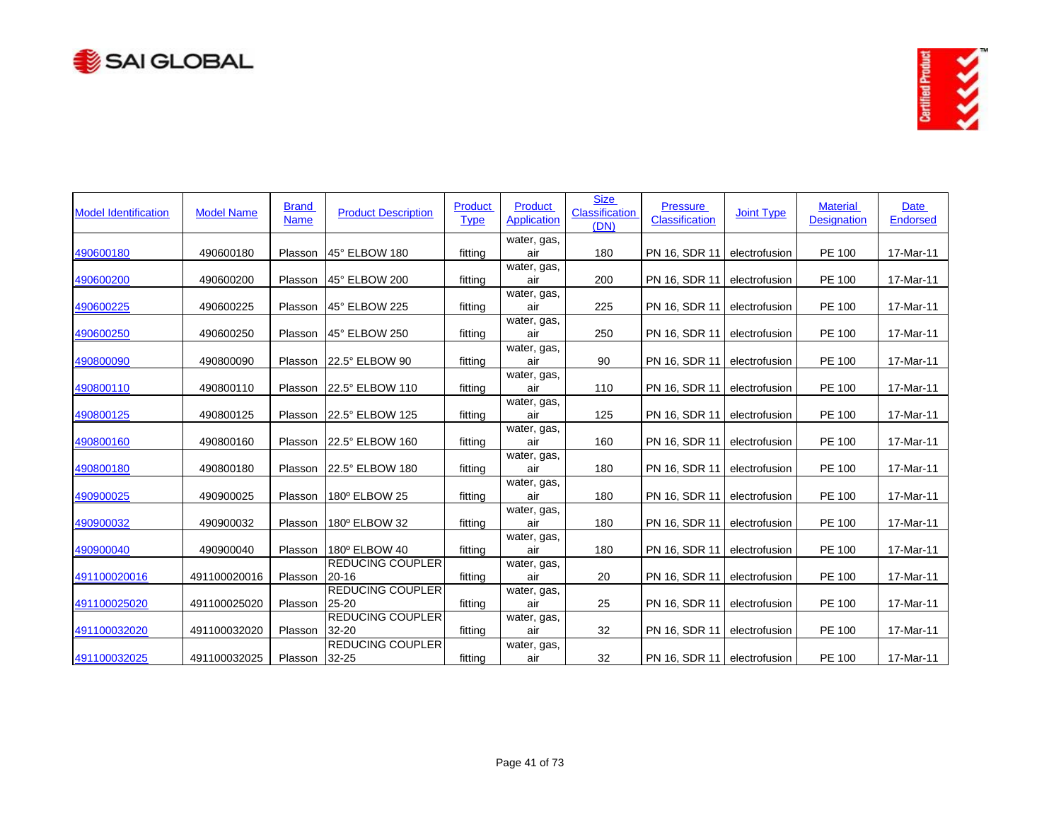| Model Identification | Model Name | Brand Name | Product Description | Product Type | Product Application | Size Classification (DN) | Pressure Classification | Joint Type | Material Designation | Date Endorsed |
|---|---|---|---|---|---|---|---|---|---|---|
| 490600180 | 490600180 | Plasson | 45° ELBOW 180 | fitting | water, gas, air | 180 | PN 16, SDR 11 | electrofusion | PE 100 | 17-Mar-11 |
| 490600200 | 490600200 | Plasson | 45° ELBOW 200 | fitting | water, gas, air | 200 | PN 16, SDR 11 | electrofusion | PE 100 | 17-Mar-11 |
| 490600225 | 490600225 | Plasson | 45° ELBOW 225 | fitting | water, gas, air | 225 | PN 16, SDR 11 | electrofusion | PE 100 | 17-Mar-11 |
| 490600250 | 490600250 | Plasson | 45° ELBOW 250 | fitting | water, gas, air | 250 | PN 16, SDR 11 | electrofusion | PE 100 | 17-Mar-11 |
| 490800090 | 490800090 | Plasson | 22.5° ELBOW 90 | fitting | water, gas, air | 90 | PN 16, SDR 11 | electrofusion | PE 100 | 17-Mar-11 |
| 490800110 | 490800110 | Plasson | 22.5° ELBOW 110 | fitting | water, gas, air | 110 | PN 16, SDR 11 | electrofusion | PE 100 | 17-Mar-11 |
| 490800125 | 490800125 | Plasson | 22.5° ELBOW 125 | fitting | water, gas, air | 125 | PN 16, SDR 11 | electrofusion | PE 100 | 17-Mar-11 |
| 490800160 | 490800160 | Plasson | 22.5° ELBOW 160 | fitting | water, gas, air | 160 | PN 16, SDR 11 | electrofusion | PE 100 | 17-Mar-11 |
| 490800180 | 490800180 | Plasson | 22.5° ELBOW 180 | fitting | water, gas, air | 180 | PN 16, SDR 11 | electrofusion | PE 100 | 17-Mar-11 |
| 490900025 | 490900025 | Plasson | 180º ELBOW 25 | fitting | water, gas, air | 180 | PN 16, SDR 11 | electrofusion | PE 100 | 17-Mar-11 |
| 490900032 | 490900032 | Plasson | 180º ELBOW 32 | fitting | water, gas, air | 180 | PN 16, SDR 11 | electrofusion | PE 100 | 17-Mar-11 |
| 490900040 | 490900040 | Plasson | 180º ELBOW 40 | fitting | water, gas, air | 180 | PN 16, SDR 11 | electrofusion | PE 100 | 17-Mar-11 |
| 491100020016 | 491100020016 | Plasson | REDUCING COUPLER 20-16 | fitting | water, gas, air | 20 | PN 16, SDR 11 | electrofusion | PE 100 | 17-Mar-11 |
| 491100025020 | 491100025020 | Plasson | REDUCING COUPLER 25-20 | fitting | water, gas, air | 25 | PN 16, SDR 11 | electrofusion | PE 100 | 17-Mar-11 |
| 491100032020 | 491100032020 | Plasson | REDUCING COUPLER 32-20 | fitting | water, gas, air | 32 | PN 16, SDR 11 | electrofusion | PE 100 | 17-Mar-11 |
| 491100032025 | 491100032025 | Plasson | REDUCING COUPLER 32-25 | fitting | water, gas, air | 32 | PN 16, SDR 11 | electrofusion | PE 100 | 17-Mar-11 |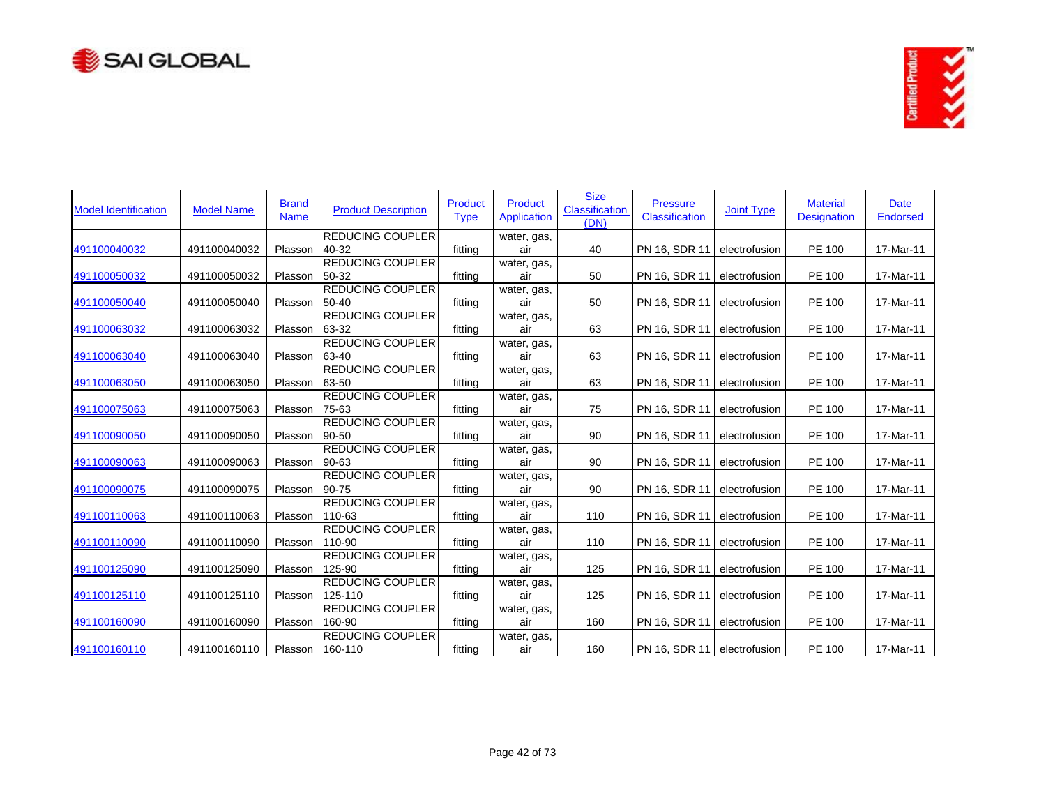| Model Identification | Model Name | Brand Name | Product Description | Product Type | Product Application | Size Classification (DN) | Pressure Classification | Joint Type | Material Designation | Date Endorsed |
|---|---|---|---|---|---|---|---|---|---|---|
| 491100040032 | 491100040032 | Plasson | REDUCING COUPLER 40-32 | fitting | water, gas, air | 40 | PN 16, SDR 11 | electrofusion | PE 100 | 17-Mar-11 |
| 491100050032 | 491100050032 | Plasson | REDUCING COUPLER 50-32 | fitting | water, gas, air | 50 | PN 16, SDR 11 | electrofusion | PE 100 | 17-Mar-11 |
| 491100050040 | 491100050040 | Plasson | REDUCING COUPLER 50-40 | fitting | water, gas, air | 50 | PN 16, SDR 11 | electrofusion | PE 100 | 17-Mar-11 |
| 491100063032 | 491100063032 | Plasson | REDUCING COUPLER 63-32 | fitting | water, gas, air | 63 | PN 16, SDR 11 | electrofusion | PE 100 | 17-Mar-11 |
| 491100063040 | 491100063040 | Plasson | REDUCING COUPLER 63-40 | fitting | water, gas, air | 63 | PN 16, SDR 11 | electrofusion | PE 100 | 17-Mar-11 |
| 491100063050 | 491100063050 | Plasson | REDUCING COUPLER 63-50 | fitting | water, gas, air | 63 | PN 16, SDR 11 | electrofusion | PE 100 | 17-Mar-11 |
| 491100075063 | 491100075063 | Plasson | REDUCING COUPLER 75-63 | fitting | water, gas, air | 75 | PN 16, SDR 11 | electrofusion | PE 100 | 17-Mar-11 |
| 491100090050 | 491100090050 | Plasson | REDUCING COUPLER 90-50 | fitting | water, gas, air | 90 | PN 16, SDR 11 | electrofusion | PE 100 | 17-Mar-11 |
| 491100090063 | 491100090063 | Plasson | REDUCING COUPLER 90-63 | fitting | water, gas, air | 90 | PN 16, SDR 11 | electrofusion | PE 100 | 17-Mar-11 |
| 491100090075 | 491100090075 | Plasson | REDUCING COUPLER 90-75 | fitting | water, gas, air | 90 | PN 16, SDR 11 | electrofusion | PE 100 | 17-Mar-11 |
| 491100110063 | 491100110063 | Plasson | REDUCING COUPLER 110-63 | fitting | water, gas, air | 110 | PN 16, SDR 11 | electrofusion | PE 100 | 17-Mar-11 |
| 491100110090 | 491100110090 | Plasson | REDUCING COUPLER 110-90 | fitting | water, gas, air | 110 | PN 16, SDR 11 | electrofusion | PE 100 | 17-Mar-11 |
| 491100125090 | 491100125090 | Plasson | REDUCING COUPLER 125-90 | fitting | water, gas, air | 125 | PN 16, SDR 11 | electrofusion | PE 100 | 17-Mar-11 |
| 491100125110 | 491100125110 | Plasson | REDUCING COUPLER 125-110 | fitting | water, gas, air | 125 | PN 16, SDR 11 | electrofusion | PE 100 | 17-Mar-11 |
| 491100160090 | 491100160090 | Plasson | REDUCING COUPLER 160-90 | fitting | water, gas, air | 160 | PN 16, SDR 11 | electrofusion | PE 100 | 17-Mar-11 |
| 491100160110 | 491100160110 | Plasson | REDUCING COUPLER 160-110 | fitting | water, gas, air | 160 | PN 16, SDR 11 | electrofusion | PE 100 | 17-Mar-11 |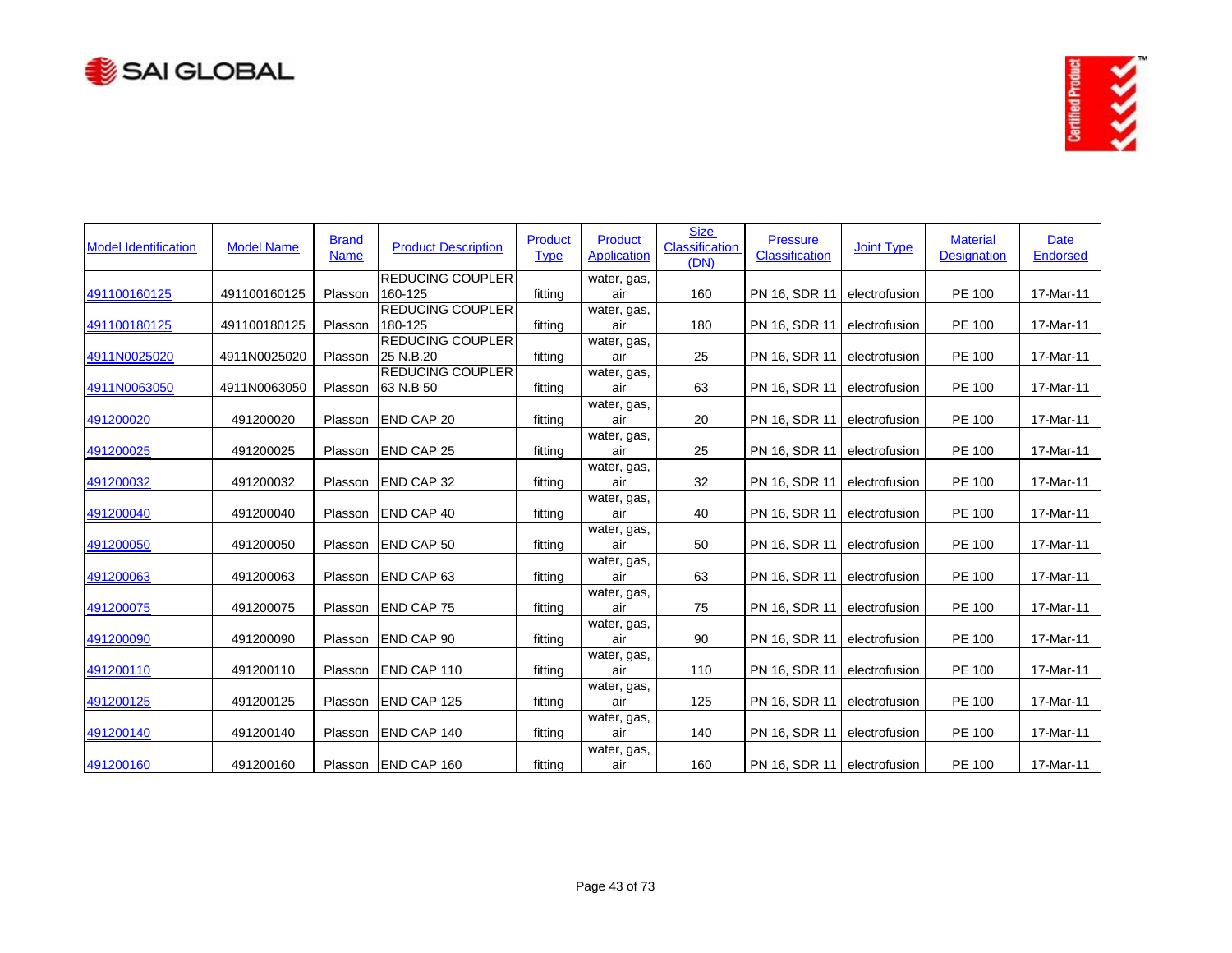| Model Identification | Model Name | Brand Name | Product Description | Product Type | Product Application | Size Classification (DN) | Pressure Classification | Joint Type | Material Designation | Date Endorsed |
|---|---|---|---|---|---|---|---|---|---|---|
| 491100160125 | 491100160125 | Plasson | REDUCING COUPLER 160-125 | fitting | water, gas, air | 160 | PN 16, SDR 11 | electrofusion | PE 100 | 17-Mar-11 |
| 491100180125 | 491100180125 | Plasson | REDUCING COUPLER 180-125 | fitting | water, gas, air | 180 | PN 16, SDR 11 | electrofusion | PE 100 | 17-Mar-11 |
| 4911N0025020 | 4911N0025020 | Plasson | REDUCING COUPLER 25 N.B.20 | fitting | water, gas, air | 25 | PN 16, SDR 11 | electrofusion | PE 100 | 17-Mar-11 |
| 4911N0063050 | 4911N0063050 | Plasson | REDUCING COUPLER 63 N.B 50 | fitting | water, gas, air | 63 | PN 16, SDR 11 | electrofusion | PE 100 | 17-Mar-11 |
| 491200020 | 491200020 | Plasson | END CAP 20 | fitting | water, gas, air | 20 | PN 16, SDR 11 | electrofusion | PE 100 | 17-Mar-11 |
| 491200025 | 491200025 | Plasson | END CAP 25 | fitting | water, gas, air | 25 | PN 16, SDR 11 | electrofusion | PE 100 | 17-Mar-11 |
| 491200032 | 491200032 | Plasson | END CAP 32 | fitting | water, gas, air | 32 | PN 16, SDR 11 | electrofusion | PE 100 | 17-Mar-11 |
| 491200040 | 491200040 | Plasson | END CAP 40 | fitting | water, gas, air | 40 | PN 16, SDR 11 | electrofusion | PE 100 | 17-Mar-11 |
| 491200050 | 491200050 | Plasson | END CAP 50 | fitting | water, gas, air | 50 | PN 16, SDR 11 | electrofusion | PE 100 | 17-Mar-11 |
| 491200063 | 491200063 | Plasson | END CAP 63 | fitting | water, gas, air | 63 | PN 16, SDR 11 | electrofusion | PE 100 | 17-Mar-11 |
| 491200075 | 491200075 | Plasson | END CAP 75 | fitting | water, gas, air | 75 | PN 16, SDR 11 | electrofusion | PE 100 | 17-Mar-11 |
| 491200090 | 491200090 | Plasson | END CAP 90 | fitting | water, gas, air | 90 | PN 16, SDR 11 | electrofusion | PE 100 | 17-Mar-11 |
| 491200110 | 491200110 | Plasson | END CAP 110 | fitting | water, gas, air | 110 | PN 16, SDR 11 | electrofusion | PE 100 | 17-Mar-11 |
| 491200125 | 491200125 | Plasson | END CAP 125 | fitting | water, gas, air | 125 | PN 16, SDR 11 | electrofusion | PE 100 | 17-Mar-11 |
| 491200140 | 491200140 | Plasson | END CAP 140 | fitting | water, gas, air | 140 | PN 16, SDR 11 | electrofusion | PE 100 | 17-Mar-11 |
| 491200160 | 491200160 | Plasson | END CAP 160 | fitting | water, gas, air | 160 | PN 16, SDR 11 | electrofusion | PE 100 | 17-Mar-11 |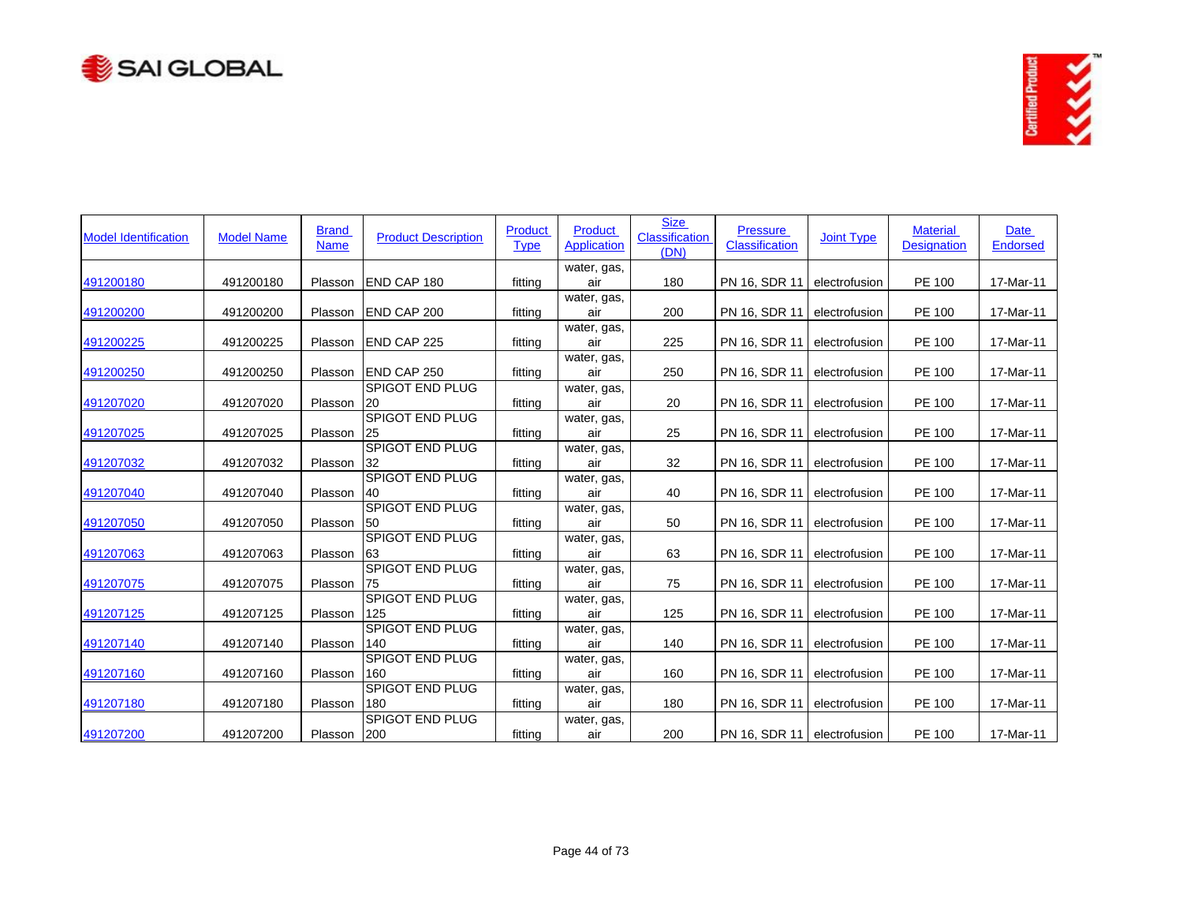| Model Identification | Model Name | Brand Name | Product Description | Product Type | Product Application | Size Classification (DN) | Pressure Classification | Joint Type | Material Designation | Date Endorsed |
|---|---|---|---|---|---|---|---|---|---|---|
| 491200180 | 491200180 | Plasson | END CAP 180 | fitting | water, gas, air | 180 | PN 16, SDR 11 | electrofusion | PE 100 | 17-Mar-11 |
| 491200200 | 491200200 | Plasson | END CAP 200 | fitting | water, gas, air | 200 | PN 16, SDR 11 | electrofusion | PE 100 | 17-Mar-11 |
| 491200225 | 491200225 | Plasson | END CAP 225 | fitting | water, gas, air | 225 | PN 16, SDR 11 | electrofusion | PE 100 | 17-Mar-11 |
| 491200250 | 491200250 | Plasson | END CAP 250 | fitting | water, gas, air | 250 | PN 16, SDR 11 | electrofusion | PE 100 | 17-Mar-11 |
| 491207020 | 491207020 | Plasson | SPIGOT END PLUG 20 | fitting | water, gas, air | 20 | PN 16, SDR 11 | electrofusion | PE 100 | 17-Mar-11 |
| 491207025 | 491207025 | Plasson | SPIGOT END PLUG 25 | fitting | water, gas, air | 25 | PN 16, SDR 11 | electrofusion | PE 100 | 17-Mar-11 |
| 491207032 | 491207032 | Plasson | SPIGOT END PLUG 32 | fitting | water, gas, air | 32 | PN 16, SDR 11 | electrofusion | PE 100 | 17-Mar-11 |
| 491207040 | 491207040 | Plasson | SPIGOT END PLUG 40 | fitting | water, gas, air | 40 | PN 16, SDR 11 | electrofusion | PE 100 | 17-Mar-11 |
| 491207050 | 491207050 | Plasson | SPIGOT END PLUG 50 | fitting | water, gas, air | 50 | PN 16, SDR 11 | electrofusion | PE 100 | 17-Mar-11 |
| 491207063 | 491207063 | Plasson | SPIGOT END PLUG 63 | fitting | water, gas, air | 63 | PN 16, SDR 11 | electrofusion | PE 100 | 17-Mar-11 |
| 491207075 | 491207075 | Plasson | SPIGOT END PLUG 75 | fitting | water, gas, air | 75 | PN 16, SDR 11 | electrofusion | PE 100 | 17-Mar-11 |
| 491207125 | 491207125 | Plasson | SPIGOT END PLUG 125 | fitting | water, gas, air | 125 | PN 16, SDR 11 | electrofusion | PE 100 | 17-Mar-11 |
| 491207140 | 491207140 | Plasson | SPIGOT END PLUG 140 | fitting | water, gas, air | 140 | PN 16, SDR 11 | electrofusion | PE 100 | 17-Mar-11 |
| 491207160 | 491207160 | Plasson | SPIGOT END PLUG 160 | fitting | water, gas, air | 160 | PN 16, SDR 11 | electrofusion | PE 100 | 17-Mar-11 |
| 491207180 | 491207180 | Plasson | SPIGOT END PLUG 180 | fitting | water, gas, air | 180 | PN 16, SDR 11 | electrofusion | PE 100 | 17-Mar-11 |
| 491207200 | 491207200 | Plasson | SPIGOT END PLUG 200 | fitting | water, gas, air | 200 | PN 16, SDR 11 | electrofusion | PE 100 | 17-Mar-11 |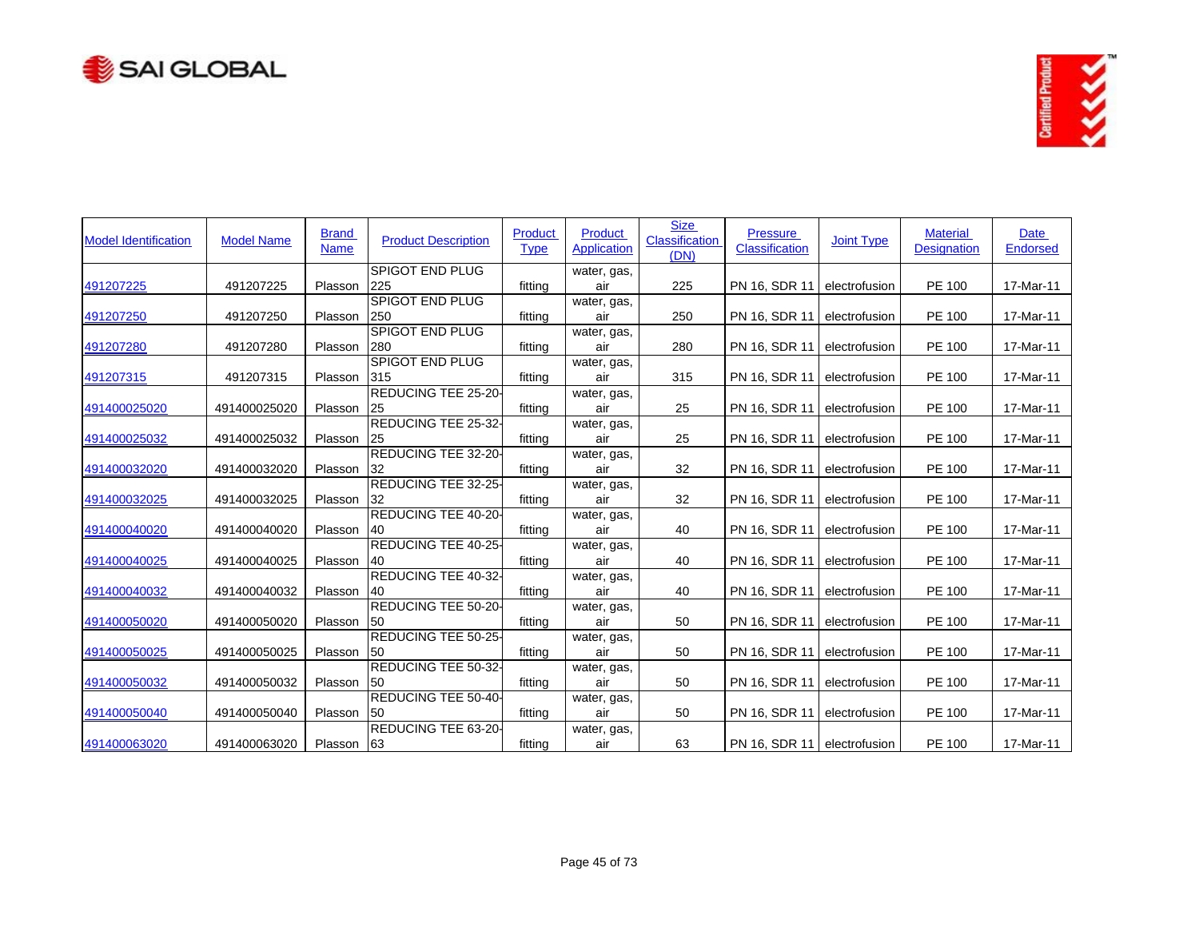| Model Identification | Model Name | Brand Name | Product Description | Product Type | Product Application | Size Classification (DN) | Pressure Classification | Joint Type | Material Designation | Date Endorsed |
|---|---|---|---|---|---|---|---|---|---|---|
| 491207225 | 491207225 | Plasson | SPIGOT END PLUG 225 | fitting | water, gas, air | 225 | PN 16, SDR 11 | electrofusion | PE 100 | 17-Mar-11 |
| 491207250 | 491207250 | Plasson | SPIGOT END PLUG 250 | fitting | water, gas, air | 250 | PN 16, SDR 11 | electrofusion | PE 100 | 17-Mar-11 |
| 491207280 | 491207280 | Plasson | SPIGOT END PLUG 280 | fitting | water, gas, air | 280 | PN 16, SDR 11 | electrofusion | PE 100 | 17-Mar-11 |
| 491207315 | 491207315 | Plasson | SPIGOT END PLUG 315 | fitting | water, gas, air | 315 | PN 16, SDR 11 | electrofusion | PE 100 | 17-Mar-11 |
| 491400025020 | 491400025020 | Plasson | REDUCING TEE 25-20-25 | fitting | water, gas, air | 25 | PN 16, SDR 11 | electrofusion | PE 100 | 17-Mar-11 |
| 491400025032 | 491400025032 | Plasson | REDUCING TEE 25-32-25 | fitting | water, gas, air | 25 | PN 16, SDR 11 | electrofusion | PE 100 | 17-Mar-11 |
| 491400032020 | 491400032020 | Plasson | REDUCING TEE 32-20-32 | fitting | water, gas, air | 32 | PN 16, SDR 11 | electrofusion | PE 100 | 17-Mar-11 |
| 491400032025 | 491400032025 | Plasson | REDUCING TEE 32-25-32 | fitting | water, gas, air | 32 | PN 16, SDR 11 | electrofusion | PE 100 | 17-Mar-11 |
| 491400040020 | 491400040020 | Plasson | REDUCING TEE 40-20-40 | fitting | water, gas, air | 40 | PN 16, SDR 11 | electrofusion | PE 100 | 17-Mar-11 |
| 491400040025 | 491400040025 | Plasson | REDUCING TEE 40-25-40 | fitting | water, gas, air | 40 | PN 16, SDR 11 | electrofusion | PE 100 | 17-Mar-11 |
| 491400040032 | 491400040032 | Plasson | REDUCING TEE 40-32-40 | fitting | water, gas, air | 40 | PN 16, SDR 11 | electrofusion | PE 100 | 17-Mar-11 |
| 491400050020 | 491400050020 | Plasson | REDUCING TEE 50-20-50 | fitting | water, gas, air | 50 | PN 16, SDR 11 | electrofusion | PE 100 | 17-Mar-11 |
| 491400050025 | 491400050025 | Plasson | REDUCING TEE 50-25-50 | fitting | water, gas, air | 50 | PN 16, SDR 11 | electrofusion | PE 100 | 17-Mar-11 |
| 491400050032 | 491400050032 | Plasson | REDUCING TEE 50-32-50 | fitting | water, gas, air | 50 | PN 16, SDR 11 | electrofusion | PE 100 | 17-Mar-11 |
| 491400050040 | 491400050040 | Plasson | REDUCING TEE 50-40-50 | fitting | water, gas, air | 50 | PN 16, SDR 11 | electrofusion | PE 100 | 17-Mar-11 |
| 491400063020 | 491400063020 | Plasson | REDUCING TEE 63-20-63 | fitting | water, gas, air | 63 | PN 16, SDR 11 | electrofusion | PE 100 | 17-Mar-11 |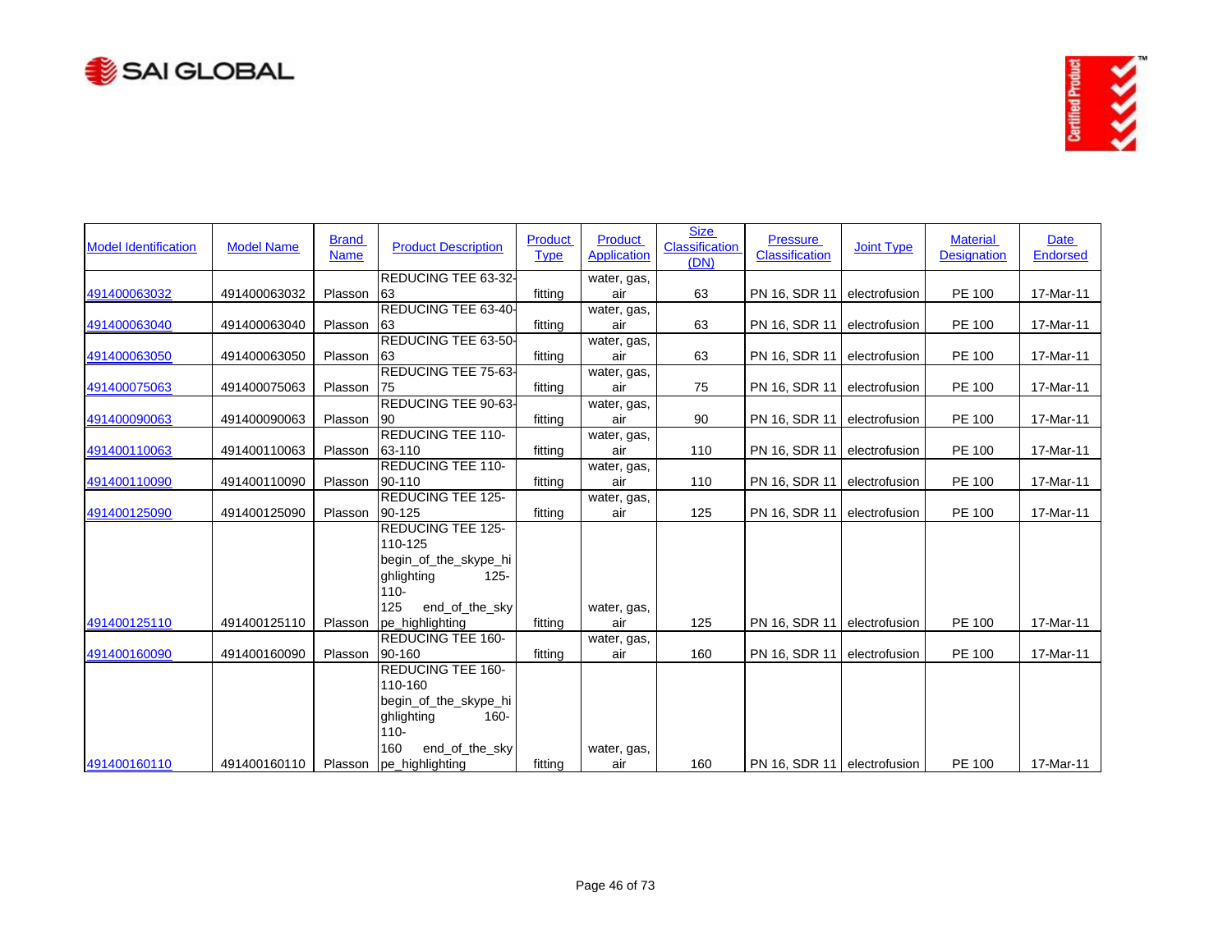| Model Identification | Model Name | Brand Name | Product Description | Product Type | Product Application | Size Classification (DN) | Pressure Classification | Joint Type | Material Designation | Date Endorsed |
|---|---|---|---|---|---|---|---|---|---|---|
| 491400063032 | 491400063032 | Plasson | REDUCING TEE 63-32-63 | fitting | water, gas, air | 63 | PN 16, SDR 11 | electrofusion | PE 100 | 17-Mar-11 |
| 491400063040 | 491400063040 | Plasson | REDUCING TEE 63-40-63 | fitting | water, gas, air | 63 | PN 16, SDR 11 | electrofusion | PE 100 | 17-Mar-11 |
| 491400063050 | 491400063050 | Plasson | REDUCING TEE 63-50-63 | fitting | water, gas, air | 63 | PN 16, SDR 11 | electrofusion | PE 100 | 17-Mar-11 |
| 491400075063 | 491400075063 | Plasson | REDUCING TEE 75-63-75 | fitting | water, gas, air | 75 | PN 16, SDR 11 | electrofusion | PE 100 | 17-Mar-11 |
| 491400090063 | 491400090063 | Plasson | REDUCING TEE 90-63-90 | fitting | water, gas, air | 90 | PN 16, SDR 11 | electrofusion | PE 100 | 17-Mar-11 |
| 491400110063 | 491400110063 | Plasson | REDUCING TEE 110-63-110 | fitting | water, gas, air | 110 | PN 16, SDR 11 | electrofusion | PE 100 | 17-Mar-11 |
| 491400110090 | 491400110090 | Plasson | REDUCING TEE 110-90-110 | fitting | water, gas, air | 110 | PN 16, SDR 11 | electrofusion | PE 100 | 17-Mar-11 |
| 491400125090 | 491400125090 | Plasson | REDUCING TEE 125-90-125 | fitting | water, gas, air | 125 | PN 16, SDR 11 | electrofusion | PE 100 | 17-Mar-11 |
| 491400125110 | 491400125110 | Plasson | REDUCING TEE 125-110-125 begin_of_the_skype_highlighting 125-110-125 end_of_the_skype_highlighting | fitting | water, gas, air | 125 | PN 16, SDR 11 | electrofusion | PE 100 | 17-Mar-11 |
| 491400160090 | 491400160090 | Plasson | REDUCING TEE 160-90-160 | fitting | water, gas, air | 160 | PN 16, SDR 11 | electrofusion | PE 100 | 17-Mar-11 |
| 491400160110 | 491400160110 | Plasson | REDUCING TEE 160-110-160 begin_of_the_skype_highlighting 160-110-160 end_of_the_skype_highlighting | fitting | water, gas, air | 160 | PN 16, SDR 11 | electrofusion | PE 100 | 17-Mar-11 |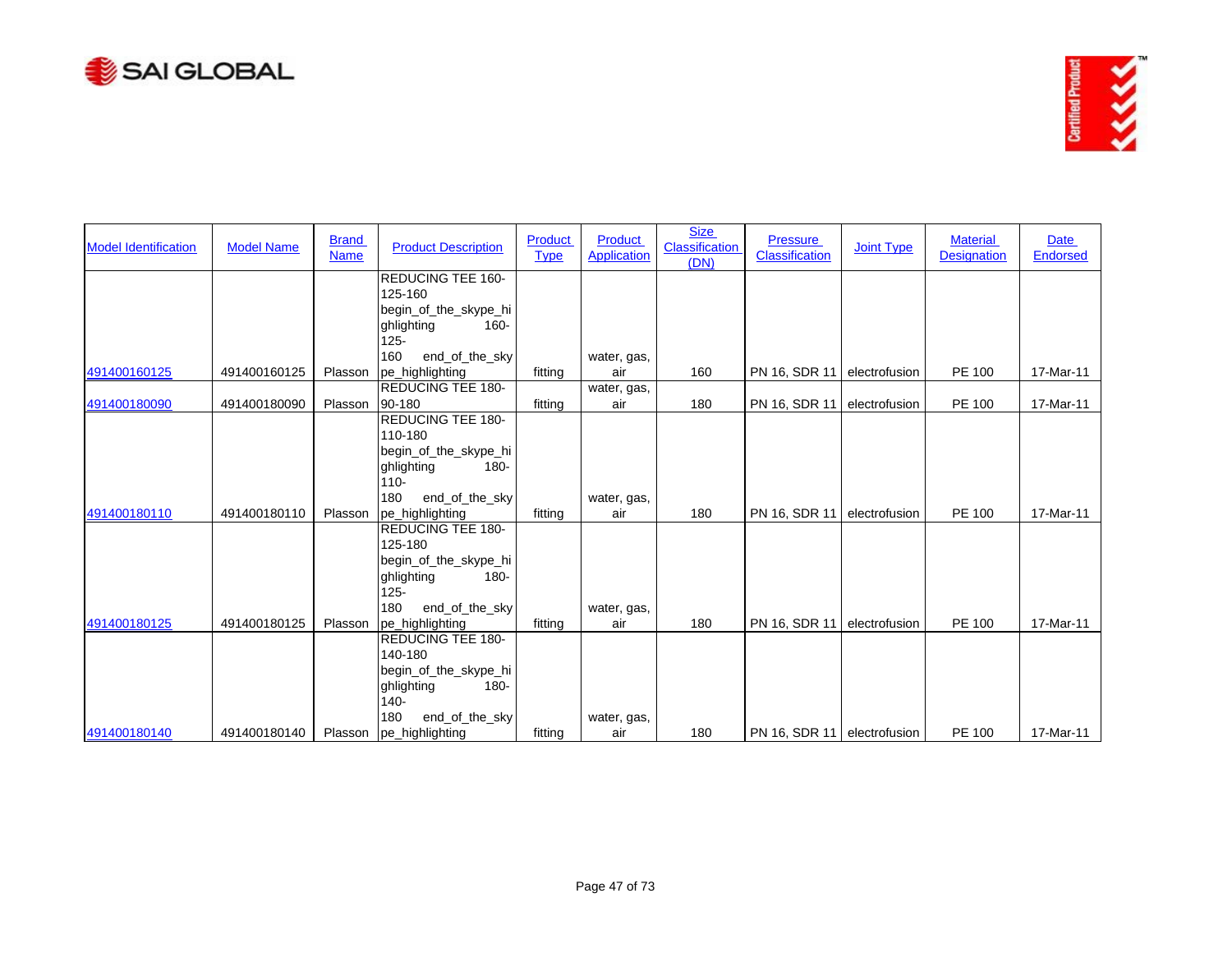| Model Identification | Model Name | Brand Name | Product Description | Product Type | Product Application | Size Classification (DN) | Pressure Classification | Joint Type | Material Designation | Date Endorsed |
|---|---|---|---|---|---|---|---|---|---|---|
| 491400160125 | 491400160125 | Plasson | REDUCING TEE 160-125-160 begin_of_the_skype_highlighting 160-125-160 end_of_the_skype_highlighting | fitting | water, gas, air | 160 | PN 16, SDR 11 | electrofusion | PE 100 | 17-Mar-11 |
| 491400180090 | 491400180090 | Plasson | REDUCING TEE 180-90-180 | fitting | water, gas, air | 180 | PN 16, SDR 11 | electrofusion | PE 100 | 17-Mar-11 |
| 491400180110 | 491400180110 | Plasson | REDUCING TEE 180-110-180 begin_of_the_skype_highlighting 180-110-180 end_of_the_skype_highlighting | fitting | water, gas, air | 180 | PN 16, SDR 11 | electrofusion | PE 100 | 17-Mar-11 |
| 491400180125 | 491400180125 | Plasson | REDUCING TEE 180-125-180 begin_of_the_skype_highlighting 180-125-180 end_of_the_skype_highlighting | fitting | water, gas, air | 180 | PN 16, SDR 11 | electrofusion | PE 100 | 17-Mar-11 |
| 491400180140 | 491400180140 | Plasson | REDUCING TEE 180-140-180 begin_of_the_skype_highlighting 180-140-180 end_of_the_skype_highlighting | fitting | water, gas, air | 180 | PN 16, SDR 11 | electrofusion | PE 100 | 17-Mar-11 |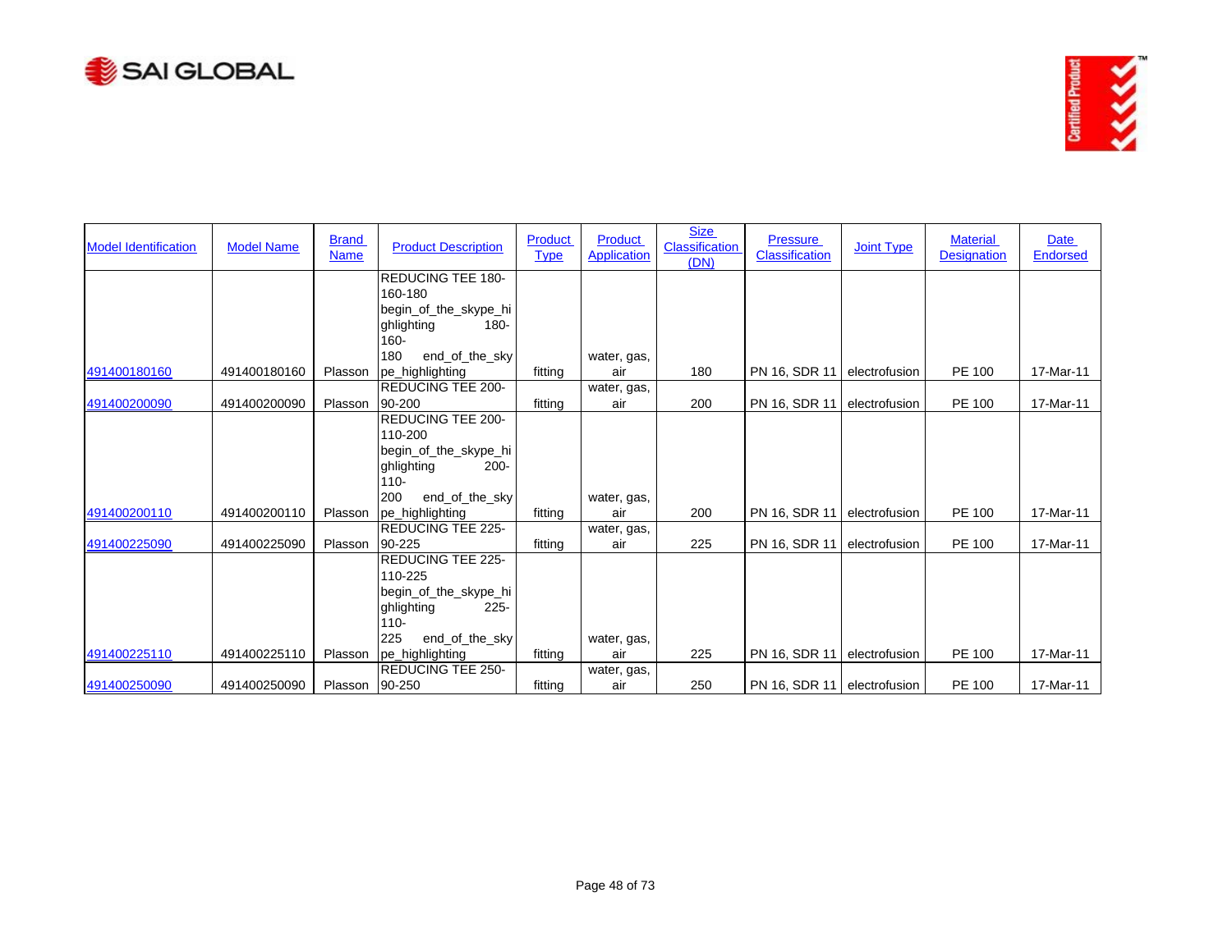| Model Identification | Model Name | Brand Name | Product Description | Product Type | Product Application | Size Classification (DN) | Pressure Classification | Joint Type | Material Designation | Date Endorsed |
|---|---|---|---|---|---|---|---|---|---|---|
| 491400180160 | 491400180160 | Plasson | REDUCING TEE 180-160-180 begin_of_the_skype_highlighting 180-160-180 end_of_the_skype_highlighting | fitting | water, gas, air | 180 | PN 16, SDR 11 | electrofusion | PE 100 | 17-Mar-11 |
| 491400200090 | 491400200090 | Plasson | REDUCING TEE 200-90-200 | fitting | water, gas, air | 200 | PN 16, SDR 11 | electrofusion | PE 100 | 17-Mar-11 |
| 491400200110 | 491400200110 | Plasson | REDUCING TEE 200-110-200 begin_of_the_skype_highlighting 200-110-200 end_of_the_skype_highlighting | fitting | water, gas, air | 200 | PN 16, SDR 11 | electrofusion | PE 100 | 17-Mar-11 |
| 491400225090 | 491400225090 | Plasson | REDUCING TEE 225-90-225 | fitting | water, gas, air | 225 | PN 16, SDR 11 | electrofusion | PE 100 | 17-Mar-11 |
| 491400225110 | 491400225110 | Plasson | REDUCING TEE 225-110-225 begin_of_the_skype_highlighting 225-110-225 end_of_the_skype_highlighting | fitting | water, gas, air | 225 | PN 16, SDR 11 | electrofusion | PE 100 | 17-Mar-11 |
| 491400250090 | 491400250090 | Plasson | REDUCING TEE 250-90-250 | fitting | water, gas, air | 250 | PN 16, SDR 11 | electrofusion | PE 100 | 17-Mar-11 |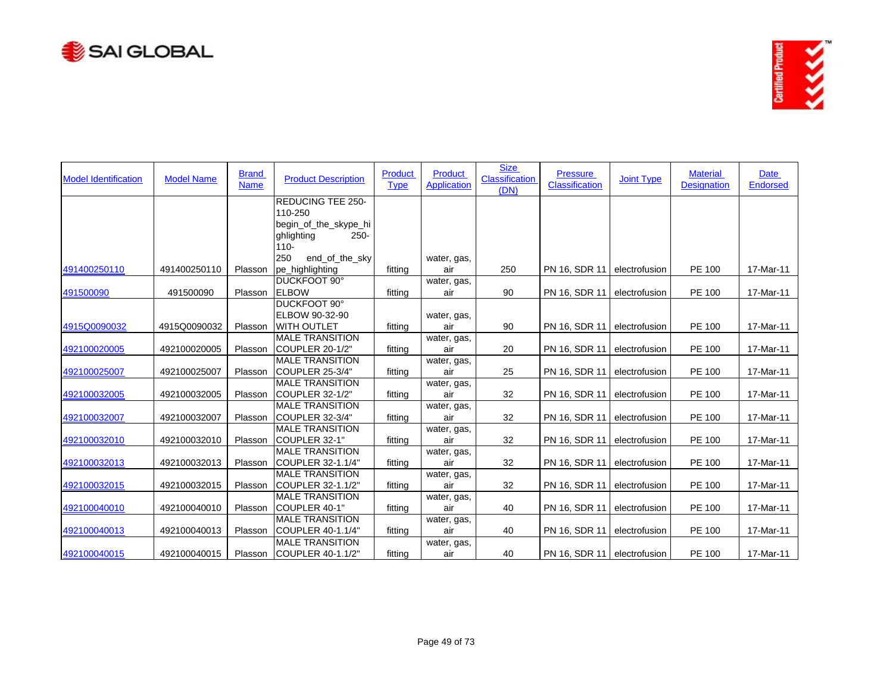| Model Identification | Model Name | Brand Name | Product Description | Product Type | Product Application | Size Classification (DN) | Pressure Classification | Joint Type | Material Designation | Date Endorsed |
|---|---|---|---|---|---|---|---|---|---|---|
| 491400250110 | 491400250110 | Plasson | REDUCING TEE 250-110-250 begin_of_the_skype_highlighting 250-110-250 end_of_the_skype_highlighting | fitting | water, gas, air | 250 | PN 16, SDR 11 | electrofusion | PE 100 | 17-Mar-11 |
| 491500090 | 491500090 | Plasson | DUCKFOOT 90° ELBOW | fitting | water, gas, air | 90 | PN 16, SDR 11 | electrofusion | PE 100 | 17-Mar-11 |
| 4915Q0090032 | 4915Q0090032 | Plasson | DUCKFOOT 90° ELBOW 90-32-90 WITH OUTLET | fitting | water, gas, air | 90 | PN 16, SDR 11 | electrofusion | PE 100 | 17-Mar-11 |
| 492100020005 | 492100020005 | Plasson | MALE TRANSITION COUPLER 20-1/2" | fitting | water, gas, air | 20 | PN 16, SDR 11 | electrofusion | PE 100 | 17-Mar-11 |
| 492100025007 | 492100025007 | Plasson | MALE TRANSITION COUPLER 25-3/4" | fitting | water, gas, air | 25 | PN 16, SDR 11 | electrofusion | PE 100 | 17-Mar-11 |
| 492100032005 | 492100032005 | Plasson | MALE TRANSITION COUPLER 32-1/2" | fitting | water, gas, air | 32 | PN 16, SDR 11 | electrofusion | PE 100 | 17-Mar-11 |
| 492100032007 | 492100032007 | Plasson | MALE TRANSITION COUPLER 32-3/4" | fitting | water, gas, air | 32 | PN 16, SDR 11 | electrofusion | PE 100 | 17-Mar-11 |
| 492100032010 | 492100032010 | Plasson | MALE TRANSITION COUPLER 32-1" | fitting | water, gas, air | 32 | PN 16, SDR 11 | electrofusion | PE 100 | 17-Mar-11 |
| 492100032013 | 492100032013 | Plasson | MALE TRANSITION COUPLER 32-1.1/4" | fitting | water, gas, air | 32 | PN 16, SDR 11 | electrofusion | PE 100 | 17-Mar-11 |
| 492100032015 | 492100032015 | Plasson | MALE TRANSITION COUPLER 32-1.1/2" | fitting | water, gas, air | 32 | PN 16, SDR 11 | electrofusion | PE 100 | 17-Mar-11 |
| 492100040010 | 492100040010 | Plasson | MALE TRANSITION COUPLER 40-1" | fitting | water, gas, air | 40 | PN 16, SDR 11 | electrofusion | PE 100 | 17-Mar-11 |
| 492100040013 | 492100040013 | Plasson | MALE TRANSITION COUPLER 40-1.1/4" | fitting | water, gas, air | 40 | PN 16, SDR 11 | electrofusion | PE 100 | 17-Mar-11 |
| 492100040015 | 492100040015 | Plasson | MALE TRANSITION COUPLER 40-1.1/2" | fitting | water, gas, air | 40 | PN 16, SDR 11 | electrofusion | PE 100 | 17-Mar-11 |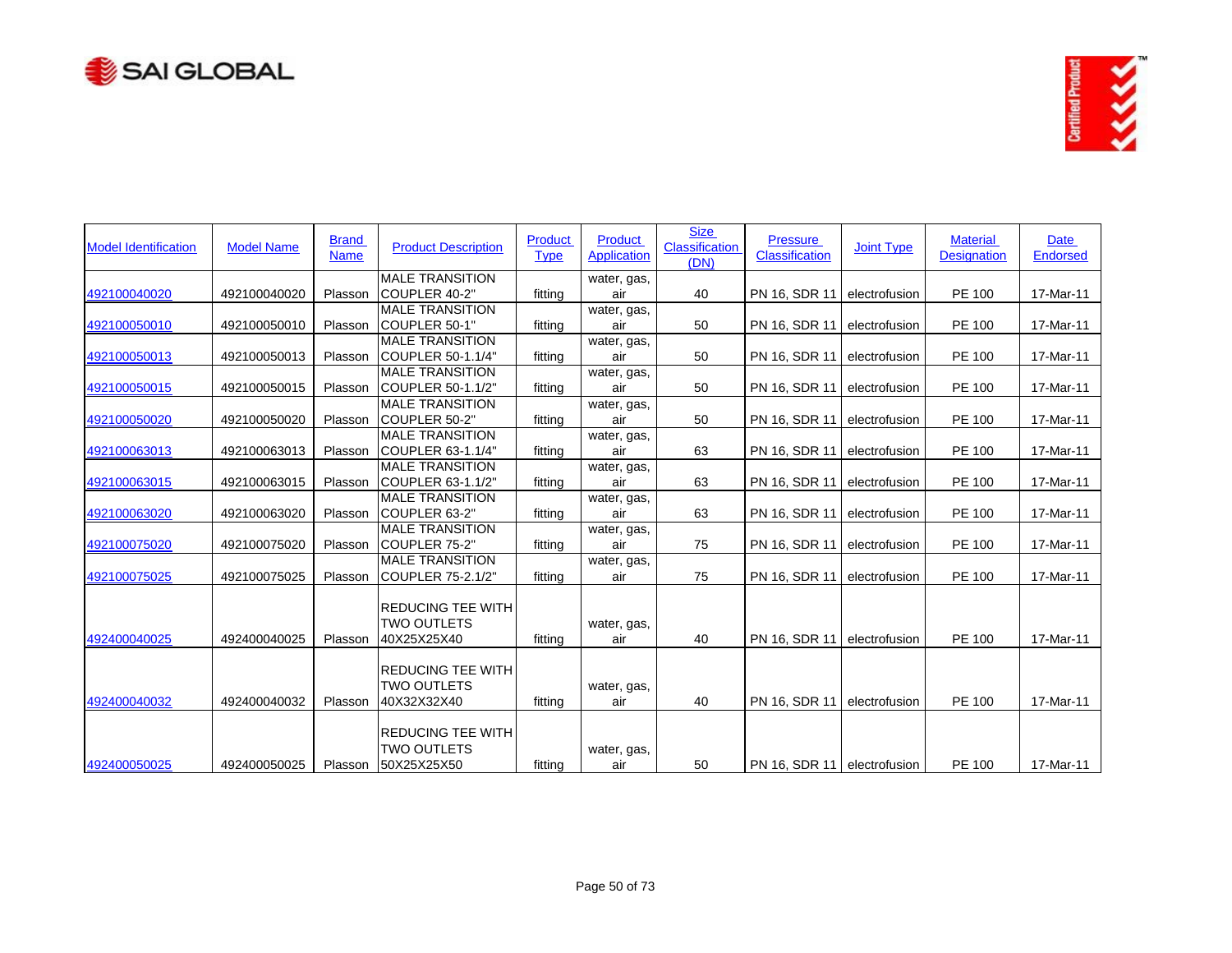| Model Identification | Model Name | Brand Name | Product Description | Product Type | Product Application | Size Classification (DN) | Pressure Classification | Joint Type | Material Designation | Date Endorsed |
|---|---|---|---|---|---|---|---|---|---|---|
| 492100040020 | 492100040020 | Plasson | MALE TRANSITION COUPLER 40-2" | fitting | water, gas, air | 40 | PN 16, SDR 11 | electrofusion | PE 100 | 17-Mar-11 |
| 492100050010 | 492100050010 | Plasson | MALE TRANSITION COUPLER 50-1" | fitting | water, gas, air | 50 | PN 16, SDR 11 | electrofusion | PE 100 | 17-Mar-11 |
| 492100050013 | 492100050013 | Plasson | MALE TRANSITION COUPLER 50-1.1/4" | fitting | water, gas, air | 50 | PN 16, SDR 11 | electrofusion | PE 100 | 17-Mar-11 |
| 492100050015 | 492100050015 | Plasson | MALE TRANSITION COUPLER 50-1.1/2" | fitting | water, gas, air | 50 | PN 16, SDR 11 | electrofusion | PE 100 | 17-Mar-11 |
| 492100050020 | 492100050020 | Plasson | MALE TRANSITION COUPLER 50-2" | fitting | water, gas, air | 50 | PN 16, SDR 11 | electrofusion | PE 100 | 17-Mar-11 |
| 492100063013 | 492100063013 | Plasson | MALE TRANSITION COUPLER 63-1.1/4" | fitting | water, gas, air | 63 | PN 16, SDR 11 | electrofusion | PE 100 | 17-Mar-11 |
| 492100063015 | 492100063015 | Plasson | MALE TRANSITION COUPLER 63-1.1/2" | fitting | water, gas, air | 63 | PN 16, SDR 11 | electrofusion | PE 100 | 17-Mar-11 |
| 492100063020 | 492100063020 | Plasson | MALE TRANSITION COUPLER 63-2" | fitting | water, gas, air | 63 | PN 16, SDR 11 | electrofusion | PE 100 | 17-Mar-11 |
| 492100075020 | 492100075020 | Plasson | MALE TRANSITION COUPLER 75-2" | fitting | water, gas, air | 75 | PN 16, SDR 11 | electrofusion | PE 100 | 17-Mar-11 |
| 492100075025 | 492100075025 | Plasson | MALE TRANSITION COUPLER 75-2.1/2" | fitting | water, gas, air | 75 | PN 16, SDR 11 | electrofusion | PE 100 | 17-Mar-11 |
| 492400040025 | 492400040025 | Plasson | REDUCING TEE WITH TWO OUTLETS 40X25X25X40 | fitting | water, gas, air | 40 | PN 16, SDR 11 | electrofusion | PE 100 | 17-Mar-11 |
| 492400040032 | 492400040032 | Plasson | REDUCING TEE WITH TWO OUTLETS 40X32X32X40 | fitting | water, gas, air | 40 | PN 16, SDR 11 | electrofusion | PE 100 | 17-Mar-11 |
| 492400050025 | 492400050025 | Plasson | REDUCING TEE WITH TWO OUTLETS 50X25X25X50 | fitting | water, gas, air | 50 | PN 16, SDR 11 | electrofusion | PE 100 | 17-Mar-11 |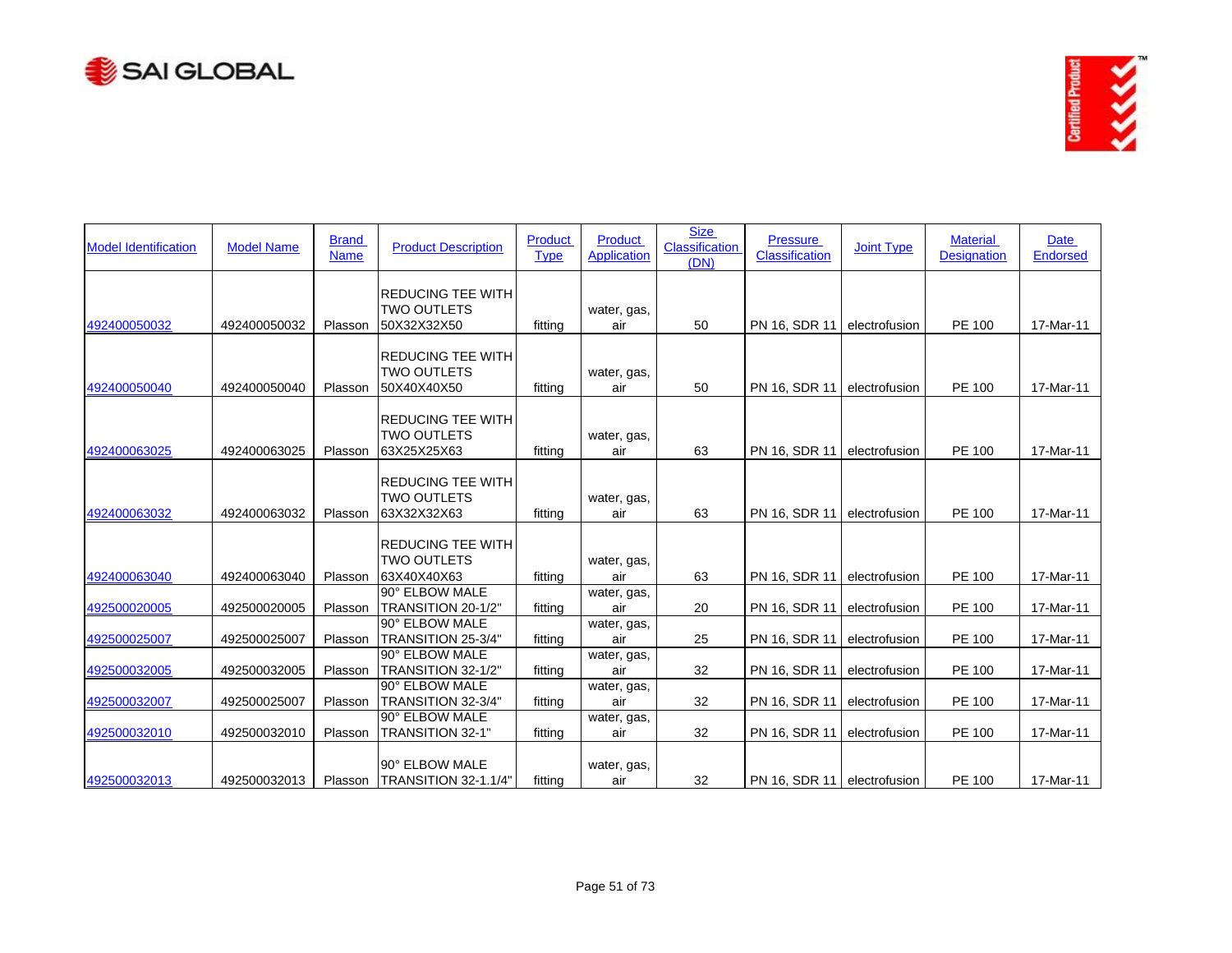| Model Identification | Model Name | Brand Name | Product Description | Product Type | Product Application | Size Classification (DN) | Pressure Classification | Joint Type | Material Designation | Date Endorsed |
|---|---|---|---|---|---|---|---|---|---|---|
| 492400050032 | 492400050032 | Plasson | REDUCING TEE WITH TWO OUTLETS 50X32X32X50 | fitting | water, gas, air | 50 | PN 16, SDR 11 | electrofusion | PE 100 | 17-Mar-11 |
| 492400050040 | 492400050040 | Plasson | REDUCING TEE WITH TWO OUTLETS 50X40X40X50 | fitting | water, gas, air | 50 | PN 16, SDR 11 | electrofusion | PE 100 | 17-Mar-11 |
| 492400063025 | 492400063025 | Plasson | REDUCING TEE WITH TWO OUTLETS 63X25X25X63 | fitting | water, gas, air | 63 | PN 16, SDR 11 | electrofusion | PE 100 | 17-Mar-11 |
| 492400063032 | 492400063032 | Plasson | REDUCING TEE WITH TWO OUTLETS 63X32X32X63 | fitting | water, gas, air | 63 | PN 16, SDR 11 | electrofusion | PE 100 | 17-Mar-11 |
| 492400063040 | 492400063040 | Plasson | REDUCING TEE WITH TWO OUTLETS 63X40X40X63 | fitting | water, gas, air | 63 | PN 16, SDR 11 | electrofusion | PE 100 | 17-Mar-11 |
| 492500020005 | 492500020005 | Plasson | 90° ELBOW MALE TRANSITION 20-1/2" | fitting | water, gas, air | 20 | PN 16, SDR 11 | electrofusion | PE 100 | 17-Mar-11 |
| 492500025007 | 492500025007 | Plasson | 90° ELBOW MALE TRANSITION 25-3/4" | fitting | water, gas, air | 25 | PN 16, SDR 11 | electrofusion | PE 100 | 17-Mar-11 |
| 492500032005 | 492500032005 | Plasson | 90° ELBOW MALE TRANSITION 32-1/2" | fitting | water, gas, air | 32 | PN 16, SDR 11 | electrofusion | PE 100 | 17-Mar-11 |
| 492500032007 | 492500025007 | Plasson | 90° ELBOW MALE TRANSITION 32-3/4" | fitting | water, gas, air | 32 | PN 16, SDR 11 | electrofusion | PE 100 | 17-Mar-11 |
| 492500032010 | 492500032010 | Plasson | 90° ELBOW MALE TRANSITION 32-1" | fitting | water, gas, air | 32 | PN 16, SDR 11 | electrofusion | PE 100 | 17-Mar-11 |
| 492500032013 | 492500032013 | Plasson | 90° ELBOW MALE TRANSITION 32-1.1/4" | fitting | water, gas, air | 32 | PN 16, SDR 11 | electrofusion | PE 100 | 17-Mar-11 |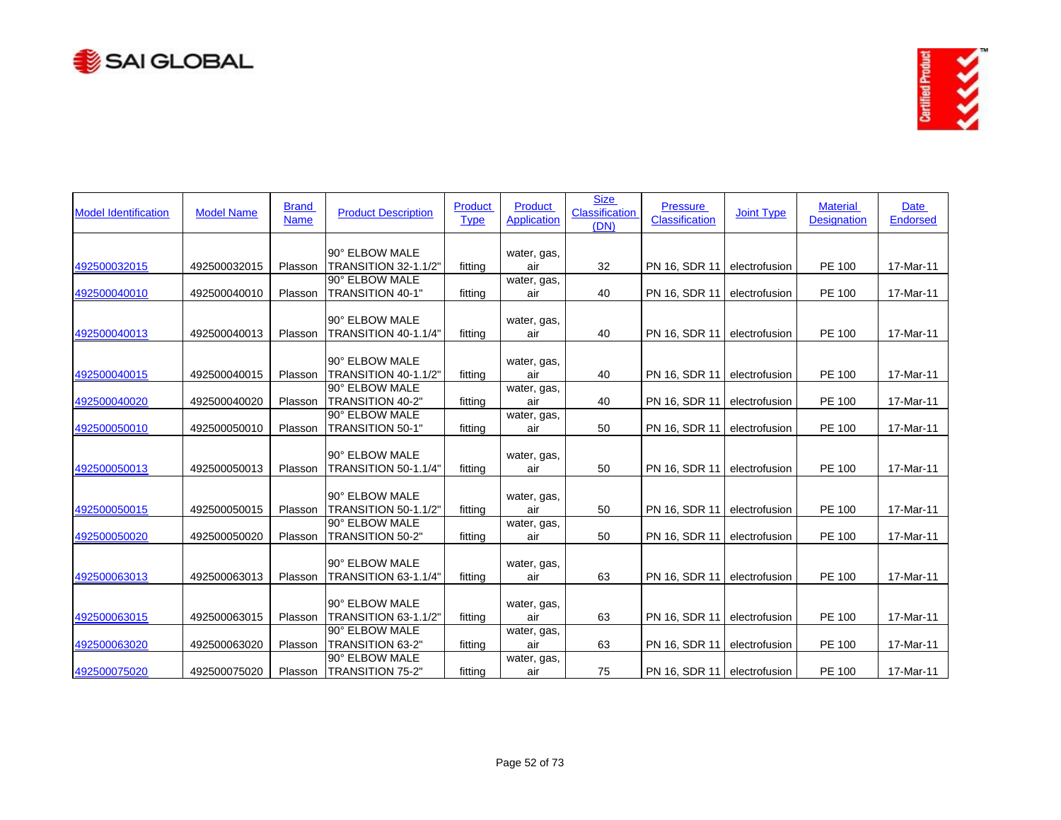| Model Identification | Model Name | Brand Name | Product Description | Product Type | Product Application | Size Classification (DN) | Pressure Classification | Joint Type | Material Designation | Date Endorsed |
|---|---|---|---|---|---|---|---|---|---|---|
| 492500032015 | 492500032015 | Plasson | 90° ELBOW MALE TRANSITION 32-1.1/2" | fitting | water, gas, air | 32 | PN 16, SDR 11 | electrofusion | PE 100 | 17-Mar-11 |
| 492500040010 | 492500040010 | Plasson | 90° ELBOW MALE TRANSITION 40-1" | fitting | water, gas, air | 40 | PN 16, SDR 11 | electrofusion | PE 100 | 17-Mar-11 |
| 492500040013 | 492500040013 | Plasson | 90° ELBOW MALE TRANSITION 40-1.1/4" | fitting | water, gas, air | 40 | PN 16, SDR 11 | electrofusion | PE 100 | 17-Mar-11 |
| 492500040015 | 492500040015 | Plasson | 90° ELBOW MALE TRANSITION 40-1.1/2" | fitting | water, gas, air | 40 | PN 16, SDR 11 | electrofusion | PE 100 | 17-Mar-11 |
| 492500040020 | 492500040020 | Plasson | 90° ELBOW MALE TRANSITION 40-2" | fitting | water, gas, air | 40 | PN 16, SDR 11 | electrofusion | PE 100 | 17-Mar-11 |
| 492500050010 | 492500050010 | Plasson | 90° ELBOW MALE TRANSITION 50-1" | fitting | water, gas, air | 50 | PN 16, SDR 11 | electrofusion | PE 100 | 17-Mar-11 |
| 492500050013 | 492500050013 | Plasson | 90° ELBOW MALE TRANSITION 50-1.1/4" | fitting | water, gas, air | 50 | PN 16, SDR 11 | electrofusion | PE 100 | 17-Mar-11 |
| 492500050015 | 492500050015 | Plasson | 90° ELBOW MALE TRANSITION 50-1.1/2" | fitting | water, gas, air | 50 | PN 16, SDR 11 | electrofusion | PE 100 | 17-Mar-11 |
| 492500050020 | 492500050020 | Plasson | 90° ELBOW MALE TRANSITION 50-2" | fitting | water, gas, air | 50 | PN 16, SDR 11 | electrofusion | PE 100 | 17-Mar-11 |
| 492500063013 | 492500063013 | Plasson | 90° ELBOW MALE TRANSITION 63-1.1/4" | fitting | water, gas, air | 63 | PN 16, SDR 11 | electrofusion | PE 100 | 17-Mar-11 |
| 492500063015 | 492500063015 | Plasson | 90° ELBOW MALE TRANSITION 63-1.1/2" | fitting | water, gas, air | 63 | PN 16, SDR 11 | electrofusion | PE 100 | 17-Mar-11 |
| 492500063020 | 492500063020 | Plasson | 90° ELBOW MALE TRANSITION 63-2" | fitting | water, gas, air | 63 | PN 16, SDR 11 | electrofusion | PE 100 | 17-Mar-11 |
| 492500075020 | 492500075020 | Plasson | 90° ELBOW MALE TRANSITION 75-2" | fitting | water, gas, air | 75 | PN 16, SDR 11 | electrofusion | PE 100 | 17-Mar-11 |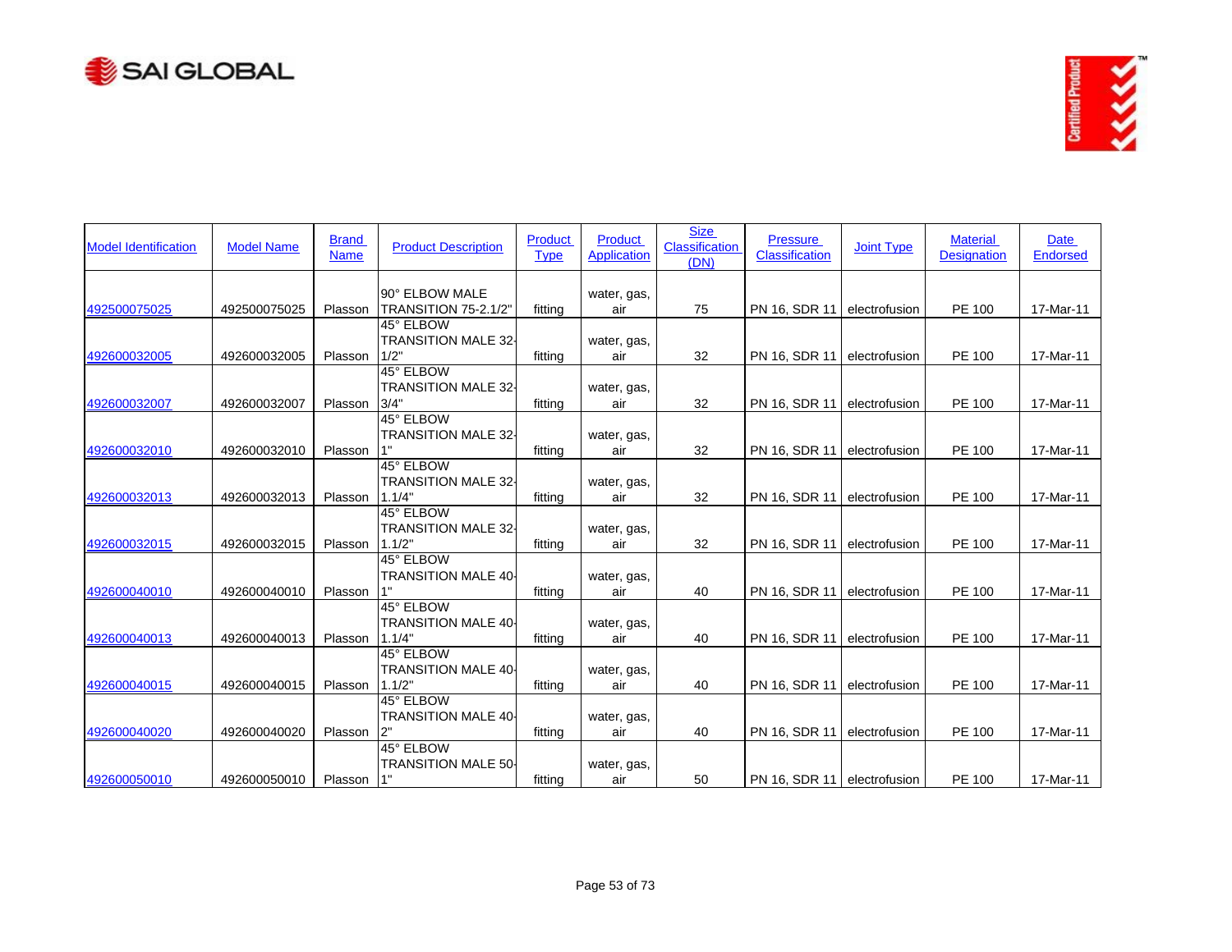| Model Identification | Model Name | Brand Name | Product Description | Product Type | Product Application | Size Classification (DN) | Pressure Classification | Joint Type | Material Designation | Date Endorsed |
|---|---|---|---|---|---|---|---|---|---|---|
| 492500075025 | 492500075025 | Plasson | 90° ELBOW MALE TRANSITION 75-2.1/2" | fitting | water, gas, air | 75 | PN 16, SDR 11 | electrofusion | PE 100 | 17-Mar-11 |
| 492600032005 | 492600032005 | Plasson | 45° ELBOW TRANSITION MALE 32-1/2" | fitting | water, gas, air | 32 | PN 16, SDR 11 | electrofusion | PE 100 | 17-Mar-11 |
| 492600032007 | 492600032007 | Plasson | 45° ELBOW TRANSITION MALE 32-3/4" | fitting | water, gas, air | 32 | PN 16, SDR 11 | electrofusion | PE 100 | 17-Mar-11 |
| 492600032010 | 492600032010 | Plasson | 45° ELBOW TRANSITION MALE 32-1" | fitting | water, gas, air | 32 | PN 16, SDR 11 | electrofusion | PE 100 | 17-Mar-11 |
| 492600032013 | 492600032013 | Plasson | 45° ELBOW TRANSITION MALE 32-1.1/4" | fitting | water, gas, air | 32 | PN 16, SDR 11 | electrofusion | PE 100 | 17-Mar-11 |
| 492600032015 | 492600032015 | Plasson | 45° ELBOW TRANSITION MALE 32-1.1/2" | fitting | water, gas, air | 32 | PN 16, SDR 11 | electrofusion | PE 100 | 17-Mar-11 |
| 492600040010 | 492600040010 | Plasson | 45° ELBOW TRANSITION MALE 40-1" | fitting | water, gas, air | 40 | PN 16, SDR 11 | electrofusion | PE 100 | 17-Mar-11 |
| 492600040013 | 492600040013 | Plasson | 45° ELBOW TRANSITION MALE 40-1.1/4" | fitting | water, gas, air | 40 | PN 16, SDR 11 | electrofusion | PE 100 | 17-Mar-11 |
| 492600040015 | 492600040015 | Plasson | 45° ELBOW TRANSITION MALE 40-1.1/2" | fitting | water, gas, air | 40 | PN 16, SDR 11 | electrofusion | PE 100 | 17-Mar-11 |
| 492600040020 | 492600040020 | Plasson | 45° ELBOW TRANSITION MALE 40-2" | fitting | water, gas, air | 40 | PN 16, SDR 11 | electrofusion | PE 100 | 17-Mar-11 |
| 492600050010 | 492600050010 | Plasson | 45° ELBOW TRANSITION MALE 50-1" | fitting | water, gas, air | 50 | PN 16, SDR 11 | electrofusion | PE 100 | 17-Mar-11 |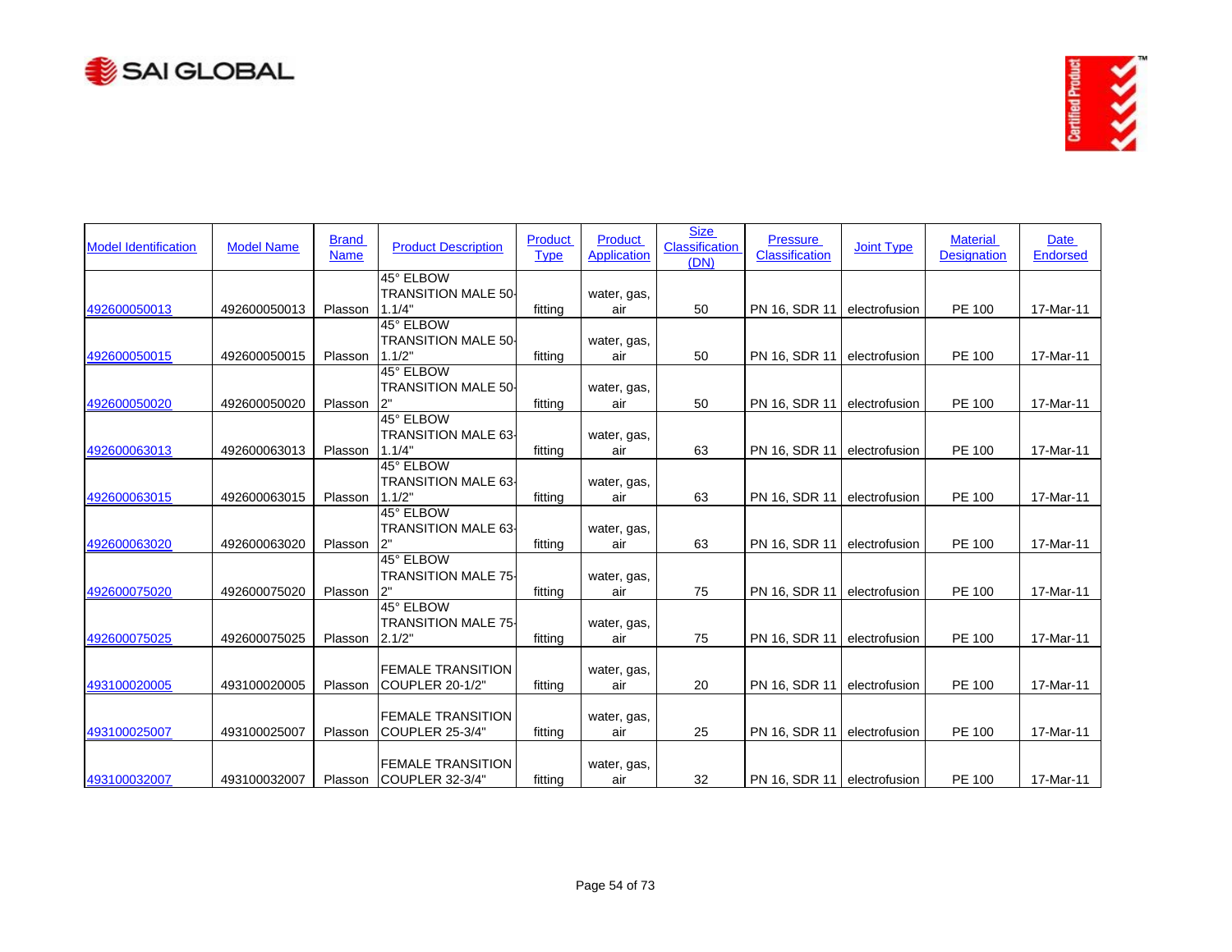| Model Identification | Model Name | Brand Name | Product Description | Product Type | Product Application | Size Classification (DN) | Pressure Classification | Joint Type | Material Designation | Date Endorsed |
|---|---|---|---|---|---|---|---|---|---|---|
| 492600050013 | 492600050013 | Plasson | 45° ELBOW TRANSITION MALE 50-1.1/4" | fitting | water, gas, air | 50 | PN 16, SDR 11 | electrofusion | PE 100 | 17-Mar-11 |
| 492600050015 | 492600050015 | Plasson | 45° ELBOW TRANSITION MALE 50-1.1/2" | fitting | water, gas, air | 50 | PN 16, SDR 11 | electrofusion | PE 100 | 17-Mar-11 |
| 492600050020 | 492600050020 | Plasson | 45° ELBOW TRANSITION MALE 50-2" | fitting | water, gas, air | 50 | PN 16, SDR 11 | electrofusion | PE 100 | 17-Mar-11 |
| 492600063013 | 492600063013 | Plasson | 45° ELBOW TRANSITION MALE 63-1.1/4" | fitting | water, gas, air | 63 | PN 16, SDR 11 | electrofusion | PE 100 | 17-Mar-11 |
| 492600063015 | 492600063015 | Plasson | 45° ELBOW TRANSITION MALE 63-1.1/2" | fitting | water, gas, air | 63 | PN 16, SDR 11 | electrofusion | PE 100 | 17-Mar-11 |
| 492600063020 | 492600063020 | Plasson | 45° ELBOW TRANSITION MALE 63-2" | fitting | water, gas, air | 63 | PN 16, SDR 11 | electrofusion | PE 100 | 17-Mar-11 |
| 492600075020 | 492600075020 | Plasson | 45° ELBOW TRANSITION MALE 75-2" | fitting | water, gas, air | 75 | PN 16, SDR 11 | electrofusion | PE 100 | 17-Mar-11 |
| 492600075025 | 492600075025 | Plasson | 45° ELBOW TRANSITION MALE 75-2.1/2" | fitting | water, gas, air | 75 | PN 16, SDR 11 | electrofusion | PE 100 | 17-Mar-11 |
| 493100020005 | 493100020005 | Plasson | FEMALE TRANSITION COUPLER 20-1/2" | fitting | water, gas, air | 20 | PN 16, SDR 11 | electrofusion | PE 100 | 17-Mar-11 |
| 493100025007 | 493100025007 | Plasson | FEMALE TRANSITION COUPLER 25-3/4" | fitting | water, gas, air | 25 | PN 16, SDR 11 | electrofusion | PE 100 | 17-Mar-11 |
| 493100032007 | 493100032007 | Plasson | FEMALE TRANSITION COUPLER 32-3/4" | fitting | water, gas, air | 32 | PN 16, SDR 11 | electrofusion | PE 100 | 17-Mar-11 |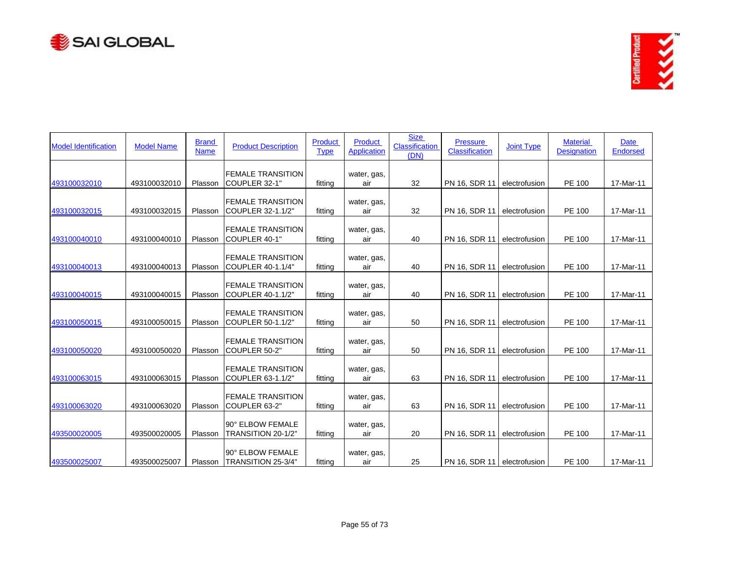| Model Identification | Model Name | Brand Name | Product Description | Product Type | Product Application | Size Classification (DN) | Pressure Classification | Joint Type | Material Designation | Date Endorsed |
|---|---|---|---|---|---|---|---|---|---|---|
| 493100032010 | 493100032010 | Plasson | FEMALE TRANSITION COUPLER 32-1" | fitting | water, gas, air | 32 | PN 16, SDR 11 | electrofusion | PE 100 | 17-Mar-11 |
| 493100032015 | 493100032015 | Plasson | FEMALE TRANSITION COUPLER 32-1.1/2" | fitting | water, gas, air | 32 | PN 16, SDR 11 | electrofusion | PE 100 | 17-Mar-11 |
| 493100040010 | 493100040010 | Plasson | FEMALE TRANSITION COUPLER 40-1" | fitting | water, gas, air | 40 | PN 16, SDR 11 | electrofusion | PE 100 | 17-Mar-11 |
| 493100040013 | 493100040013 | Plasson | FEMALE TRANSITION COUPLER 40-1.1/4" | fitting | water, gas, air | 40 | PN 16, SDR 11 | electrofusion | PE 100 | 17-Mar-11 |
| 493100040015 | 493100040015 | Plasson | FEMALE TRANSITION COUPLER 40-1.1/2" | fitting | water, gas, air | 40 | PN 16, SDR 11 | electrofusion | PE 100 | 17-Mar-11 |
| 493100050015 | 493100050015 | Plasson | FEMALE TRANSITION COUPLER 50-1.1/2" | fitting | water, gas, air | 50 | PN 16, SDR 11 | electrofusion | PE 100 | 17-Mar-11 |
| 493100050020 | 493100050020 | Plasson | FEMALE TRANSITION COUPLER 50-2" | fitting | water, gas, air | 50 | PN 16, SDR 11 | electrofusion | PE 100 | 17-Mar-11 |
| 493100063015 | 493100063015 | Plasson | FEMALE TRANSITION COUPLER 63-1.1/2" | fitting | water, gas, air | 63 | PN 16, SDR 11 | electrofusion | PE 100 | 17-Mar-11 |
| 493100063020 | 493100063020 | Plasson | FEMALE TRANSITION COUPLER 63-2" | fitting | water, gas, air | 63 | PN 16, SDR 11 | electrofusion | PE 100 | 17-Mar-11 |
| 493500020005 | 493500020005 | Plasson | 90° ELBOW FEMALE TRANSITION 20-1/2" | fitting | water, gas, air | 20 | PN 16, SDR 11 | electrofusion | PE 100 | 17-Mar-11 |
| 493500025007 | 493500025007 | Plasson | 90° ELBOW FEMALE TRANSITION 25-3/4" | fitting | water, gas, air | 25 | PN 16, SDR 11 | electrofusion | PE 100 | 17-Mar-11 |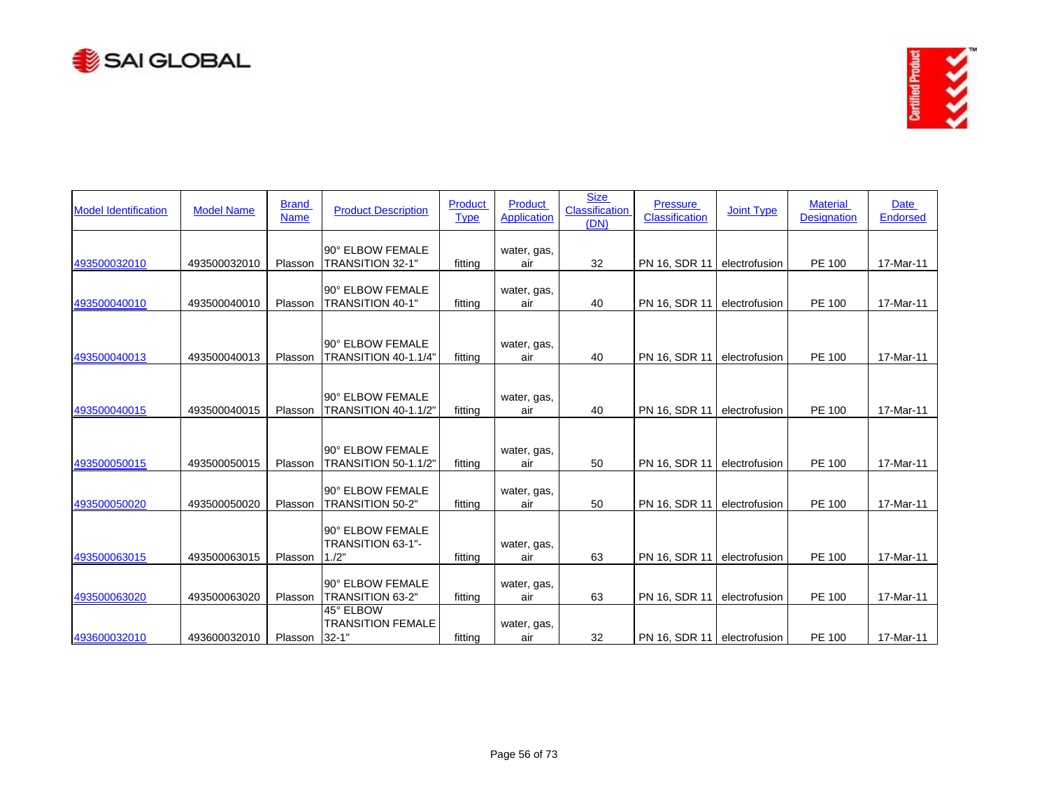| Model Identification | Model Name | Brand Name | Product Description | Product Type | Product Application | Size Classification (DN) | Pressure Classification | Joint Type | Material Designation | Date Endorsed |
|---|---|---|---|---|---|---|---|---|---|---|
| 493500032010 | 493500032010 | Plasson | 90° ELBOW FEMALE TRANSITION 32-1" | fitting | water, gas, air | 32 | PN 16, SDR 11 | electrofusion | PE 100 | 17-Mar-11 |
| 493500040010 | 493500040010 | Plasson | 90° ELBOW FEMALE TRANSITION 40-1" | fitting | water, gas, air | 40 | PN 16, SDR 11 | electrofusion | PE 100 | 17-Mar-11 |
| 493500040013 | 493500040013 | Plasson | 90° ELBOW FEMALE TRANSITION 40-1.1/4" | fitting | water, gas, air | 40 | PN 16, SDR 11 | electrofusion | PE 100 | 17-Mar-11 |
| 493500040015 | 493500040015 | Plasson | 90° ELBOW FEMALE TRANSITION 40-1.1/2" | fitting | water, gas, air | 40 | PN 16, SDR 11 | electrofusion | PE 100 | 17-Mar-11 |
| 493500050015 | 493500050015 | Plasson | 90° ELBOW FEMALE TRANSITION 50-1.1/2" | fitting | water, gas, air | 50 | PN 16, SDR 11 | electrofusion | PE 100 | 17-Mar-11 |
| 493500050020 | 493500050020 | Plasson | 90° ELBOW FEMALE TRANSITION 50-2" | fitting | water, gas, air | 50 | PN 16, SDR 11 | electrofusion | PE 100 | 17-Mar-11 |
| 493500063015 | 493500063015 | Plasson | 90° ELBOW FEMALE TRANSITION 63-1"-1./2" | fitting | water, gas, air | 63 | PN 16, SDR 11 | electrofusion | PE 100 | 17-Mar-11 |
| 493500063020 | 493500063020 | Plasson | 90° ELBOW FEMALE TRANSITION 63-2" | fitting | water, gas, air | 63 | PN 16, SDR 11 | electrofusion | PE 100 | 17-Mar-11 |
| 493600032010 | 493600032010 | Plasson | 45° ELBOW TRANSITION FEMALE 32-1" | fitting | water, gas, air | 32 | PN 16, SDR 11 | electrofusion | PE 100 | 17-Mar-11 |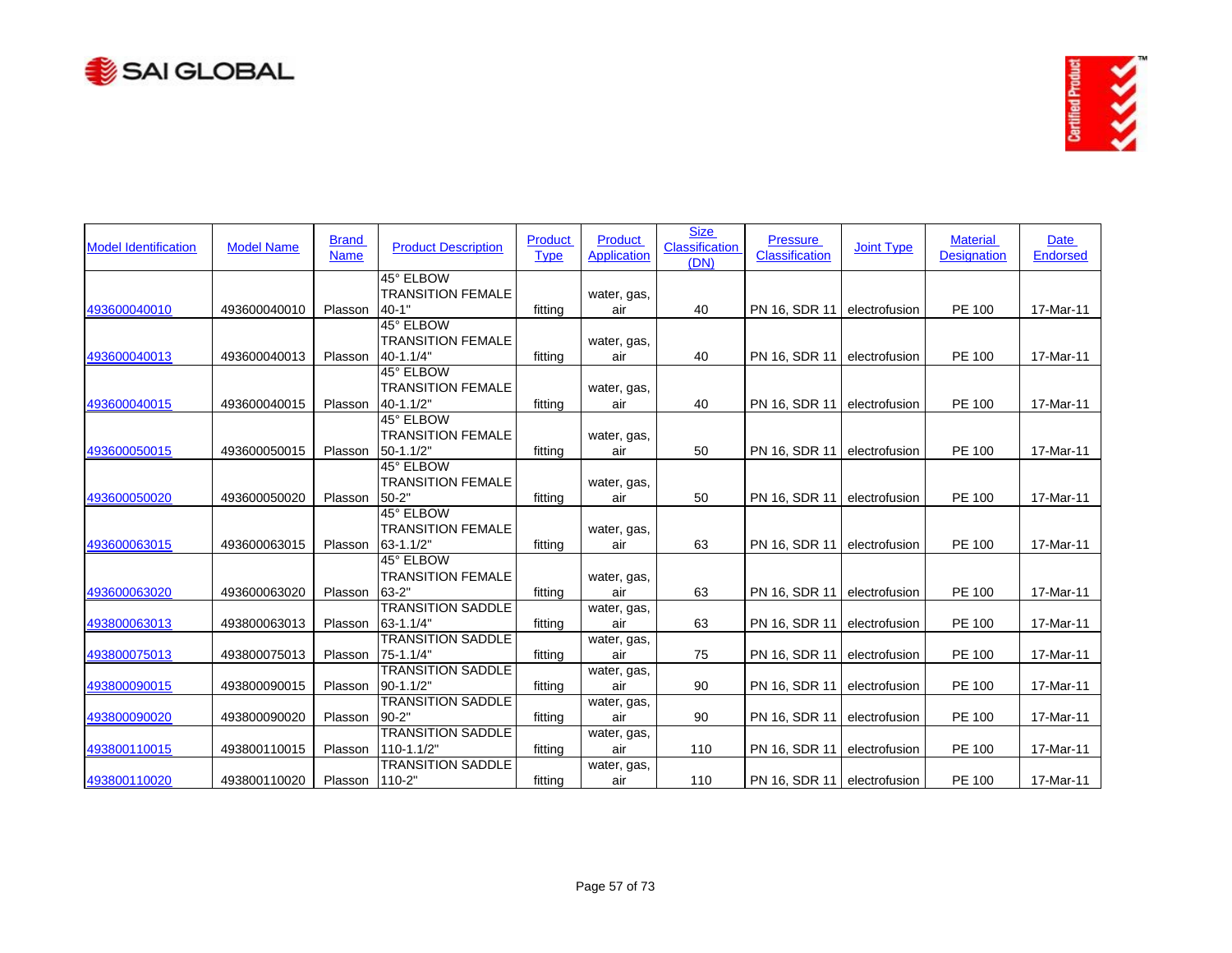| Model Identification | Model Name | Brand Name | Product Description | Product Type | Product Application | Size Classification (DN) | Pressure Classification | Joint Type | Material Designation | Date Endorsed |
|---|---|---|---|---|---|---|---|---|---|---|
| 493600040010 | 493600040010 | Plasson | 45° ELBOW TRANSITION FEMALE 40-1" | fitting | water, gas, air | 40 | PN 16, SDR 11 | electrofusion | PE 100 | 17-Mar-11 |
| 493600040013 | 493600040013 | Plasson | 45° ELBOW TRANSITION FEMALE 40-1.1/4" | fitting | water, gas, air | 40 | PN 16, SDR 11 | electrofusion | PE 100 | 17-Mar-11 |
| 493600040015 | 493600040015 | Plasson | 45° ELBOW TRANSITION FEMALE 40-1.1/2" | fitting | water, gas, air | 40 | PN 16, SDR 11 | electrofusion | PE 100 | 17-Mar-11 |
| 493600050015 | 493600050015 | Plasson | 45° ELBOW TRANSITION FEMALE 50-1.1/2" | fitting | water, gas, air | 50 | PN 16, SDR 11 | electrofusion | PE 100 | 17-Mar-11 |
| 493600050020 | 493600050020 | Plasson | 45° ELBOW TRANSITION FEMALE 50-2" | fitting | water, gas, air | 50 | PN 16, SDR 11 | electrofusion | PE 100 | 17-Mar-11 |
| 493600063015 | 493600063015 | Plasson | 45° ELBOW TRANSITION FEMALE 63-1.1/2" | fitting | water, gas, air | 63 | PN 16, SDR 11 | electrofusion | PE 100 | 17-Mar-11 |
| 493600063020 | 493600063020 | Plasson | 45° ELBOW TRANSITION FEMALE 63-2" | fitting | water, gas, air | 63 | PN 16, SDR 11 | electrofusion | PE 100 | 17-Mar-11 |
| 493800063013 | 493800063013 | Plasson | TRANSITION SADDLE 63-1.1/4" | fitting | water, gas, air | 63 | PN 16, SDR 11 | electrofusion | PE 100 | 17-Mar-11 |
| 493800075013 | 493800075013 | Plasson | TRANSITION SADDLE 75-1.1/4" | fitting | water, gas, air | 75 | PN 16, SDR 11 | electrofusion | PE 100 | 17-Mar-11 |
| 493800090015 | 493800090015 | Plasson | TRANSITION SADDLE 90-1.1/2" | fitting | water, gas, air | 90 | PN 16, SDR 11 | electrofusion | PE 100 | 17-Mar-11 |
| 493800090020 | 493800090020 | Plasson | TRANSITION SADDLE 90-2" | fitting | water, gas, air | 90 | PN 16, SDR 11 | electrofusion | PE 100 | 17-Mar-11 |
| 493800110015 | 493800110015 | Plasson | TRANSITION SADDLE 110-1.1/2" | fitting | water, gas, air | 110 | PN 16, SDR 11 | electrofusion | PE 100 | 17-Mar-11 |
| 493800110020 | 493800110020 | Plasson | TRANSITION SADDLE 110-2" | fitting | water, gas, air | 110 | PN 16, SDR 11 | electrofusion | PE 100 | 17-Mar-11 |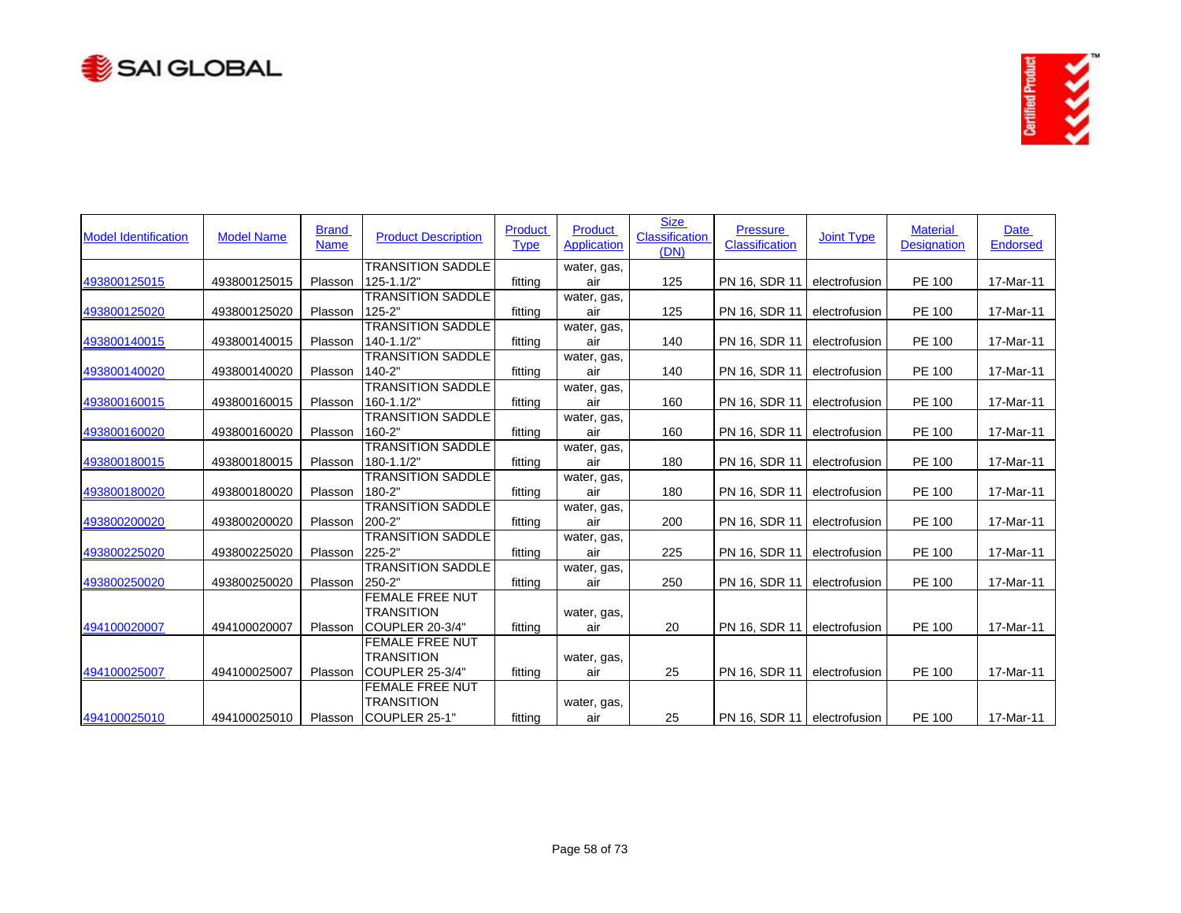| Model Identification | Model Name | Brand Name | Product Description | Product Type | Product Application | Size Classification (DN) | Pressure Classification | Joint Type | Material Designation | Date Endorsed |
|---|---|---|---|---|---|---|---|---|---|---|
| 493800125015 | 493800125015 | Plasson | TRANSITION SADDLE 125-1.1/2" | fitting | water, gas, air | 125 | PN 16, SDR 11 | electrofusion | PE 100 | 17-Mar-11 |
| 493800125020 | 493800125020 | Plasson | TRANSITION SADDLE 125-2" | fitting | water, gas, air | 125 | PN 16, SDR 11 | electrofusion | PE 100 | 17-Mar-11 |
| 493800140015 | 493800140015 | Plasson | TRANSITION SADDLE 140-1.1/2" | fitting | water, gas, air | 140 | PN 16, SDR 11 | electrofusion | PE 100 | 17-Mar-11 |
| 493800140020 | 493800140020 | Plasson | TRANSITION SADDLE 140-2" | fitting | water, gas, air | 140 | PN 16, SDR 11 | electrofusion | PE 100 | 17-Mar-11 |
| 493800160015 | 493800160015 | Plasson | TRANSITION SADDLE 160-1.1/2" | fitting | water, gas, air | 160 | PN 16, SDR 11 | electrofusion | PE 100 | 17-Mar-11 |
| 493800160020 | 493800160020 | Plasson | TRANSITION SADDLE 160-2" | fitting | water, gas, air | 160 | PN 16, SDR 11 | electrofusion | PE 100 | 17-Mar-11 |
| 493800180015 | 493800180015 | Plasson | TRANSITION SADDLE 180-1.1/2" | fitting | water, gas, air | 180 | PN 16, SDR 11 | electrofusion | PE 100 | 17-Mar-11 |
| 493800180020 | 493800180020 | Plasson | TRANSITION SADDLE 180-2" | fitting | water, gas, air | 180 | PN 16, SDR 11 | electrofusion | PE 100 | 17-Mar-11 |
| 493800200020 | 493800200020 | Plasson | TRANSITION SADDLE 200-2" | fitting | water, gas, air | 200 | PN 16, SDR 11 | electrofusion | PE 100 | 17-Mar-11 |
| 493800225020 | 493800225020 | Plasson | TRANSITION SADDLE 225-2" | fitting | water, gas, air | 225 | PN 16, SDR 11 | electrofusion | PE 100 | 17-Mar-11 |
| 493800250020 | 493800250020 | Plasson | TRANSITION SADDLE 250-2" | fitting | water, gas, air | 250 | PN 16, SDR 11 | electrofusion | PE 100 | 17-Mar-11 |
| 494100020007 | 494100020007 | Plasson | FEMALE FREE NUT TRANSITION COUPLER 20-3/4" | fitting | water, gas, air | 20 | PN 16, SDR 11 | electrofusion | PE 100 | 17-Mar-11 |
| 494100025007 | 494100025007 | Plasson | FEMALE FREE NUT TRANSITION COUPLER 25-3/4" | fitting | water, gas, air | 25 | PN 16, SDR 11 | electrofusion | PE 100 | 17-Mar-11 |
| 494100025010 | 494100025010 | Plasson | FEMALE FREE NUT TRANSITION COUPLER 25-1" | fitting | water, gas, air | 25 | PN 16, SDR 11 | electrofusion | PE 100 | 17-Mar-11 |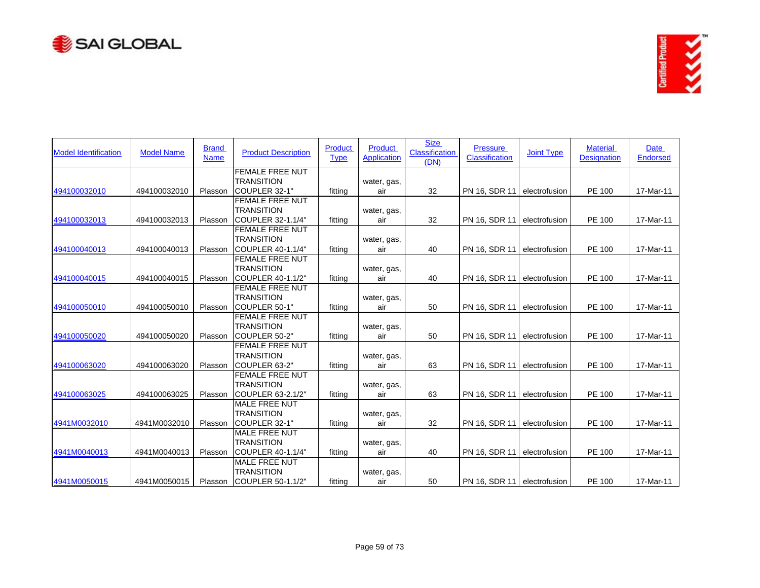| Model Identification | Model Name | Brand Name | Product Description | Product Type | Product Application | Size Classification (DN) | Pressure Classification | Joint Type | Material Designation | Date Endorsed |
|---|---|---|---|---|---|---|---|---|---|---|
| 494100032010 | 494100032010 | Plasson | FEMALE FREE NUT TRANSITION COUPLER 32-1" | fitting | water, gas, air | 32 | PN 16, SDR 11 | electrofusion | PE 100 | 17-Mar-11 |
| 494100032013 | 494100032013 | Plasson | FEMALE FREE NUT TRANSITION COUPLER 32-1.1/4" | fitting | water, gas, air | 32 | PN 16, SDR 11 | electrofusion | PE 100 | 17-Mar-11 |
| 494100040013 | 494100040013 | Plasson | FEMALE FREE NUT TRANSITION COUPLER 40-1.1/4" | fitting | water, gas, air | 40 | PN 16, SDR 11 | electrofusion | PE 100 | 17-Mar-11 |
| 494100040015 | 494100040015 | Plasson | FEMALE FREE NUT TRANSITION COUPLER 40-1.1/2" | fitting | water, gas, air | 40 | PN 16, SDR 11 | electrofusion | PE 100 | 17-Mar-11 |
| 494100050010 | 494100050010 | Plasson | FEMALE FREE NUT TRANSITION COUPLER 50-1" | fitting | water, gas, air | 50 | PN 16, SDR 11 | electrofusion | PE 100 | 17-Mar-11 |
| 494100050020 | 494100050020 | Plasson | FEMALE FREE NUT TRANSITION COUPLER 50-2" | fitting | water, gas, air | 50 | PN 16, SDR 11 | electrofusion | PE 100 | 17-Mar-11 |
| 494100063020 | 494100063020 | Plasson | FEMALE FREE NUT TRANSITION COUPLER 63-2" | fitting | water, gas, air | 63 | PN 16, SDR 11 | electrofusion | PE 100 | 17-Mar-11 |
| 494100063025 | 494100063025 | Plasson | FEMALE FREE NUT TRANSITION COUPLER 63-2.1/2" | fitting | water, gas, air | 63 | PN 16, SDR 11 | electrofusion | PE 100 | 17-Mar-11 |
| 4941M0032010 | 4941M0032010 | Plasson | MALE FREE NUT TRANSITION COUPLER 32-1" | fitting | water, gas, air | 32 | PN 16, SDR 11 | electrofusion | PE 100 | 17-Mar-11 |
| 4941M0040013 | 4941M0040013 | Plasson | MALE FREE NUT TRANSITION COUPLER 40-1.1/4" | fitting | water, gas, air | 40 | PN 16, SDR 11 | electrofusion | PE 100 | 17-Mar-11 |
| 4941M0050015 | 4941M0050015 | Plasson | MALE FREE NUT TRANSITION COUPLER 50-1.1/2" | fitting | water, gas, air | 50 | PN 16, SDR 11 | electrofusion | PE 100 | 17-Mar-11 |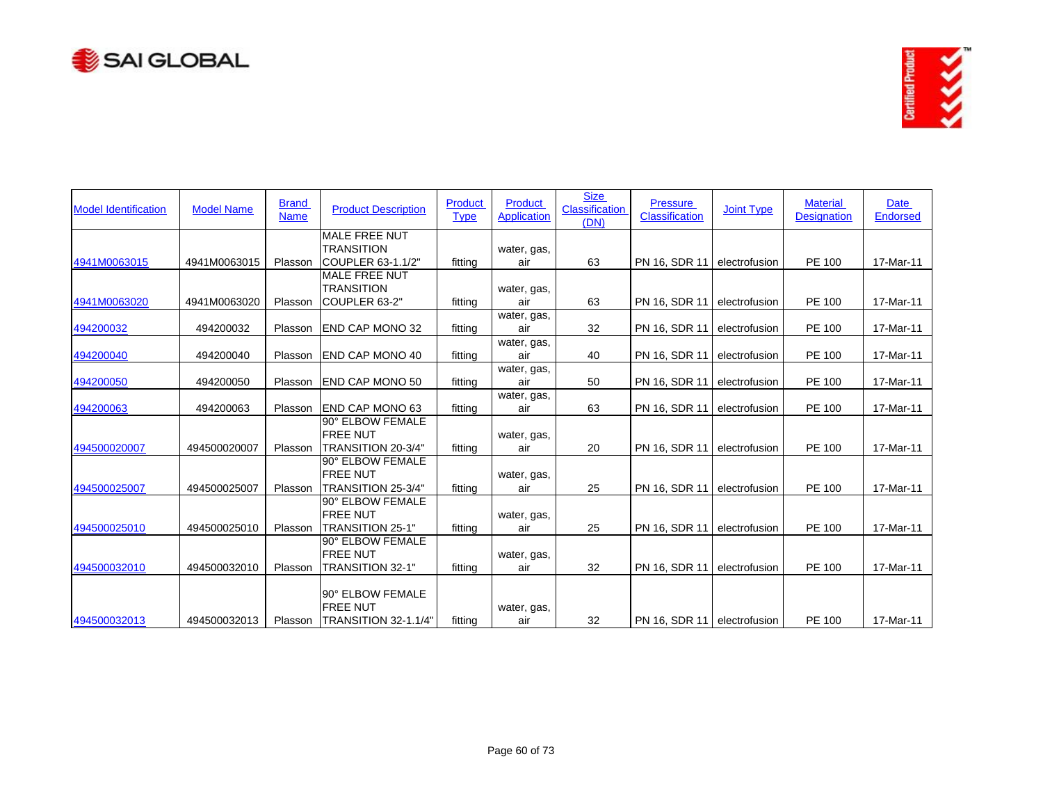| Model Identification | Model Name | Brand Name | Product Description | Product Type | Product Application | Size Classification (DN) | Pressure Classification | Joint Type | Material Designation | Date Endorsed |
|---|---|---|---|---|---|---|---|---|---|---|
| 4941M0063015 | 4941M0063015 | Plasson | MALE FREE NUT TRANSITION COUPLER 63-1.1/2" | fitting | water, gas, air | 63 | PN 16, SDR 11 | electrofusion | PE 100 | 17-Mar-11 |
| 4941M0063020 | 4941M0063020 | Plasson | MALE FREE NUT TRANSITION COUPLER 63-2" | fitting | water, gas, air | 63 | PN 16, SDR 11 | electrofusion | PE 100 | 17-Mar-11 |
| 494200032 | 494200032 | Plasson | END CAP MONO 32 | fitting | water, gas, air | 32 | PN 16, SDR 11 | electrofusion | PE 100 | 17-Mar-11 |
| 494200040 | 494200040 | Plasson | END CAP MONO 40 | fitting | water, gas, air | 40 | PN 16, SDR 11 | electrofusion | PE 100 | 17-Mar-11 |
| 494200050 | 494200050 | Plasson | END CAP MONO 50 | fitting | water, gas, air | 50 | PN 16, SDR 11 | electrofusion | PE 100 | 17-Mar-11 |
| 494200063 | 494200063 | Plasson | END CAP MONO 63 | fitting | water, gas, air | 63 | PN 16, SDR 11 | electrofusion | PE 100 | 17-Mar-11 |
| 494500020007 | 494500020007 | Plasson | 90° ELBOW FEMALE FREE NUT TRANSITION 20-3/4" | fitting | water, gas, air | 20 | PN 16, SDR 11 | electrofusion | PE 100 | 17-Mar-11 |
| 494500025007 | 494500025007 | Plasson | 90° ELBOW FEMALE FREE NUT TRANSITION 25-3/4" | fitting | water, gas, air | 25 | PN 16, SDR 11 | electrofusion | PE 100 | 17-Mar-11 |
| 494500025010 | 494500025010 | Plasson | 90° ELBOW FEMALE FREE NUT TRANSITION 25-1" | fitting | water, gas, air | 25 | PN 16, SDR 11 | electrofusion | PE 100 | 17-Mar-11 |
| 494500032010 | 494500032010 | Plasson | 90° ELBOW FEMALE FREE NUT TRANSITION 32-1" | fitting | water, gas, air | 32 | PN 16, SDR 11 | electrofusion | PE 100 | 17-Mar-11 |
| 494500032013 | 494500032013 | Plasson | 90° ELBOW FEMALE FREE NUT TRANSITION 32-1.1/4" | fitting | water, gas, air | 32 | PN 16, SDR 11 | electrofusion | PE 100 | 17-Mar-11 |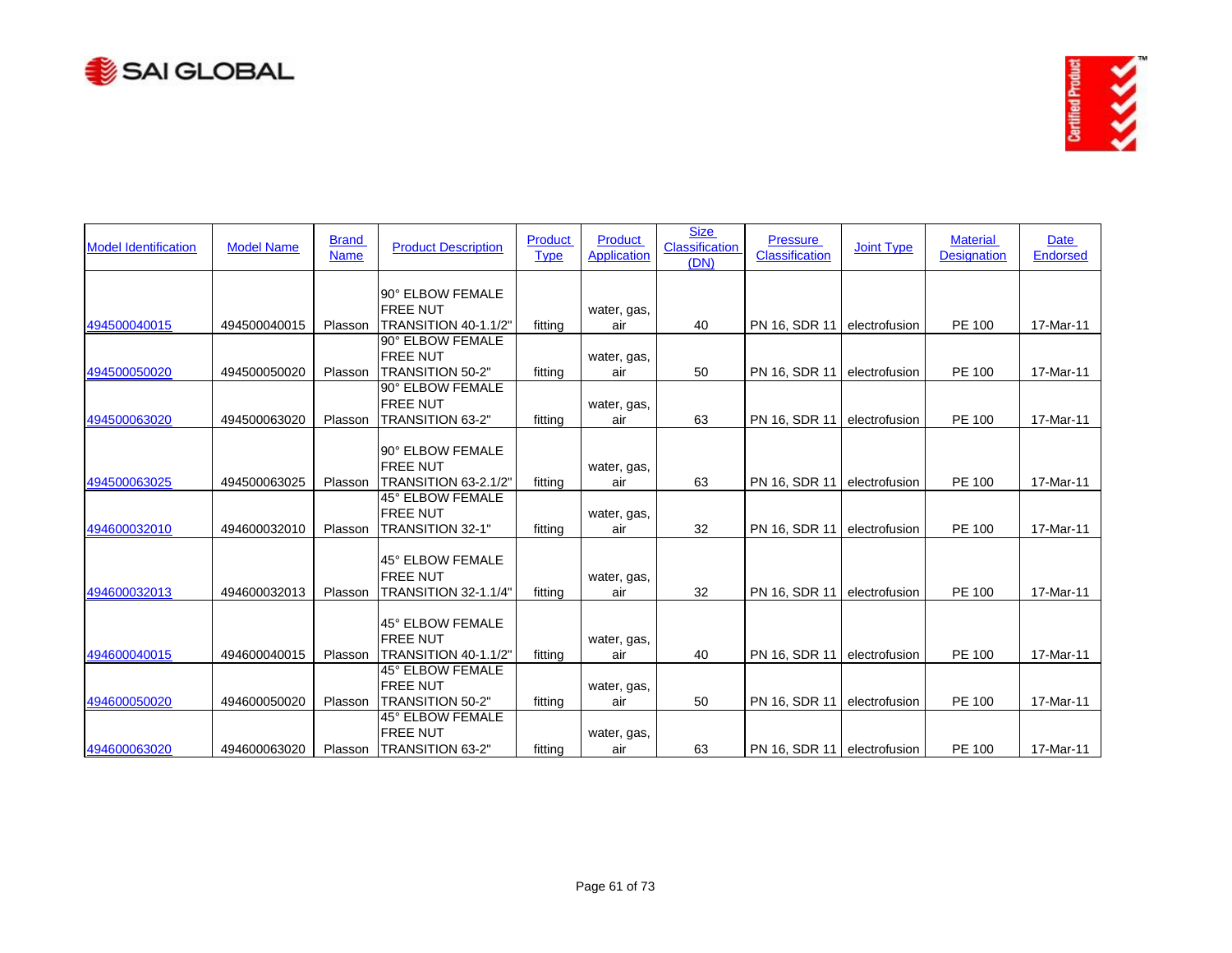| Model Identification | Model Name | Brand Name | Product Description | Product Type | Product Application | Size Classification (DN) | Pressure Classification | Joint Type | Material Designation | Date Endorsed |
|---|---|---|---|---|---|---|---|---|---|---|
| 494500040015 | 494500040015 | Plasson | 90° ELBOW FEMALE FREE NUT TRANSITION 40-1.1/2" | fitting | water, gas, air | 40 | PN 16, SDR 11 | electrofusion | PE 100 | 17-Mar-11 |
| 494500050020 | 494500050020 | Plasson | 90° ELBOW FEMALE FREE NUT TRANSITION 50-2" | fitting | water, gas, air | 50 | PN 16, SDR 11 | electrofusion | PE 100 | 17-Mar-11 |
| 494500063020 | 494500063020 | Plasson | 90° ELBOW FEMALE FREE NUT TRANSITION 63-2" | fitting | water, gas, air | 63 | PN 16, SDR 11 | electrofusion | PE 100 | 17-Mar-11 |
| 494500063025 | 494500063025 | Plasson | 90° ELBOW FEMALE FREE NUT TRANSITION 63-2.1/2" | fitting | water, gas, air | 63 | PN 16, SDR 11 | electrofusion | PE 100 | 17-Mar-11 |
| 494600032010 | 494600032010 | Plasson | 45° ELBOW FEMALE FREE NUT TRANSITION 32-1" | fitting | water, gas, air | 32 | PN 16, SDR 11 | electrofusion | PE 100 | 17-Mar-11 |
| 494600032013 | 494600032013 | Plasson | 45° ELBOW FEMALE FREE NUT TRANSITION 32-1.1/4" | fitting | water, gas, air | 32 | PN 16, SDR 11 | electrofusion | PE 100 | 17-Mar-11 |
| 494600040015 | 494600040015 | Plasson | 45° ELBOW FEMALE FREE NUT TRANSITION 40-1.1/2" | fitting | water, gas, air | 40 | PN 16, SDR 11 | electrofusion | PE 100 | 17-Mar-11 |
| 494600050020 | 494600050020 | Plasson | 45° ELBOW FEMALE FREE NUT TRANSITION 50-2" | fitting | water, gas, air | 50 | PN 16, SDR 11 | electrofusion | PE 100 | 17-Mar-11 |
| 494600063020 | 494600063020 | Plasson | 45° ELBOW FEMALE FREE NUT TRANSITION 63-2" | fitting | water, gas, air | 63 | PN 16, SDR 11 | electrofusion | PE 100 | 17-Mar-11 |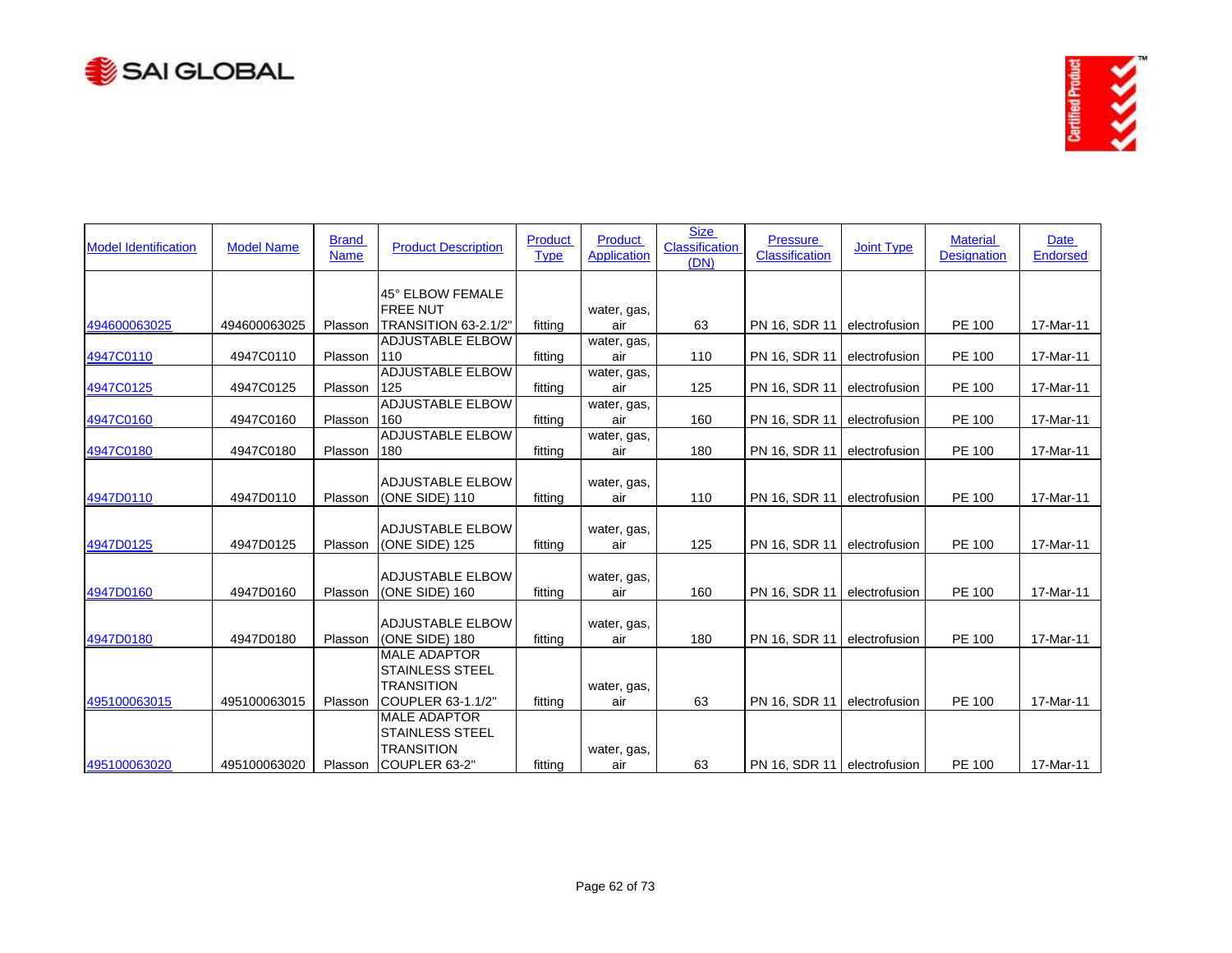| Model Identification | Model Name | Brand Name | Product Description | Product Type | Product Application | Size Classification (DN) | Pressure Classification | Joint Type | Material Designation | Date Endorsed |
|---|---|---|---|---|---|---|---|---|---|---|
| 494600063025 | 494600063025 | Plasson | 45° ELBOW FEMALE FREE NUT TRANSITION 63-2.1/2" | fitting | water, gas, air | 63 | PN 16, SDR 11 | electrofusion | PE 100 | 17-Mar-11 |
| 4947C0110 | 4947C0110 | Plasson | ADJUSTABLE ELBOW 110 | fitting | water, gas, air | 110 | PN 16, SDR 11 | electrofusion | PE 100 | 17-Mar-11 |
| 4947C0125 | 4947C0125 | Plasson | ADJUSTABLE ELBOW 125 | fitting | water, gas, air | 125 | PN 16, SDR 11 | electrofusion | PE 100 | 17-Mar-11 |
| 4947C0160 | 4947C0160 | Plasson | ADJUSTABLE ELBOW 160 | fitting | water, gas, air | 160 | PN 16, SDR 11 | electrofusion | PE 100 | 17-Mar-11 |
| 4947C0180 | 4947C0180 | Plasson | ADJUSTABLE ELBOW 180 | fitting | water, gas, air | 180 | PN 16, SDR 11 | electrofusion | PE 100 | 17-Mar-11 |
| 4947D0110 | 4947D0110 | Plasson | ADJUSTABLE ELBOW (ONE SIDE) 110 | fitting | water, gas, air | 110 | PN 16, SDR 11 | electrofusion | PE 100 | 17-Mar-11 |
| 4947D0125 | 4947D0125 | Plasson | ADJUSTABLE ELBOW (ONE SIDE) 125 | fitting | water, gas, air | 125 | PN 16, SDR 11 | electrofusion | PE 100 | 17-Mar-11 |
| 4947D0160 | 4947D0160 | Plasson | ADJUSTABLE ELBOW (ONE SIDE) 160 | fitting | water, gas, air | 160 | PN 16, SDR 11 | electrofusion | PE 100 | 17-Mar-11 |
| 4947D0180 | 4947D0180 | Plasson | ADJUSTABLE ELBOW (ONE SIDE) 180 | fitting | water, gas, air | 180 | PN 16, SDR 11 | electrofusion | PE 100 | 17-Mar-11 |
| 495100063015 | 495100063015 | Plasson | MALE ADAPTOR STAINLESS STEEL TRANSITION COUPLER 63-1.1/2" | fitting | water, gas, air | 63 | PN 16, SDR 11 | electrofusion | PE 100 | 17-Mar-11 |
| 495100063020 | 495100063020 | Plasson | MALE ADAPTOR STAINLESS STEEL TRANSITION COUPLER 63-2" | fitting | water, gas, air | 63 | PN 16, SDR 11 | electrofusion | PE 100 | 17-Mar-11 |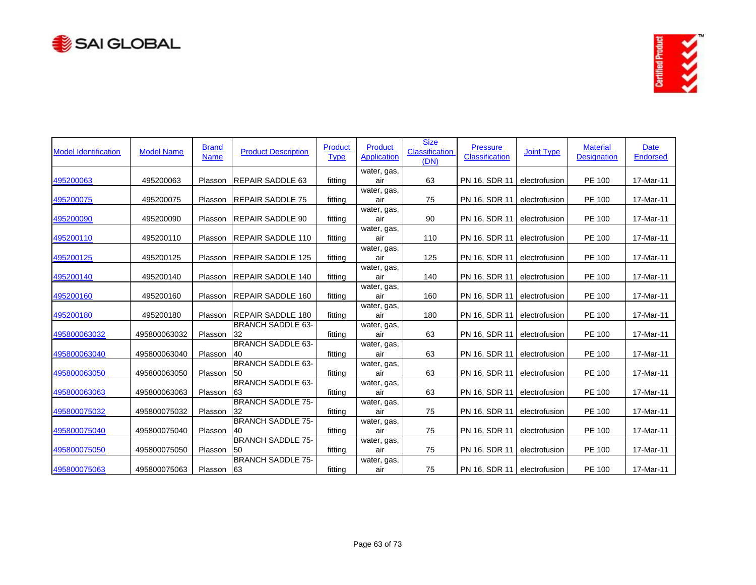| Model Identification | Model Name | Brand Name | Product Description | Product Type | Product Application | Size Classification (DN) | Pressure Classification | Joint Type | Material Designation | Date Endorsed |
|---|---|---|---|---|---|---|---|---|---|---|
| 495200063 | 495200063 | Plasson | REPAIR SADDLE 63 | fitting | water, gas, air | 63 | PN 16, SDR 11 | electrofusion | PE 100 | 17-Mar-11 |
| 495200075 | 495200075 | Plasson | REPAIR SADDLE 75 | fitting | water, gas, air | 75 | PN 16, SDR 11 | electrofusion | PE 100 | 17-Mar-11 |
| 495200090 | 495200090 | Plasson | REPAIR SADDLE 90 | fitting | water, gas, air | 90 | PN 16, SDR 11 | electrofusion | PE 100 | 17-Mar-11 |
| 495200110 | 495200110 | Plasson | REPAIR SADDLE 110 | fitting | water, gas, air | 110 | PN 16, SDR 11 | electrofusion | PE 100 | 17-Mar-11 |
| 495200125 | 495200125 | Plasson | REPAIR SADDLE 125 | fitting | water, gas, air | 125 | PN 16, SDR 11 | electrofusion | PE 100 | 17-Mar-11 |
| 495200140 | 495200140 | Plasson | REPAIR SADDLE 140 | fitting | water, gas, air | 140 | PN 16, SDR 11 | electrofusion | PE 100 | 17-Mar-11 |
| 495200160 | 495200160 | Plasson | REPAIR SADDLE 160 | fitting | water, gas, air | 160 | PN 16, SDR 11 | electrofusion | PE 100 | 17-Mar-11 |
| 495200180 | 495200180 | Plasson | REPAIR SADDLE 180 | fitting | water, gas, air | 180 | PN 16, SDR 11 | electrofusion | PE 100 | 17-Mar-11 |
| 495800063032 | 495800063032 | Plasson | BRANCH SADDLE 63-32 | fitting | water, gas, air | 63 | PN 16, SDR 11 | electrofusion | PE 100 | 17-Mar-11 |
| 495800063040 | 495800063040 | Plasson | BRANCH SADDLE 63-40 | fitting | water, gas, air | 63 | PN 16, SDR 11 | electrofusion | PE 100 | 17-Mar-11 |
| 495800063050 | 495800063050 | Plasson | BRANCH SADDLE 63-50 | fitting | water, gas, air | 63 | PN 16, SDR 11 | electrofusion | PE 100 | 17-Mar-11 |
| 495800063063 | 495800063063 | Plasson | BRANCH SADDLE 63-63 | fitting | water, gas, air | 63 | PN 16, SDR 11 | electrofusion | PE 100 | 17-Mar-11 |
| 495800075032 | 495800075032 | Plasson | BRANCH SADDLE 75-32 | fitting | water, gas, air | 75 | PN 16, SDR 11 | electrofusion | PE 100 | 17-Mar-11 |
| 495800075040 | 495800075040 | Plasson | BRANCH SADDLE 75-40 | fitting | water, gas, air | 75 | PN 16, SDR 11 | electrofusion | PE 100 | 17-Mar-11 |
| 495800075050 | 495800075050 | Plasson | BRANCH SADDLE 75-50 | fitting | water, gas, air | 75 | PN 16, SDR 11 | electrofusion | PE 100 | 17-Mar-11 |
| 495800075063 | 495800075063 | Plasson | BRANCH SADDLE 75-63 | fitting | water, gas, air | 75 | PN 16, SDR 11 | electrofusion | PE 100 | 17-Mar-11 |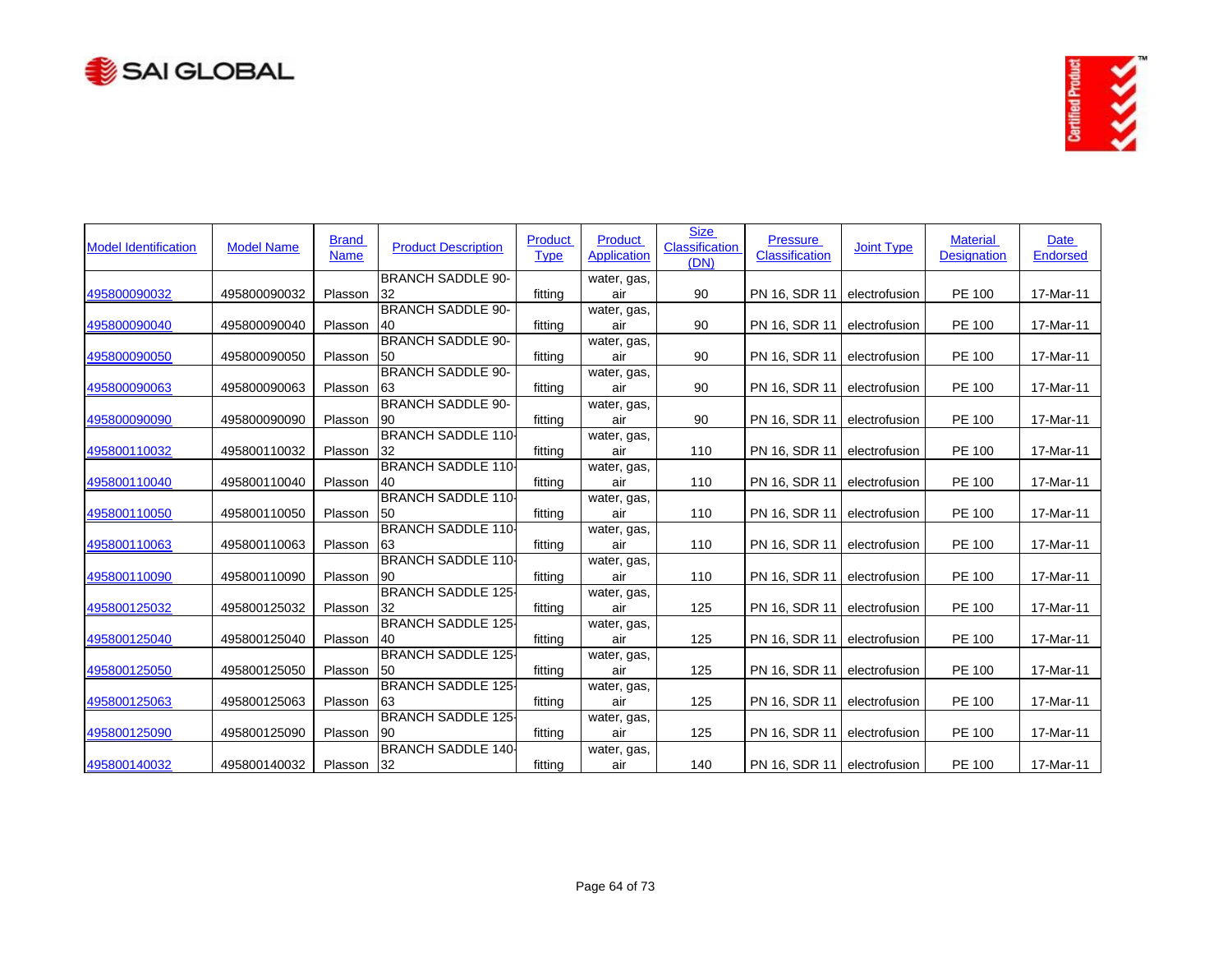| Model Identification | Model Name | Brand Name | Product Description | Product Type | Product Application | Size Classification (DN) | Pressure Classification | Joint Type | Material Designation | Date Endorsed |
|---|---|---|---|---|---|---|---|---|---|---|
| 495800090032 | 495800090032 | Plasson | BRANCH SADDLE 90-32 | fitting | water, gas, air | 90 | PN 16, SDR 11 | electrofusion | PE 100 | 17-Mar-11 |
| 495800090040 | 495800090040 | Plasson | BRANCH SADDLE 90-40 | fitting | water, gas, air | 90 | PN 16, SDR 11 | electrofusion | PE 100 | 17-Mar-11 |
| 495800090050 | 495800090050 | Plasson | BRANCH SADDLE 90-50 | fitting | water, gas, air | 90 | PN 16, SDR 11 | electrofusion | PE 100 | 17-Mar-11 |
| 495800090063 | 495800090063 | Plasson | BRANCH SADDLE 90-63 | fitting | water, gas, air | 90 | PN 16, SDR 11 | electrofusion | PE 100 | 17-Mar-11 |
| 495800090090 | 495800090090 | Plasson | BRANCH SADDLE 90-90 | fitting | water, gas, air | 90 | PN 16, SDR 11 | electrofusion | PE 100 | 17-Mar-11 |
| 495800110032 | 495800110032 | Plasson | BRANCH SADDLE 110-32 | fitting | water, gas, air | 110 | PN 16, SDR 11 | electrofusion | PE 100 | 17-Mar-11 |
| 495800110040 | 495800110040 | Plasson | BRANCH SADDLE 110-40 | fitting | water, gas, air | 110 | PN 16, SDR 11 | electrofusion | PE 100 | 17-Mar-11 |
| 495800110050 | 495800110050 | Plasson | BRANCH SADDLE 110-50 | fitting | water, gas, air | 110 | PN 16, SDR 11 | electrofusion | PE 100 | 17-Mar-11 |
| 495800110063 | 495800110063 | Plasson | BRANCH SADDLE 110-63 | fitting | water, gas, air | 110 | PN 16, SDR 11 | electrofusion | PE 100 | 17-Mar-11 |
| 495800110090 | 495800110090 | Plasson | BRANCH SADDLE 110-90 | fitting | water, gas, air | 110 | PN 16, SDR 11 | electrofusion | PE 100 | 17-Mar-11 |
| 495800125032 | 495800125032 | Plasson | BRANCH SADDLE 125-32 | fitting | water, gas, air | 125 | PN 16, SDR 11 | electrofusion | PE 100 | 17-Mar-11 |
| 495800125040 | 495800125040 | Plasson | BRANCH SADDLE 125-40 | fitting | water, gas, air | 125 | PN 16, SDR 11 | electrofusion | PE 100 | 17-Mar-11 |
| 495800125050 | 495800125050 | Plasson | BRANCH SADDLE 125-50 | fitting | water, gas, air | 125 | PN 16, SDR 11 | electrofusion | PE 100 | 17-Mar-11 |
| 495800125063 | 495800125063 | Plasson | BRANCH SADDLE 125-63 | fitting | water, gas, air | 125 | PN 16, SDR 11 | electrofusion | PE 100 | 17-Mar-11 |
| 495800125090 | 495800125090 | Plasson | BRANCH SADDLE 125-90 | fitting | water, gas, air | 125 | PN 16, SDR 11 | electrofusion | PE 100 | 17-Mar-11 |
| 495800140032 | 495800140032 | Plasson | BRANCH SADDLE 140-32 | fitting | water, gas, air | 140 | PN 16, SDR 11 | electrofusion | PE 100 | 17-Mar-11 |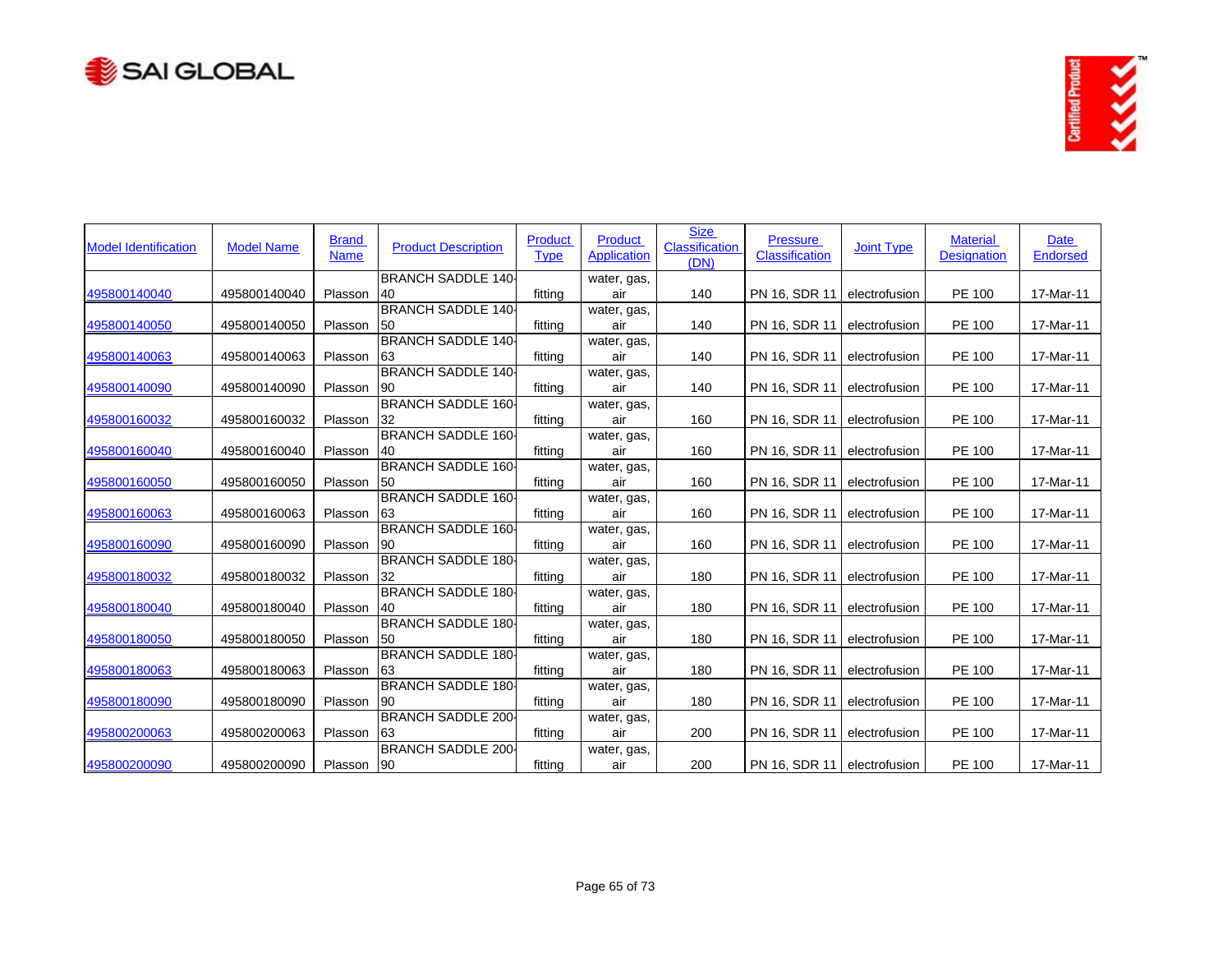| Model Identification | Model Name | Brand Name | Product Description | Product Type | Product Application | Size Classification (DN) | Pressure Classification | Joint Type | Material Designation | Date Endorsed |
|---|---|---|---|---|---|---|---|---|---|---|
| 495800140040 | 495800140040 | Plasson | BRANCH SADDLE 140-40 | fitting | water, gas, air | 140 | PN 16, SDR 11 | electrofusion | PE 100 | 17-Mar-11 |
| 495800140050 | 495800140050 | Plasson | BRANCH SADDLE 140-50 | fitting | water, gas, air | 140 | PN 16, SDR 11 | electrofusion | PE 100 | 17-Mar-11 |
| 495800140063 | 495800140063 | Plasson | BRANCH SADDLE 140-63 | fitting | water, gas, air | 140 | PN 16, SDR 11 | electrofusion | PE 100 | 17-Mar-11 |
| 495800140090 | 495800140090 | Plasson | BRANCH SADDLE 140-90 | fitting | water, gas, air | 140 | PN 16, SDR 11 | electrofusion | PE 100 | 17-Mar-11 |
| 495800160032 | 495800160032 | Plasson | BRANCH SADDLE 160-32 | fitting | water, gas, air | 160 | PN 16, SDR 11 | electrofusion | PE 100 | 17-Mar-11 |
| 495800160040 | 495800160040 | Plasson | BRANCH SADDLE 160-40 | fitting | water, gas, air | 160 | PN 16, SDR 11 | electrofusion | PE 100 | 17-Mar-11 |
| 495800160050 | 495800160050 | Plasson | BRANCH SADDLE 160-50 | fitting | water, gas, air | 160 | PN 16, SDR 11 | electrofusion | PE 100 | 17-Mar-11 |
| 495800160063 | 495800160063 | Plasson | BRANCH SADDLE 160-63 | fitting | water, gas, air | 160 | PN 16, SDR 11 | electrofusion | PE 100 | 17-Mar-11 |
| 495800160090 | 495800160090 | Plasson | BRANCH SADDLE 160-90 | fitting | water, gas, air | 160 | PN 16, SDR 11 | electrofusion | PE 100 | 17-Mar-11 |
| 495800180032 | 495800180032 | Plasson | BRANCH SADDLE 180-32 | fitting | water, gas, air | 180 | PN 16, SDR 11 | electrofusion | PE 100 | 17-Mar-11 |
| 495800180040 | 495800180040 | Plasson | BRANCH SADDLE 180-40 | fitting | water, gas, air | 180 | PN 16, SDR 11 | electrofusion | PE 100 | 17-Mar-11 |
| 495800180050 | 495800180050 | Plasson | BRANCH SADDLE 180-50 | fitting | water, gas, air | 180 | PN 16, SDR 11 | electrofusion | PE 100 | 17-Mar-11 |
| 495800180063 | 495800180063 | Plasson | BRANCH SADDLE 180-63 | fitting | water, gas, air | 180 | PN 16, SDR 11 | electrofusion | PE 100 | 17-Mar-11 |
| 495800180090 | 495800180090 | Plasson | BRANCH SADDLE 180-90 | fitting | water, gas, air | 180 | PN 16, SDR 11 | electrofusion | PE 100 | 17-Mar-11 |
| 495800200063 | 495800200063 | Plasson | BRANCH SADDLE 200-63 | fitting | water, gas, air | 200 | PN 16, SDR 11 | electrofusion | PE 100 | 17-Mar-11 |
| 495800200090 | 495800200090 | Plasson | BRANCH SADDLE 200-90 | fitting | water, gas, air | 200 | PN 16, SDR 11 | electrofusion | PE 100 | 17-Mar-11 |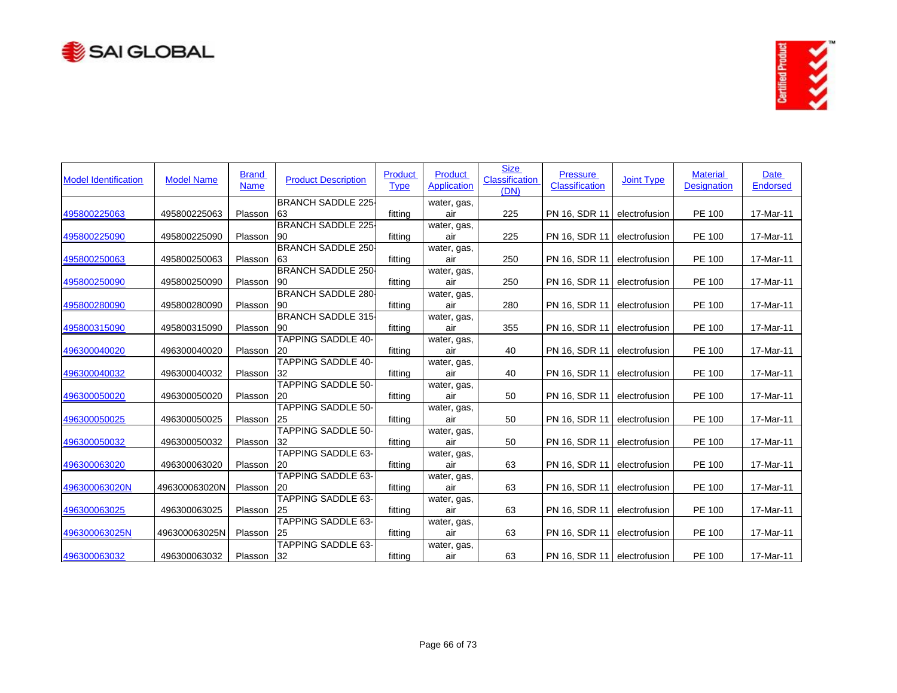| Model Identification | Model Name | Brand Name | Product Description | Product Type | Product Application | Size Classification (DN) | Pressure Classification | Joint Type | Material Designation | Date Endorsed |
|---|---|---|---|---|---|---|---|---|---|---|
| 495800225063 | 495800225063 | Plasson | BRANCH SADDLE 225-63 | fitting | water, gas, air | 225 | PN 16, SDR 11 | electrofusion | PE 100 | 17-Mar-11 |
| 495800225090 | 495800225090 | Plasson | BRANCH SADDLE 225-90 | fitting | water, gas, air | 225 | PN 16, SDR 11 | electrofusion | PE 100 | 17-Mar-11 |
| 495800250063 | 495800250063 | Plasson | BRANCH SADDLE 250-63 | fitting | water, gas, air | 250 | PN 16, SDR 11 | electrofusion | PE 100 | 17-Mar-11 |
| 495800250090 | 495800250090 | Plasson | BRANCH SADDLE 250-90 | fitting | water, gas, air | 250 | PN 16, SDR 11 | electrofusion | PE 100 | 17-Mar-11 |
| 495800280090 | 495800280090 | Plasson | BRANCH SADDLE 280-90 | fitting | water, gas, air | 280 | PN 16, SDR 11 | electrofusion | PE 100 | 17-Mar-11 |
| 495800315090 | 495800315090 | Plasson | BRANCH SADDLE 315-90 | fitting | water, gas, air | 355 | PN 16, SDR 11 | electrofusion | PE 100 | 17-Mar-11 |
| 496300040020 | 496300040020 | Plasson | TAPPING SADDLE 40-20 | fitting | water, gas, air | 40 | PN 16, SDR 11 | electrofusion | PE 100 | 17-Mar-11 |
| 496300040032 | 496300040032 | Plasson | TAPPING SADDLE 40-32 | fitting | water, gas, air | 40 | PN 16, SDR 11 | electrofusion | PE 100 | 17-Mar-11 |
| 496300050020 | 496300050020 | Plasson | TAPPING SADDLE 50-20 | fitting | water, gas, air | 50 | PN 16, SDR 11 | electrofusion | PE 100 | 17-Mar-11 |
| 496300050025 | 496300050025 | Plasson | TAPPING SADDLE 50-25 | fitting | water, gas, air | 50 | PN 16, SDR 11 | electrofusion | PE 100 | 17-Mar-11 |
| 496300050032 | 496300050032 | Plasson | TAPPING SADDLE 50-32 | fitting | water, gas, air | 50 | PN 16, SDR 11 | electrofusion | PE 100 | 17-Mar-11 |
| 496300063020 | 496300063020 | Plasson | TAPPING SADDLE 63-20 | fitting | water, gas, air | 63 | PN 16, SDR 11 | electrofusion | PE 100 | 17-Mar-11 |
| 496300063020N | 496300063020N | Plasson | TAPPING SADDLE 63-20 | fitting | water, gas, air | 63 | PN 16, SDR 11 | electrofusion | PE 100 | 17-Mar-11 |
| 496300063025 | 496300063025 | Plasson | TAPPING SADDLE 63-25 | fitting | water, gas, air | 63 | PN 16, SDR 11 | electrofusion | PE 100 | 17-Mar-11 |
| 496300063025N | 496300063025N | Plasson | TAPPING SADDLE 63-25 | fitting | water, gas, air | 63 | PN 16, SDR 11 | electrofusion | PE 100 | 17-Mar-11 |
| 496300063032 | 496300063032 | Plasson | TAPPING SADDLE 63-32 | fitting | water, gas, air | 63 | PN 16, SDR 11 | electrofusion | PE 100 | 17-Mar-11 |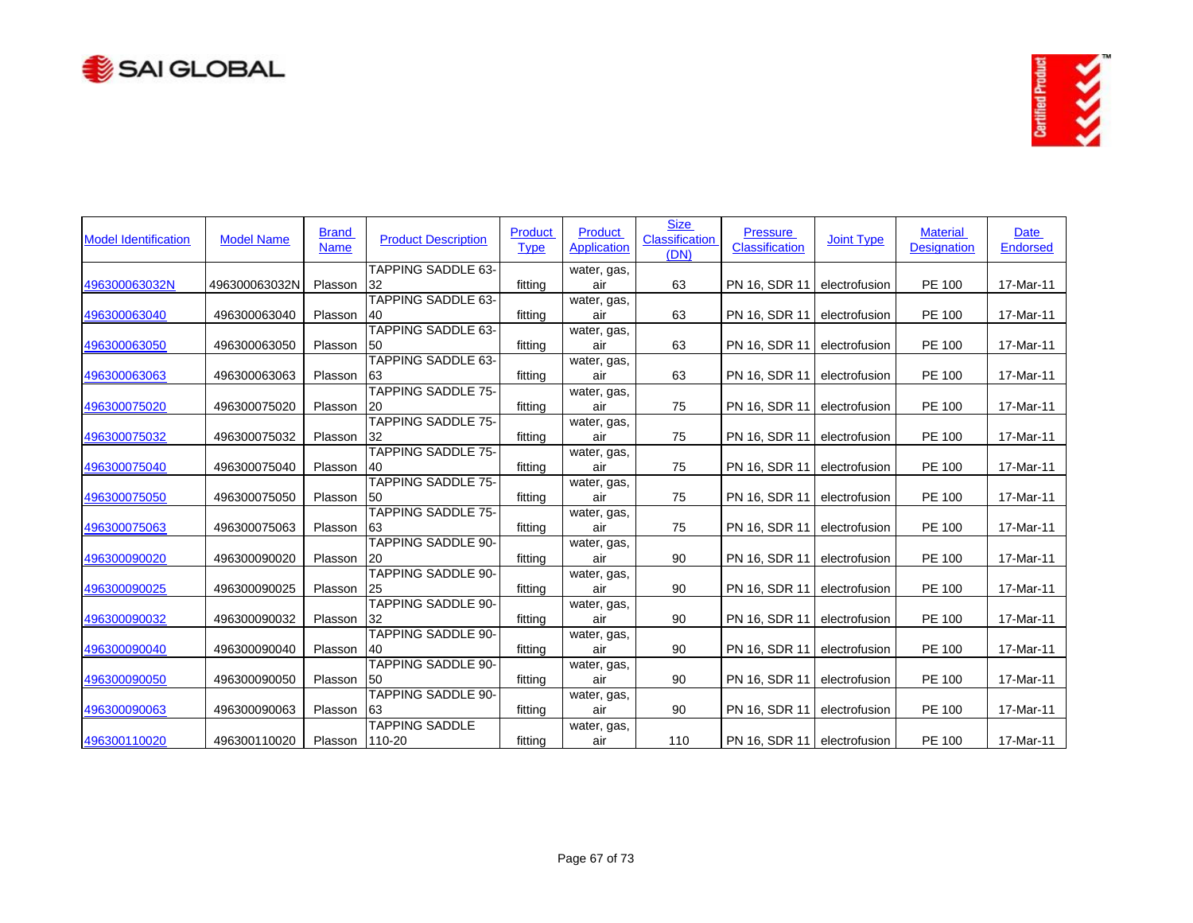| Model Identification | Model Name | Brand Name | Product Description | Product Type | Product Application | Size Classification (DN) | Pressure Classification | Joint Type | Material Designation | Date Endorsed |
|---|---|---|---|---|---|---|---|---|---|---|
| 496300063032N | 496300063032N | Plasson | TAPPING SADDLE 63-32 | fitting | water, gas, air | 63 | PN 16, SDR 11 | electrofusion | PE 100 | 17-Mar-11 |
| 496300063040 | 496300063040 | Plasson | TAPPING SADDLE 63-40 | fitting | water, gas, air | 63 | PN 16, SDR 11 | electrofusion | PE 100 | 17-Mar-11 |
| 496300063050 | 496300063050 | Plasson | TAPPING SADDLE 63-50 | fitting | water, gas, air | 63 | PN 16, SDR 11 | electrofusion | PE 100 | 17-Mar-11 |
| 496300063063 | 496300063063 | Plasson | TAPPING SADDLE 63-63 | fitting | water, gas, air | 63 | PN 16, SDR 11 | electrofusion | PE 100 | 17-Mar-11 |
| 496300075020 | 496300075020 | Plasson | TAPPING SADDLE 75-20 | fitting | water, gas, air | 75 | PN 16, SDR 11 | electrofusion | PE 100 | 17-Mar-11 |
| 496300075032 | 496300075032 | Plasson | TAPPING SADDLE 75-32 | fitting | water, gas, air | 75 | PN 16, SDR 11 | electrofusion | PE 100 | 17-Mar-11 |
| 496300075040 | 496300075040 | Plasson | TAPPING SADDLE 75-40 | fitting | water, gas, air | 75 | PN 16, SDR 11 | electrofusion | PE 100 | 17-Mar-11 |
| 496300075050 | 496300075050 | Plasson | TAPPING SADDLE 75-50 | fitting | water, gas, air | 75 | PN 16, SDR 11 | electrofusion | PE 100 | 17-Mar-11 |
| 496300075063 | 496300075063 | Plasson | TAPPING SADDLE 75-63 | fitting | water, gas, air | 75 | PN 16, SDR 11 | electrofusion | PE 100 | 17-Mar-11 |
| 496300090020 | 496300090020 | Plasson | TAPPING SADDLE 90-20 | fitting | water, gas, air | 90 | PN 16, SDR 11 | electrofusion | PE 100 | 17-Mar-11 |
| 496300090025 | 496300090025 | Plasson | TAPPING SADDLE 90-25 | fitting | water, gas, air | 90 | PN 16, SDR 11 | electrofusion | PE 100 | 17-Mar-11 |
| 496300090032 | 496300090032 | Plasson | TAPPING SADDLE 90-32 | fitting | water, gas, air | 90 | PN 16, SDR 11 | electrofusion | PE 100 | 17-Mar-11 |
| 496300090040 | 496300090040 | Plasson | TAPPING SADDLE 90-40 | fitting | water, gas, air | 90 | PN 16, SDR 11 | electrofusion | PE 100 | 17-Mar-11 |
| 496300090050 | 496300090050 | Plasson | TAPPING SADDLE 90-50 | fitting | water, gas, air | 90 | PN 16, SDR 11 | electrofusion | PE 100 | 17-Mar-11 |
| 496300090063 | 496300090063 | Plasson | TAPPING SADDLE 90-63 | fitting | water, gas, air | 90 | PN 16, SDR 11 | electrofusion | PE 100 | 17-Mar-11 |
| 496300110020 | 496300110020 | Plasson | TAPPING SADDLE 110-20 | fitting | water, gas, air | 110 | PN 16, SDR 11 | electrofusion | PE 100 | 17-Mar-11 |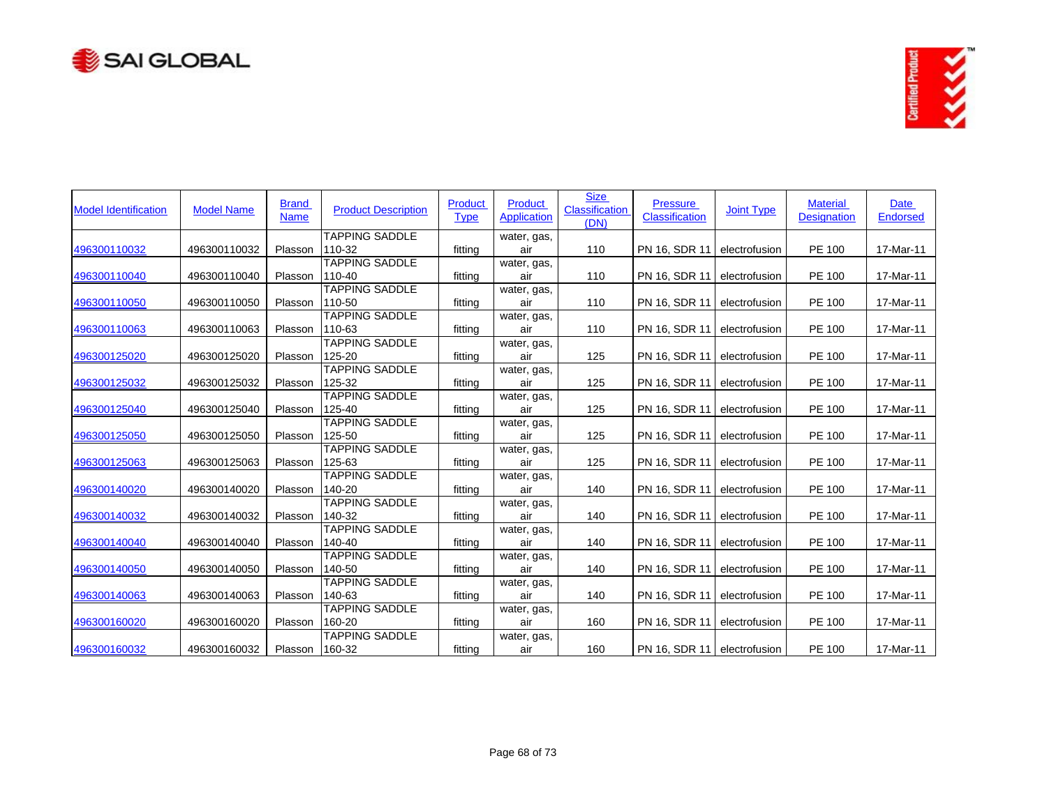| Model Identification | Model Name | Brand Name | Product Description | Product Type | Product Application | Size Classification (DN) | Pressure Classification | Joint Type | Material Designation | Date Endorsed |
|---|---|---|---|---|---|---|---|---|---|---|
| 496300110032 | 496300110032 | Plasson | TAPPING SADDLE 110-32 | fitting | water, gas, air | 110 | PN 16, SDR 11 | electrofusion | PE 100 | 17-Mar-11 |
| 496300110040 | 496300110040 | Plasson | TAPPING SADDLE 110-40 | fitting | water, gas, air | 110 | PN 16, SDR 11 | electrofusion | PE 100 | 17-Mar-11 |
| 496300110050 | 496300110050 | Plasson | TAPPING SADDLE 110-50 | fitting | water, gas, air | 110 | PN 16, SDR 11 | electrofusion | PE 100 | 17-Mar-11 |
| 496300110063 | 496300110063 | Plasson | TAPPING SADDLE 110-63 | fitting | water, gas, air | 110 | PN 16, SDR 11 | electrofusion | PE 100 | 17-Mar-11 |
| 496300125020 | 496300125020 | Plasson | TAPPING SADDLE 125-20 | fitting | water, gas, air | 125 | PN 16, SDR 11 | electrofusion | PE 100 | 17-Mar-11 |
| 496300125032 | 496300125032 | Plasson | TAPPING SADDLE 125-32 | fitting | water, gas, air | 125 | PN 16, SDR 11 | electrofusion | PE 100 | 17-Mar-11 |
| 496300125040 | 496300125040 | Plasson | TAPPING SADDLE 125-40 | fitting | water, gas, air | 125 | PN 16, SDR 11 | electrofusion | PE 100 | 17-Mar-11 |
| 496300125050 | 496300125050 | Plasson | TAPPING SADDLE 125-50 | fitting | water, gas, air | 125 | PN 16, SDR 11 | electrofusion | PE 100 | 17-Mar-11 |
| 496300125063 | 496300125063 | Plasson | TAPPING SADDLE 125-63 | fitting | water, gas, air | 125 | PN 16, SDR 11 | electrofusion | PE 100 | 17-Mar-11 |
| 496300140020 | 496300140020 | Plasson | TAPPING SADDLE 140-20 | fitting | water, gas, air | 140 | PN 16, SDR 11 | electrofusion | PE 100 | 17-Mar-11 |
| 496300140032 | 496300140032 | Plasson | TAPPING SADDLE 140-32 | fitting | water, gas, air | 140 | PN 16, SDR 11 | electrofusion | PE 100 | 17-Mar-11 |
| 496300140040 | 496300140040 | Plasson | TAPPING SADDLE 140-40 | fitting | water, gas, air | 140 | PN 16, SDR 11 | electrofusion | PE 100 | 17-Mar-11 |
| 496300140050 | 496300140050 | Plasson | TAPPING SADDLE 140-50 | fitting | water, gas, air | 140 | PN 16, SDR 11 | electrofusion | PE 100 | 17-Mar-11 |
| 496300140063 | 496300140063 | Plasson | TAPPING SADDLE 140-63 | fitting | water, gas, air | 140 | PN 16, SDR 11 | electrofusion | PE 100 | 17-Mar-11 |
| 496300160020 | 496300160020 | Plasson | TAPPING SADDLE 160-20 | fitting | water, gas, air | 160 | PN 16, SDR 11 | electrofusion | PE 100 | 17-Mar-11 |
| 496300160032 | 496300160032 | Plasson | TAPPING SADDLE 160-32 | fitting | water, gas, air | 160 | PN 16, SDR 11 | electrofusion | PE 100 | 17-Mar-11 |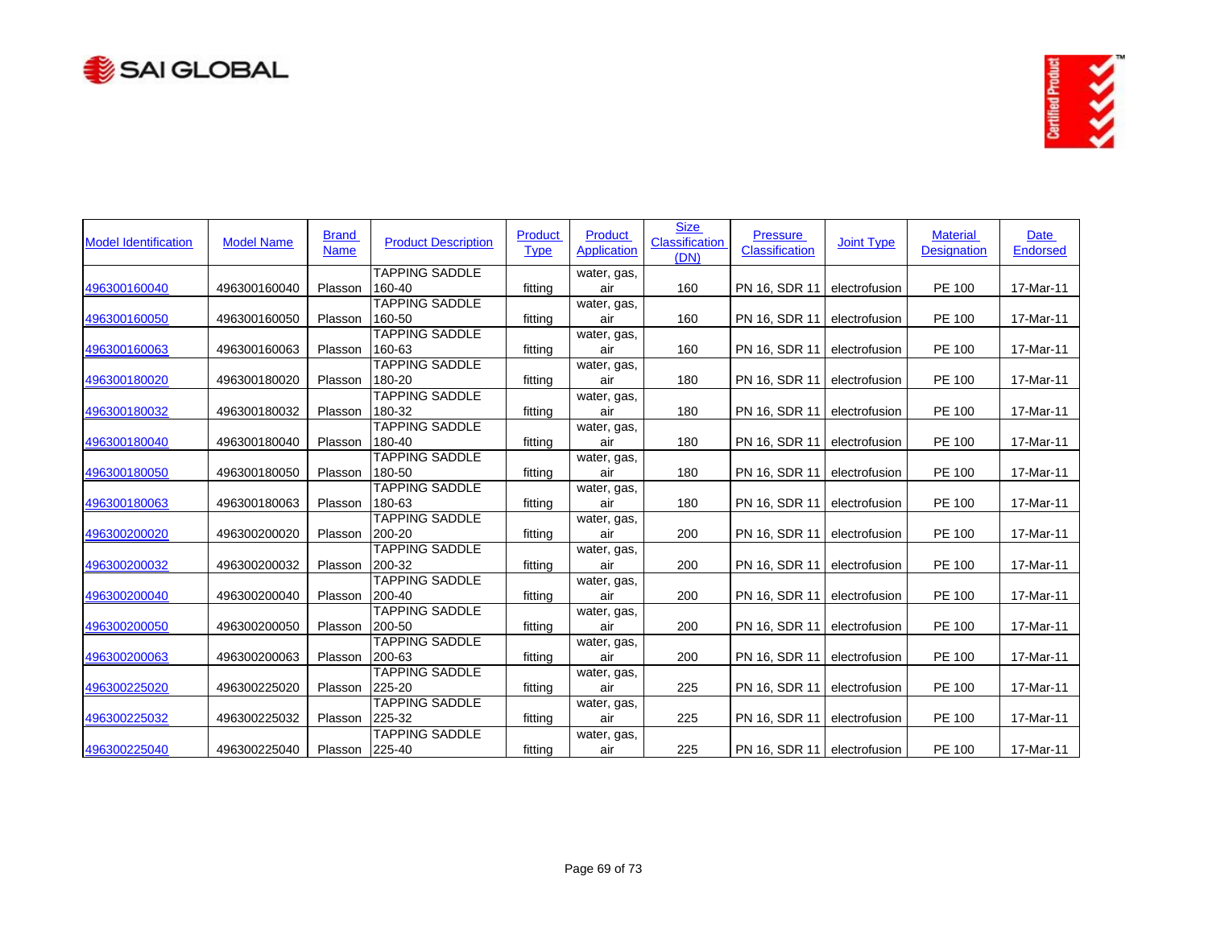| Model Identification | Model Name | Brand Name | Product Description | Product Type | Product Application | Size Classification (DN) | Pressure Classification | Joint Type | Material Designation | Date Endorsed |
|---|---|---|---|---|---|---|---|---|---|---|
| 496300160040 | 496300160040 | Plasson | TAPPING SADDLE 160-40 | fitting | water, gas, air | 160 | PN 16, SDR 11 | electrofusion | PE 100 | 17-Mar-11 |
| 496300160050 | 496300160050 | Plasson | TAPPING SADDLE 160-50 | fitting | water, gas, air | 160 | PN 16, SDR 11 | electrofusion | PE 100 | 17-Mar-11 |
| 496300160063 | 496300160063 | Plasson | TAPPING SADDLE 160-63 | fitting | water, gas, air | 160 | PN 16, SDR 11 | electrofusion | PE 100 | 17-Mar-11 |
| 496300180020 | 496300180020 | Plasson | TAPPING SADDLE 180-20 | fitting | water, gas, air | 180 | PN 16, SDR 11 | electrofusion | PE 100 | 17-Mar-11 |
| 496300180032 | 496300180032 | Plasson | TAPPING SADDLE 180-32 | fitting | water, gas, air | 180 | PN 16, SDR 11 | electrofusion | PE 100 | 17-Mar-11 |
| 496300180040 | 496300180040 | Plasson | TAPPING SADDLE 180-40 | fitting | water, gas, air | 180 | PN 16, SDR 11 | electrofusion | PE 100 | 17-Mar-11 |
| 496300180050 | 496300180050 | Plasson | TAPPING SADDLE 180-50 | fitting | water, gas, air | 180 | PN 16, SDR 11 | electrofusion | PE 100 | 17-Mar-11 |
| 496300180063 | 496300180063 | Plasson | TAPPING SADDLE 180-63 | fitting | water, gas, air | 180 | PN 16, SDR 11 | electrofusion | PE 100 | 17-Mar-11 |
| 496300200020 | 496300200020 | Plasson | TAPPING SADDLE 200-20 | fitting | water, gas, air | 200 | PN 16, SDR 11 | electrofusion | PE 100 | 17-Mar-11 |
| 496300200032 | 496300200032 | Plasson | TAPPING SADDLE 200-32 | fitting | water, gas, air | 200 | PN 16, SDR 11 | electrofusion | PE 100 | 17-Mar-11 |
| 496300200040 | 496300200040 | Plasson | TAPPING SADDLE 200-40 | fitting | water, gas, air | 200 | PN 16, SDR 11 | electrofusion | PE 100 | 17-Mar-11 |
| 496300200050 | 496300200050 | Plasson | TAPPING SADDLE 200-50 | fitting | water, gas, air | 200 | PN 16, SDR 11 | electrofusion | PE 100 | 17-Mar-11 |
| 496300200063 | 496300200063 | Plasson | TAPPING SADDLE 200-63 | fitting | water, gas, air | 200 | PN 16, SDR 11 | electrofusion | PE 100 | 17-Mar-11 |
| 496300225020 | 496300225020 | Plasson | TAPPING SADDLE 225-20 | fitting | water, gas, air | 225 | PN 16, SDR 11 | electrofusion | PE 100 | 17-Mar-11 |
| 496300225032 | 496300225032 | Plasson | TAPPING SADDLE 225-32 | fitting | water, gas, air | 225 | PN 16, SDR 11 | electrofusion | PE 100 | 17-Mar-11 |
| 496300225040 | 496300225040 | Plasson | TAPPING SADDLE 225-40 | fitting | water, gas, air | 225 | PN 16, SDR 11 | electrofusion | PE 100 | 17-Mar-11 |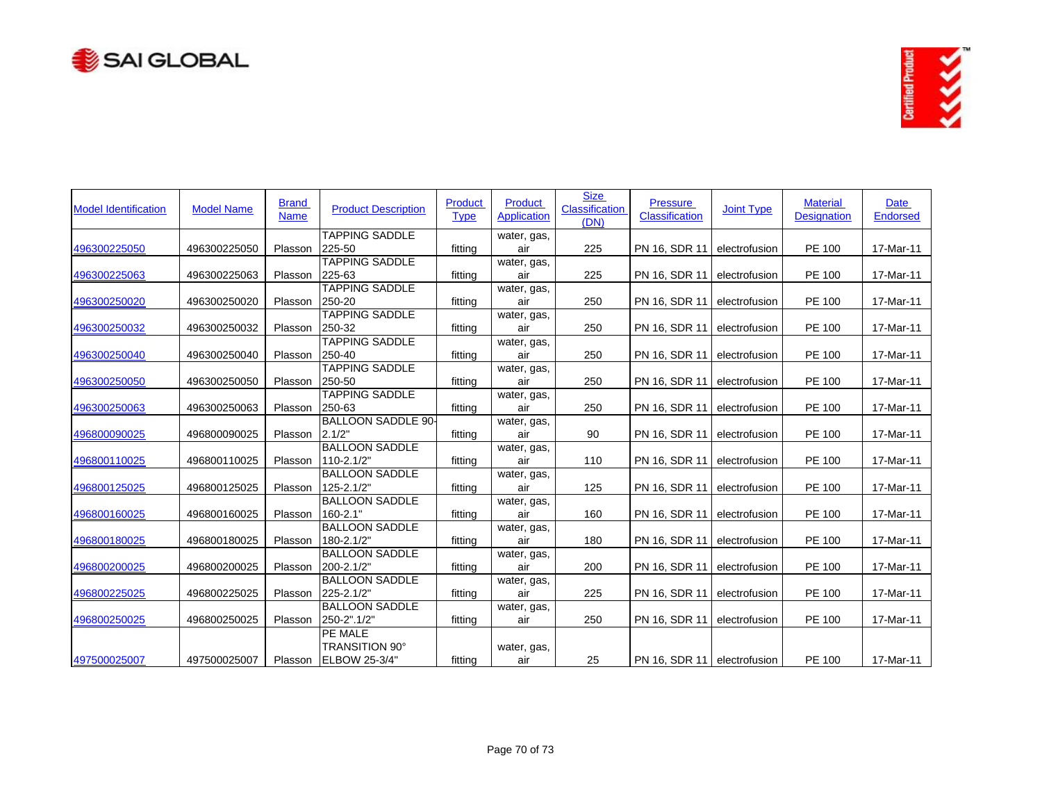| Model Identification | Model Name | Brand Name | Product Description | Product Type | Product Application | Size Classification (DN) | Pressure Classification | Joint Type | Material Designation | Date Endorsed |
|---|---|---|---|---|---|---|---|---|---|---|
| 496300225050 | 496300225050 | Plasson | TAPPING SADDLE 225-50 | fitting | water, gas, air | 225 | PN 16, SDR 11 | electrofusion | PE 100 | 17-Mar-11 |
| 496300225063 | 496300225063 | Plasson | TAPPING SADDLE 225-63 | fitting | water, gas, air | 225 | PN 16, SDR 11 | electrofusion | PE 100 | 17-Mar-11 |
| 496300250020 | 496300250020 | Plasson | TAPPING SADDLE 250-20 | fitting | water, gas, air | 250 | PN 16, SDR 11 | electrofusion | PE 100 | 17-Mar-11 |
| 496300250032 | 496300250032 | Plasson | TAPPING SADDLE 250-32 | fitting | water, gas, air | 250 | PN 16, SDR 11 | electrofusion | PE 100 | 17-Mar-11 |
| 496300250040 | 496300250040 | Plasson | TAPPING SADDLE 250-40 | fitting | water, gas, air | 250 | PN 16, SDR 11 | electrofusion | PE 100 | 17-Mar-11 |
| 496300250050 | 496300250050 | Plasson | TAPPING SADDLE 250-50 | fitting | water, gas, air | 250 | PN 16, SDR 11 | electrofusion | PE 100 | 17-Mar-11 |
| 496300250063 | 496300250063 | Plasson | TAPPING SADDLE 250-63 | fitting | water, gas, air | 250 | PN 16, SDR 11 | electrofusion | PE 100 | 17-Mar-11 |
| 496800090025 | 496800090025 | Plasson | BALLOON SADDLE 90-2.1/2" | fitting | water, gas, air | 90 | PN 16, SDR 11 | electrofusion | PE 100 | 17-Mar-11 |
| 496800110025 | 496800110025 | Plasson | BALLOON SADDLE 110-2.1/2" | fitting | water, gas, air | 110 | PN 16, SDR 11 | electrofusion | PE 100 | 17-Mar-11 |
| 496800125025 | 496800125025 | Plasson | BALLOON SADDLE 125-2.1/2" | fitting | water, gas, air | 125 | PN 16, SDR 11 | electrofusion | PE 100 | 17-Mar-11 |
| 496800160025 | 496800160025 | Plasson | BALLOON SADDLE 160-2.1" | fitting | water, gas, air | 160 | PN 16, SDR 11 | electrofusion | PE 100 | 17-Mar-11 |
| 496800180025 | 496800180025 | Plasson | BALLOON SADDLE 180-2.1/2" | fitting | water, gas, air | 180 | PN 16, SDR 11 | electrofusion | PE 100 | 17-Mar-11 |
| 496800200025 | 496800200025 | Plasson | BALLOON SADDLE 200-2.1/2" | fitting | water, gas, air | 200 | PN 16, SDR 11 | electrofusion | PE 100 | 17-Mar-11 |
| 496800225025 | 496800225025 | Plasson | BALLOON SADDLE 225-2.1/2" | fitting | water, gas, air | 225 | PN 16, SDR 11 | electrofusion | PE 100 | 17-Mar-11 |
| 496800250025 | 496800250025 | Plasson | BALLOON SADDLE 250-2".1/2" | fitting | water, gas, air | 250 | PN 16, SDR 11 | electrofusion | PE 100 | 17-Mar-11 |
| 497500025007 | 497500025007 | Plasson | PE MALE TRANSITION 90° ELBOW 25-3/4" | fitting | water, gas, air | 25 | PN 16, SDR 11 | electrofusion | PE 100 | 17-Mar-11 |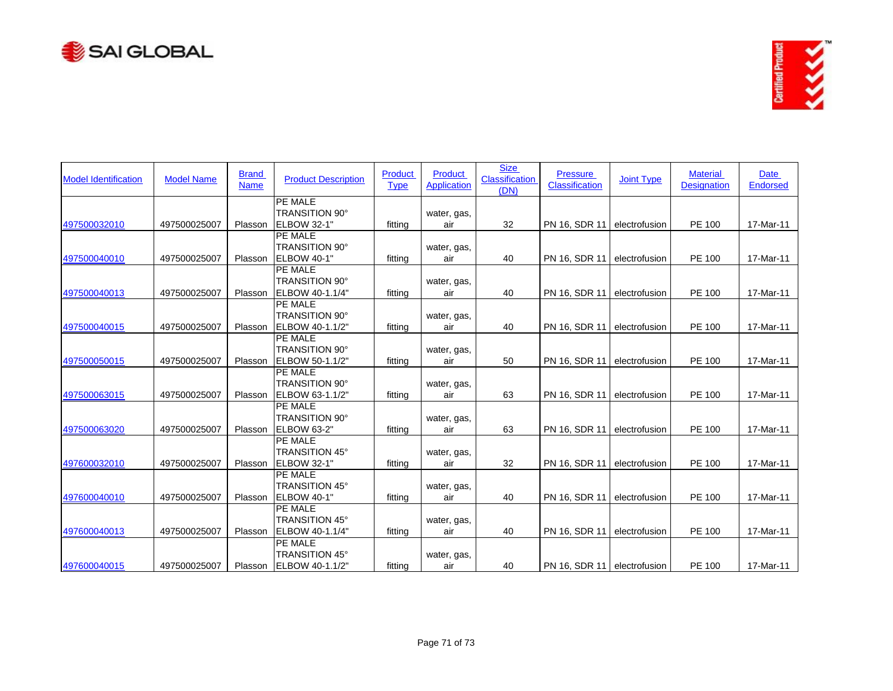| Model Identification | Model Name | Brand Name | Product Description | Product Type | Product Application | Size Classification (DN) | Pressure Classification | Joint Type | Material Designation | Date Endorsed |
|---|---|---|---|---|---|---|---|---|---|---|
| 497500032010 | 497500025007 | Plasson | PE MALE TRANSITION 90° ELBOW 32-1" | fitting | water, gas, air | 32 | PN 16, SDR 11 | electrofusion | PE 100 | 17-Mar-11 |
| 497500040010 | 497500025007 | Plasson | PE MALE TRANSITION 90° ELBOW 40-1" | fitting | water, gas, air | 40 | PN 16, SDR 11 | electrofusion | PE 100 | 17-Mar-11 |
| 497500040013 | 497500025007 | Plasson | PE MALE TRANSITION 90° ELBOW 40-1.1/4" | fitting | water, gas, air | 40 | PN 16, SDR 11 | electrofusion | PE 100 | 17-Mar-11 |
| 497500040015 | 497500025007 | Plasson | PE MALE TRANSITION 90° ELBOW 40-1.1/2" | fitting | water, gas, air | 40 | PN 16, SDR 11 | electrofusion | PE 100 | 17-Mar-11 |
| 497500050015 | 497500025007 | Plasson | PE MALE TRANSITION 90° ELBOW 50-1.1/2" | fitting | water, gas, air | 50 | PN 16, SDR 11 | electrofusion | PE 100 | 17-Mar-11 |
| 497500063015 | 497500025007 | Plasson | PE MALE TRANSITION 90° ELBOW 63-1.1/2" | fitting | water, gas, air | 63 | PN 16, SDR 11 | electrofusion | PE 100 | 17-Mar-11 |
| 497500063020 | 497500025007 | Plasson | PE MALE TRANSITION 90° ELBOW 63-2" | fitting | water, gas, air | 63 | PN 16, SDR 11 | electrofusion | PE 100 | 17-Mar-11 |
| 497600032010 | 497500025007 | Plasson | PE MALE TRANSITION 45° ELBOW 32-1" | fitting | water, gas, air | 32 | PN 16, SDR 11 | electrofusion | PE 100 | 17-Mar-11 |
| 497600040010 | 497500025007 | Plasson | PE MALE TRANSITION 45° ELBOW 40-1" | fitting | water, gas, air | 40 | PN 16, SDR 11 | electrofusion | PE 100 | 17-Mar-11 |
| 497600040013 | 497500025007 | Plasson | PE MALE TRANSITION 45° ELBOW 40-1.1/4" | fitting | water, gas, air | 40 | PN 16, SDR 11 | electrofusion | PE 100 | 17-Mar-11 |
| 497600040015 | 497500025007 | Plasson | PE MALE TRANSITION 45° ELBOW 40-1.1/2" | fitting | water, gas, air | 40 | PN 16, SDR 11 | electrofusion | PE 100 | 17-Mar-11 |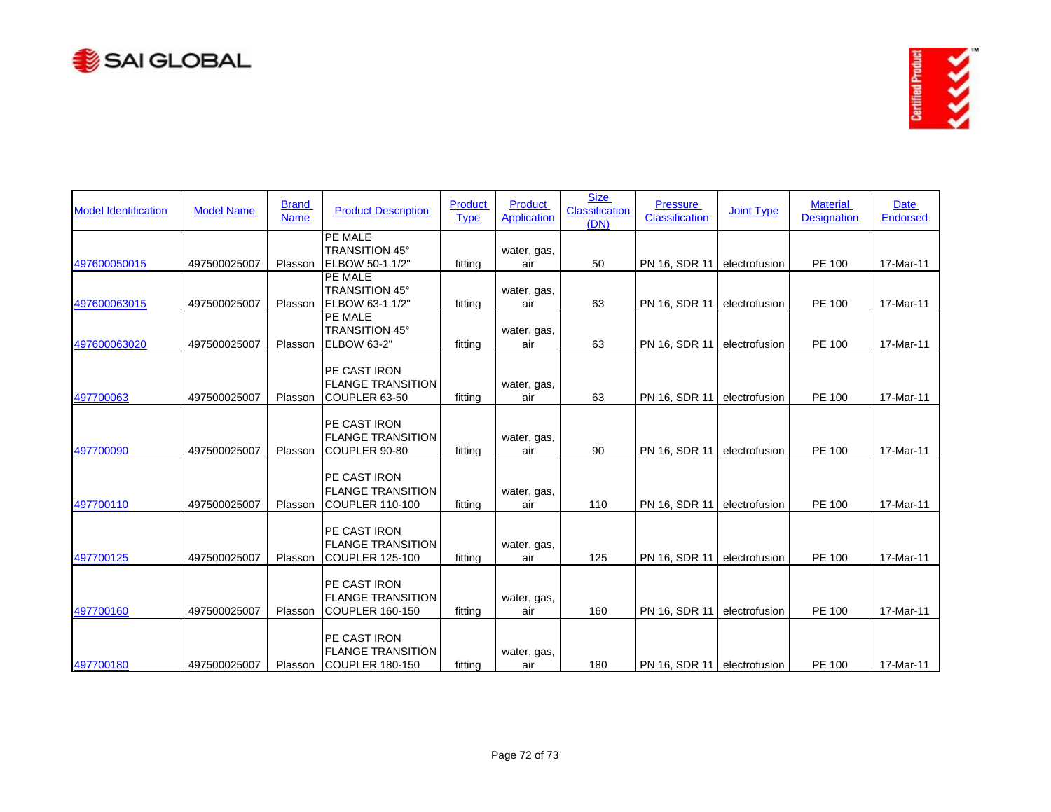| Model Identification | Model Name | Brand Name | Product Description | Product Type | Product Application | Size Classification (DN) | Pressure Classification | Joint Type | Material Designation | Date Endorsed |
|---|---|---|---|---|---|---|---|---|---|---|
| 497600050015 | 497500025007 | Plasson | PE MALE TRANSITION 45° ELBOW 50-1.1/2" | fitting | water, gas, air | 50 | PN 16, SDR 11 | electrofusion | PE 100 | 17-Mar-11 |
| 497600063015 | 497500025007 | Plasson | PE MALE TRANSITION 45° ELBOW 63-1.1/2" | fitting | water, gas, air | 63 | PN 16, SDR 11 | electrofusion | PE 100 | 17-Mar-11 |
| 497600063020 | 497500025007 | Plasson | PE MALE TRANSITION 45° ELBOW 63-2" | fitting | water, gas, air | 63 | PN 16, SDR 11 | electrofusion | PE 100 | 17-Mar-11 |
| 497700063 | 497500025007 | Plasson | PE CAST IRON FLANGE TRANSITION COUPLER 63-50 | fitting | water, gas, air | 63 | PN 16, SDR 11 | electrofusion | PE 100 | 17-Mar-11 |
| 497700090 | 497500025007 | Plasson | PE CAST IRON FLANGE TRANSITION COUPLER 90-80 | fitting | water, gas, air | 90 | PN 16, SDR 11 | electrofusion | PE 100 | 17-Mar-11 |
| 497700110 | 497500025007 | Plasson | PE CAST IRON FLANGE TRANSITION COUPLER 110-100 | fitting | water, gas, air | 110 | PN 16, SDR 11 | electrofusion | PE 100 | 17-Mar-11 |
| 497700125 | 497500025007 | Plasson | PE CAST IRON FLANGE TRANSITION COUPLER 125-100 | fitting | water, gas, air | 125 | PN 16, SDR 11 | electrofusion | PE 100 | 17-Mar-11 |
| 497700160 | 497500025007 | Plasson | PE CAST IRON FLANGE TRANSITION COUPLER 160-150 | fitting | water, gas, air | 160 | PN 16, SDR 11 | electrofusion | PE 100 | 17-Mar-11 |
| 497700180 | 497500025007 | Plasson | PE CAST IRON FLANGE TRANSITION COUPLER 180-150 | fitting | water, gas, air | 180 | PN 16, SDR 11 | electrofusion | PE 100 | 17-Mar-11 |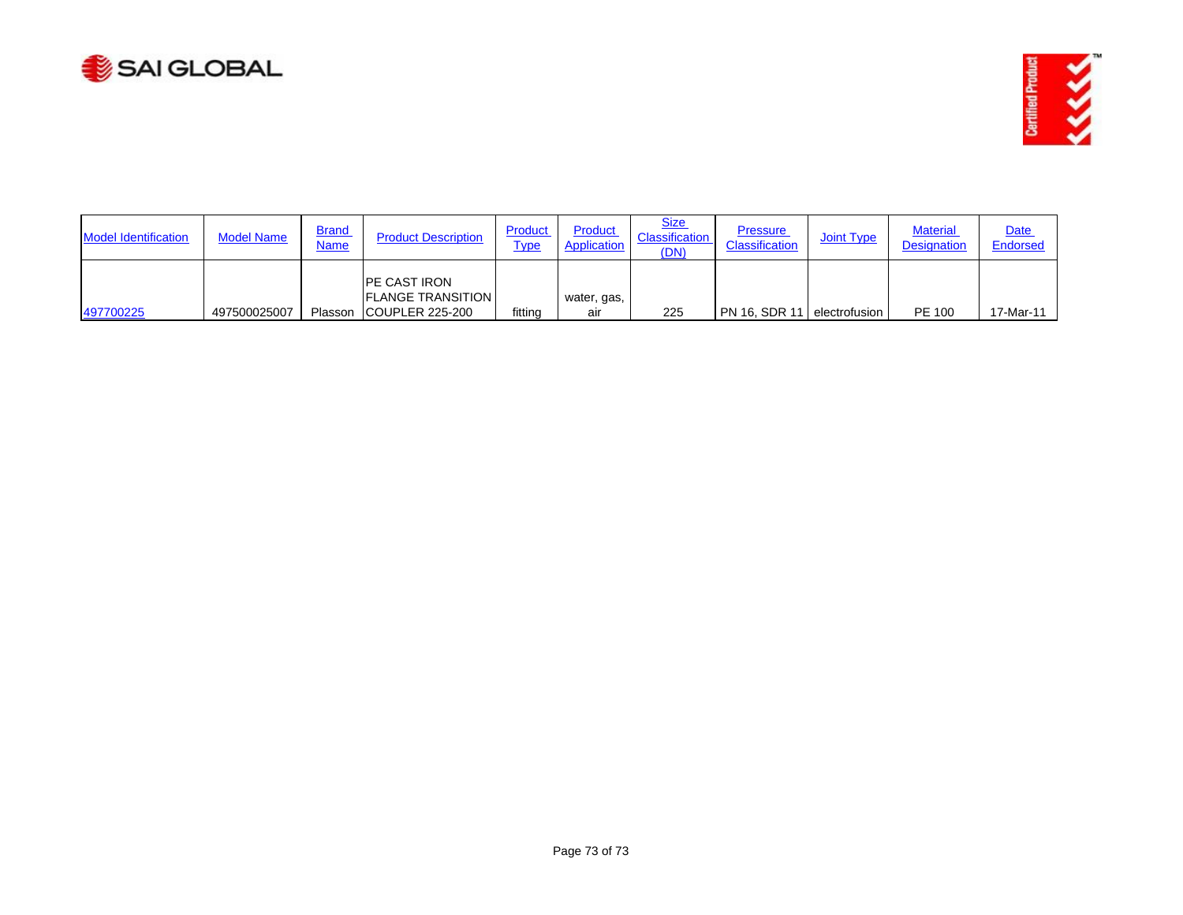| Model Identification | Model Name | Brand Name | Product Description | Product Type | Product Application | Size Classification (DN) | Pressure Classification | Joint Type | Material Designation | Date Endorsed |
|---|---|---|---|---|---|---|---|---|---|---|
| 497700225 | 497500025007 | Plasson | PE CAST IRON FLANGE TRANSITION COUPLER 225-200 | fitting | water, gas, air | 225 | PN 16, SDR 11 | electrofusion | PE 100 | 17-Mar-11 |